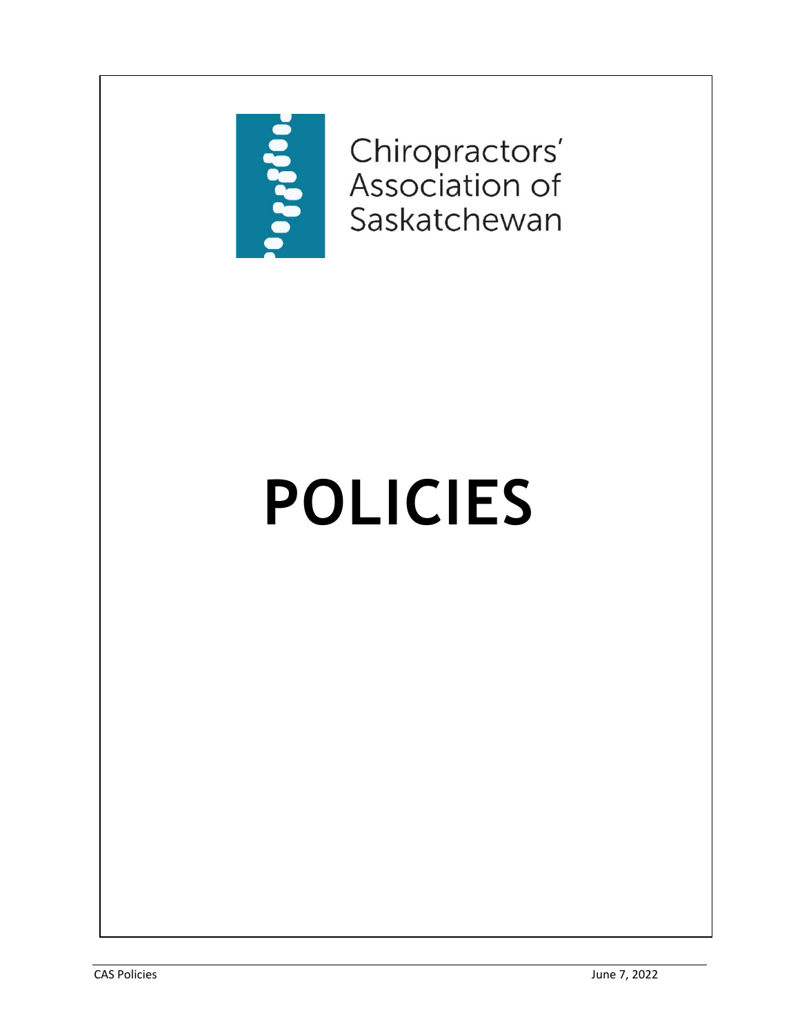Chiropractors' Association of Saskatchewan

# POLICIES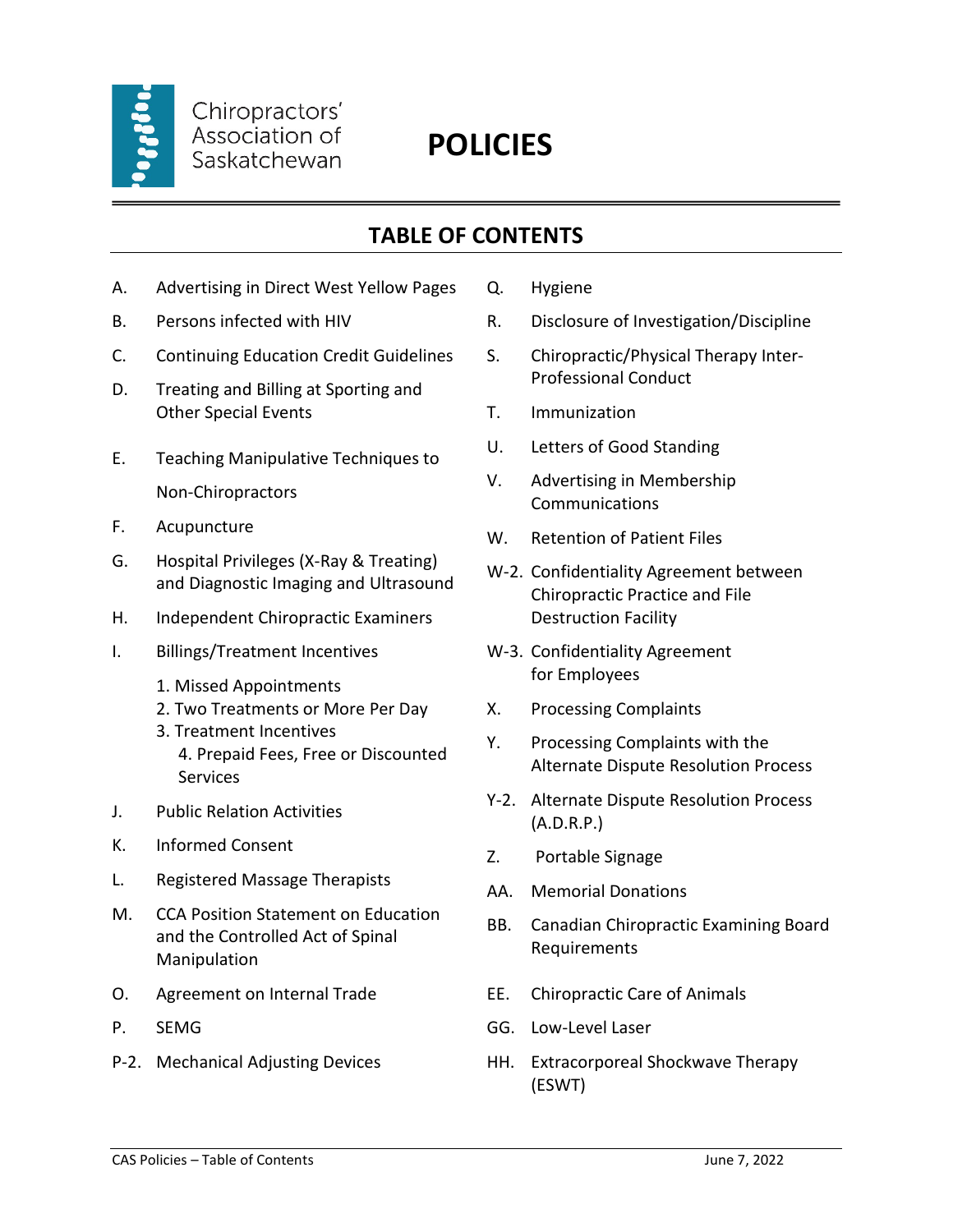Chiropractors' Association of Saskatchewan

# POLICIES

## TABLE OF CONTENTS

A. Advertising in Direct West Yellow Pages

B. Persons infected with HIV

C. Continuing Education Credit Guidelines

D. Treating and Billing at Sporting and Other Special Events

E. Teaching Manipulative Techniques to Non-Chiropractors

F. Acupuncture

G. Hospital Privileges (X-Ray & Treating) and Diagnostic Imaging and Ultrasound

H. Independent Chiropractic Examiners

I. Billings/Treatment Incentives
   1. Missed Appointments
   2. Two Treatments or More Per Day
   3. Treatment Incentives
   4. Prepaid Fees, Free or Discounted Services

J. Public Relation Activities

K. Informed Consent

L. Registered Massage Therapists

M. CCA Position Statement on Education and the Controlled Act of Spinal Manipulation

O. Agreement on Internal Trade

P. SEMG

P-2. Mechanical Adjusting Devices

Q. Hygiene

R. Disclosure of Investigation/Discipline

S. Chiropractic/Physical Therapy Inter-Professional Conduct

T. Immunization

U. Letters of Good Standing

V. Advertising in Membership Communications

W. Retention of Patient Files

W-2. Confidentiality Agreement between Chiropractic Practice and File Destruction Facility

W-3. Confidentiality Agreement for Employees

X. Processing Complaints

Y. Processing Complaints with the Alternate Dispute Resolution Process

Y-2. Alternate Dispute Resolution Process (A.D.R.P.)

Z. Portable Signage

AA. Memorial Donations

BB. Canadian Chiropractic Examining Board Requirements

EE. Chiropractic Care of Animals

GG. Low-Level Laser

HH. Extracorporeal Shockwave Therapy (ESWT)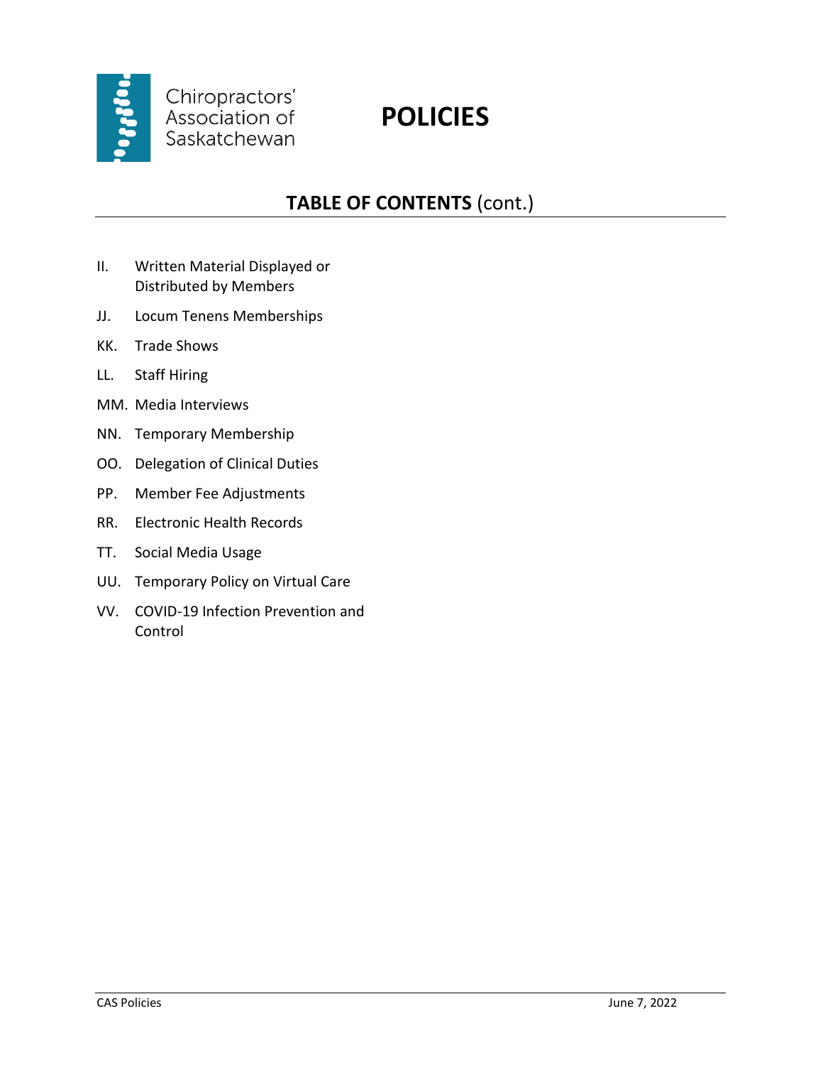Chiropractors' Association of Saskatchewan

# POLICIES

## TABLE OF CONTENTS (cont.)

II. Written Material Displayed or Distributed by Members

JJ. Locum Tenens Memberships

KK. Trade Shows

LL. Staff Hiring

MM. Media Interviews

NN. Temporary Membership

OO. Delegation of Clinical Duties

PP. Member Fee Adjustments

RR. Electronic Health Records

TT. Social Media Usage

UU. Temporary Policy on Virtual Care

VV. COVID-19 Infection Prevention and Control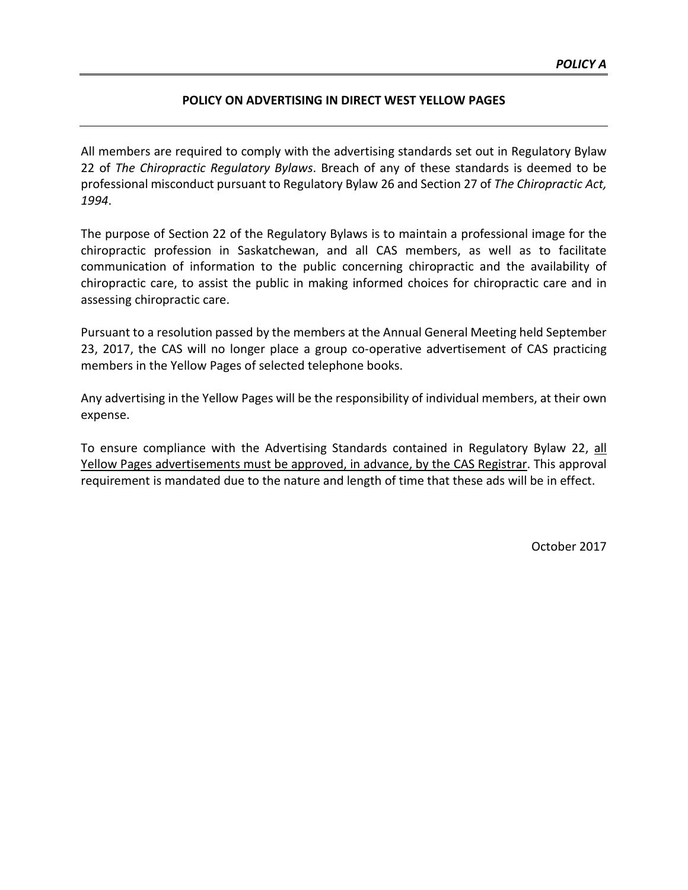***POLICY A***

## POLICY ON ADVERTISING IN DIRECT WEST YELLOW PAGES

All members are required to comply with the advertising standards set out in Regulatory Bylaw 22 of *The Chiropractic Regulatory Bylaws*. Breach of any of these standards is deemed to be professional misconduct pursuant to Regulatory Bylaw 26 and Section 27 of *The Chiropractic Act, 1994*.

The purpose of Section 22 of the Regulatory Bylaws is to maintain a professional image for the chiropractic profession in Saskatchewan, and all CAS members, as well as to facilitate communication of information to the public concerning chiropractic and the availability of chiropractic care, to assist the public in making informed choices for chiropractic care and in assessing chiropractic care.

Pursuant to a resolution passed by the members at the Annual General Meeting held September 23, 2017, the CAS will no longer place a group co-operative advertisement of CAS practicing members in the Yellow Pages of selected telephone books.

Any advertising in the Yellow Pages will be the responsibility of individual members, at their own expense.

To ensure compliance with the Advertising Standards contained in Regulatory Bylaw 22, <u>all Yellow Pages advertisements must be approved, in advance, by the CAS Registrar</u>. This approval requirement is mandated due to the nature and length of time that these ads will be in effect.

October 2017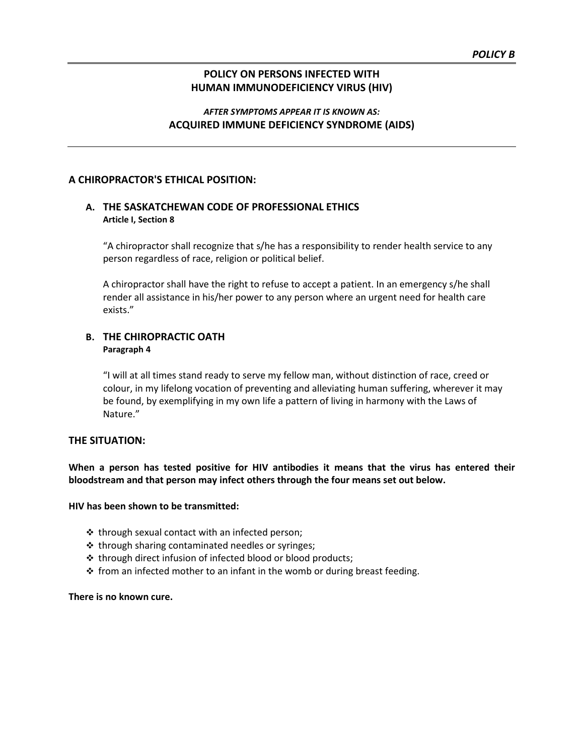# POLICY B

## POLICY ON PERSONS INFECTED WITH HUMAN IMMUNODEFICIENCY VIRUS (HIV)

***AFTER SYMPTOMS APPEAR IT IS KNOWN AS:***

**ACQUIRED IMMUNE DEFICIENCY SYNDROME (AIDS)**

## A CHIROPRACTOR'S ETHICAL POSITION:

### A. THE SASKATCHEWAN CODE OF PROFESSIONAL ETHICS

**Article I, Section 8**

"A chiropractor shall recognize that s/he has a responsibility to render health service to any person regardless of race, religion or political belief.

A chiropractor shall have the right to refuse to accept a patient. In an emergency s/he shall render all assistance in his/her power to any person where an urgent need for health care exists."

### B. THE CHIROPRACTIC OATH

**Paragraph 4**

"I will at all times stand ready to serve my fellow man, without distinction of race, creed or colour, in my lifelong vocation of preventing and alleviating human suffering, wherever it may be found, by exemplifying in my own life a pattern of living in harmony with the Laws of Nature."

## THE SITUATION:

**When a person has tested positive for HIV antibodies it means that the virus has entered their bloodstream and that person may infect others through the four means set out below.**

**HIV has been shown to be transmitted:**

- through sexual contact with an infected person;
- through sharing contaminated needles or syringes;
- through direct infusion of infected blood or blood products;
- from an infected mother to an infant in the womb or during breast feeding.

**There is no known cure.**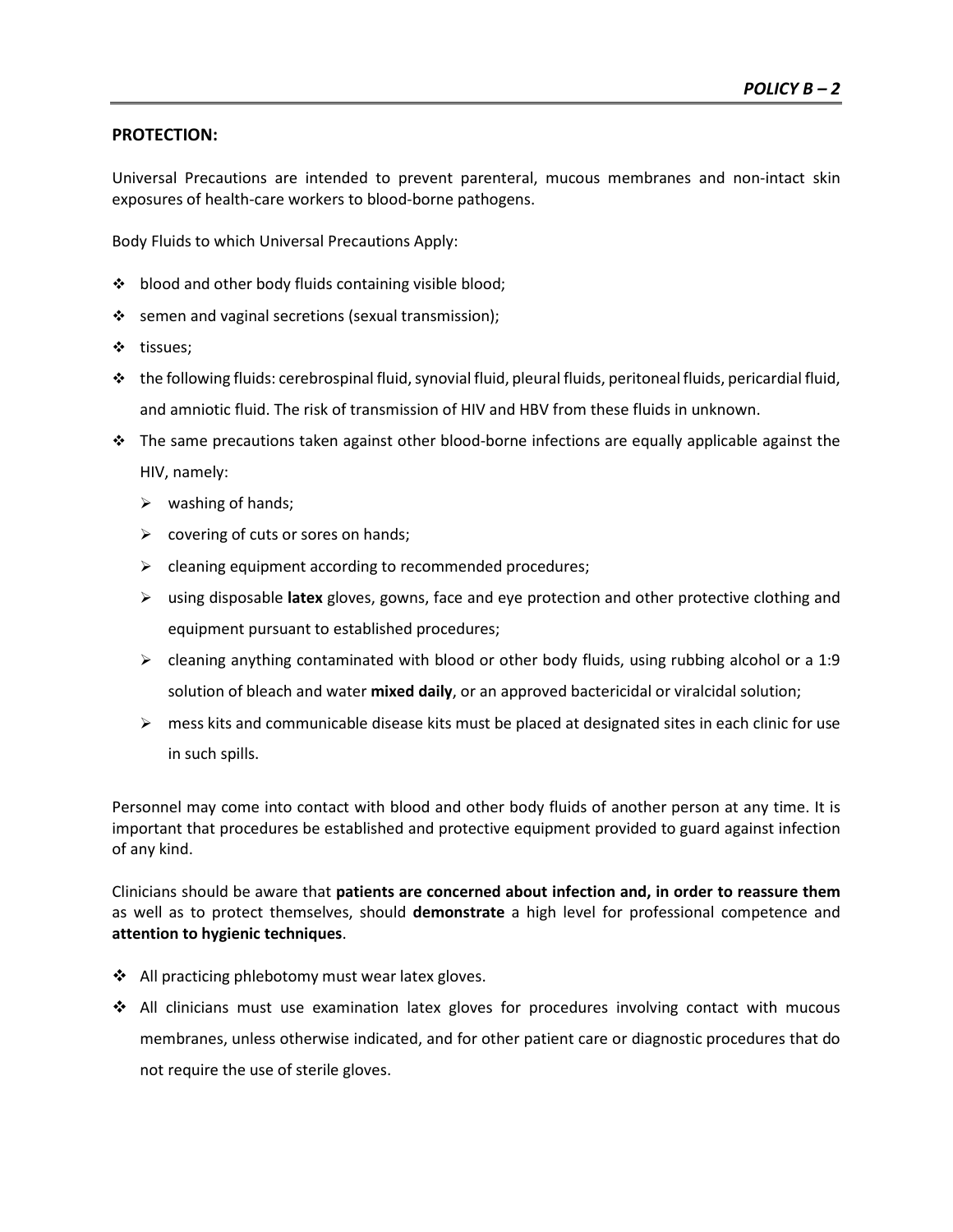**PROTECTION:**

Universal Precautions are intended to prevent parenteral, mucous membranes and non-intact skin exposures of health-care workers to blood-borne pathogens.

Body Fluids to which Universal Precautions Apply:

- blood and other body fluids containing visible blood;
- semen and vaginal secretions (sexual transmission);
- tissues;
- the following fluids: cerebrospinal fluid, synovial fluid, pleural fluids, peritoneal fluids, pericardial fluid, and amniotic fluid. The risk of transmission of HIV and HBV from these fluids in unknown.
- The same precautions taken against other blood-borne infections are equally applicable against the HIV, namely:
  - washing of hands;
  - covering of cuts or sores on hands;
  - cleaning equipment according to recommended procedures;
  - using disposable **latex** gloves, gowns, face and eye protection and other protective clothing and equipment pursuant to established procedures;
  - cleaning anything contaminated with blood or other body fluids, using rubbing alcohol or a 1:9 solution of bleach and water **mixed daily**, or an approved bactericidal or viralcidal solution;
  - mess kits and communicable disease kits must be placed at designated sites in each clinic for use in such spills.

Personnel may come into contact with blood and other body fluids of another person at any time. It is important that procedures be established and protective equipment provided to guard against infection of any kind.

Clinicians should be aware that **patients are concerned about infection and, in order to reassure them** as well as to protect themselves, should **demonstrate** a high level for professional competence and **attention to hygienic techniques**.

- All practicing phlebotomy must wear latex gloves.
- All clinicians must use examination latex gloves for procedures involving contact with mucous membranes, unless otherwise indicated, and for other patient care or diagnostic procedures that do not require the use of sterile gloves.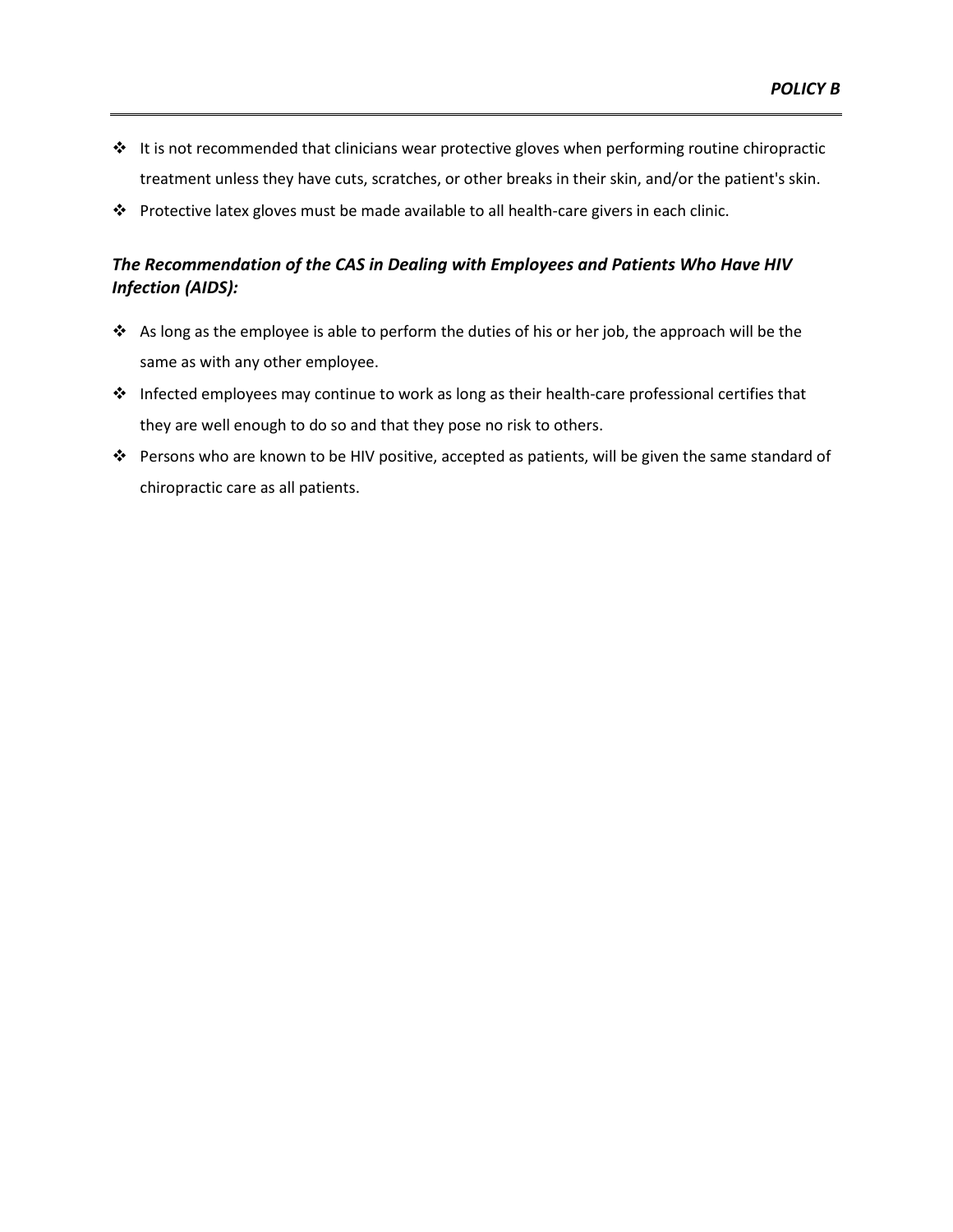- It is not recommended that clinicians wear protective gloves when performing routine chiropractic treatment unless they have cuts, scratches, or other breaks in their skin, and/or the patient's skin.
- Protective latex gloves must be made available to all health-care givers in each clinic.

### *The Recommendation of the CAS in Dealing with Employees and Patients Who Have HIV Infection (AIDS):*

- As long as the employee is able to perform the duties of his or her job, the approach will be the same as with any other employee.
- Infected employees may continue to work as long as their health-care professional certifies that they are well enough to do so and that they pose no risk to others.
- Persons who are known to be HIV positive, accepted as patients, will be given the same standard of chiropractic care as all patients.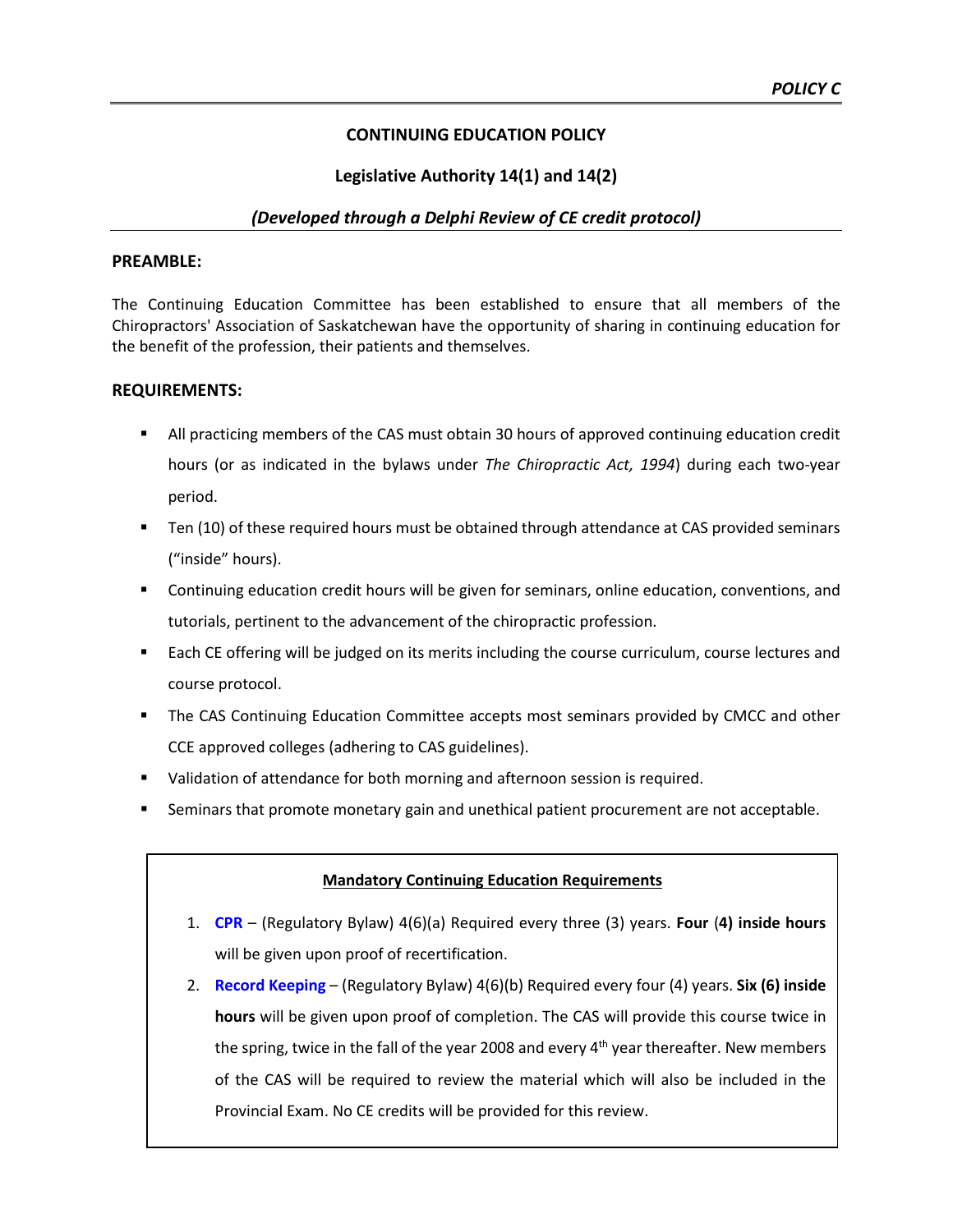***POLICY C***

## CONTINUING EDUCATION POLICY

### Legislative Authority 14(1) and 14(2)

***(Developed through a Delphi Review of CE credit protocol)***

**PREAMBLE:**

The Continuing Education Committee has been established to ensure that all members of the Chiropractors' Association of Saskatchewan have the opportunity of sharing in continuing education for the benefit of the profession, their patients and themselves.

**REQUIREMENTS:**

- All practicing members of the CAS must obtain 30 hours of approved continuing education credit hours (or as indicated in the bylaws under *The Chiropractic Act, 1994*) during each two-year period.
- Ten (10) of these required hours must be obtained through attendance at CAS provided seminars ("inside" hours).
- Continuing education credit hours will be given for seminars, online education, conventions, and tutorials, pertinent to the advancement of the chiropractic profession.
- Each CE offering will be judged on its merits including the course curriculum, course lectures and course protocol.
- The CAS Continuing Education Committee accepts most seminars provided by CMCC and other CCE approved colleges (adhering to CAS guidelines).
- Validation of attendance for both morning and afternoon session is required.
- Seminars that promote monetary gain and unethical patient procurement are not acceptable.

**Mandatory Continuing Education Requirements**

1. **CPR** – (Regulatory Bylaw) 4(6)(a) Required every three (3) years. **Four (4) inside hours** will be given upon proof of recertification.
2. **Record Keeping** – (Regulatory Bylaw) 4(6)(b) Required every four (4) years. **Six (6) inside hours** will be given upon proof of completion. The CAS will provide this course twice in the spring, twice in the fall of the year 2008 and every 4th year thereafter. New members of the CAS will be required to review the material which will also be included in the Provincial Exam. No CE credits will be provided for this review.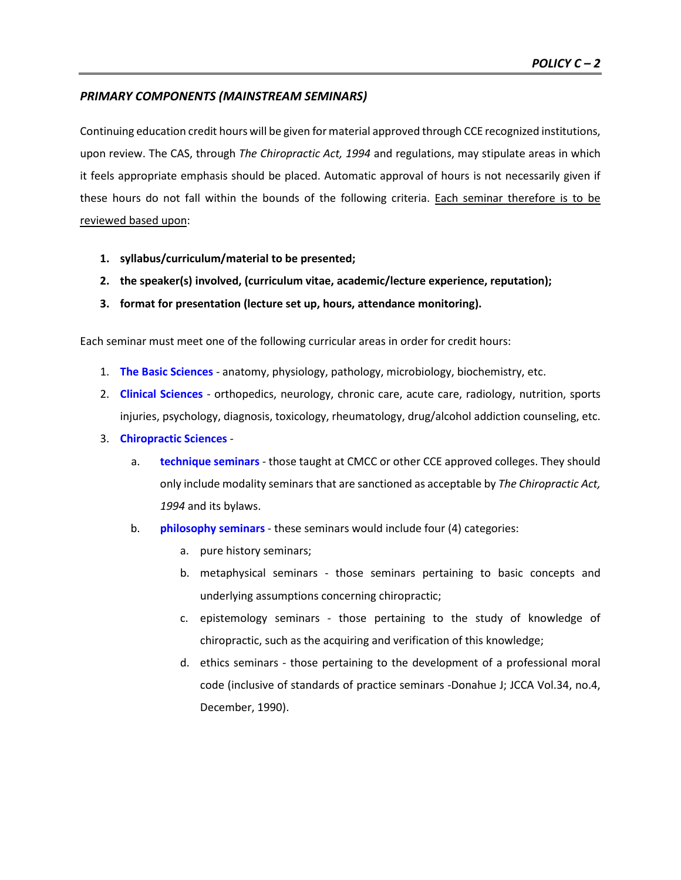*PRIMARY COMPONENTS (MAINSTREAM SEMINARS)*

Continuing education credit hours will be given for material approved through CCE recognized institutions, upon review. The CAS, through *The Chiropractic Act, 1994* and regulations, may stipulate areas in which it feels appropriate emphasis should be placed. Automatic approval of hours is not necessarily given if these hours do not fall within the bounds of the following criteria. Each seminar therefore is to be reviewed based upon:

1. **syllabus/curriculum/material to be presented;**
2. **the speaker(s) involved, (curriculum vitae, academic/lecture experience, reputation);**
3. **format for presentation (lecture set up, hours, attendance monitoring).**

Each seminar must meet one of the following curricular areas in order for credit hours:

1. **The Basic Sciences** - anatomy, physiology, pathology, microbiology, biochemistry, etc.
2. **Clinical Sciences** - orthopedics, neurology, chronic care, acute care, radiology, nutrition, sports injuries, psychology, diagnosis, toxicology, rheumatology, drug/alcohol addiction counseling, etc.
3. **Chiropractic Sciences** -
   a. **technique seminars** - those taught at CMCC or other CCE approved colleges. They should only include modality seminars that are sanctioned as acceptable by *The Chiropractic Act, 1994* and its bylaws.
   b. **philosophy seminars** - these seminars would include four (4) categories:
      a. pure history seminars;
      b. metaphysical seminars - those seminars pertaining to basic concepts and underlying assumptions concerning chiropractic;
      c. epistemology seminars - those pertaining to the study of knowledge of chiropractic, such as the acquiring and verification of this knowledge;
      d. ethics seminars - those pertaining to the development of a professional moral code (inclusive of standards of practice seminars -Donahue J; JCCA Vol.34, no.4, December, 1990).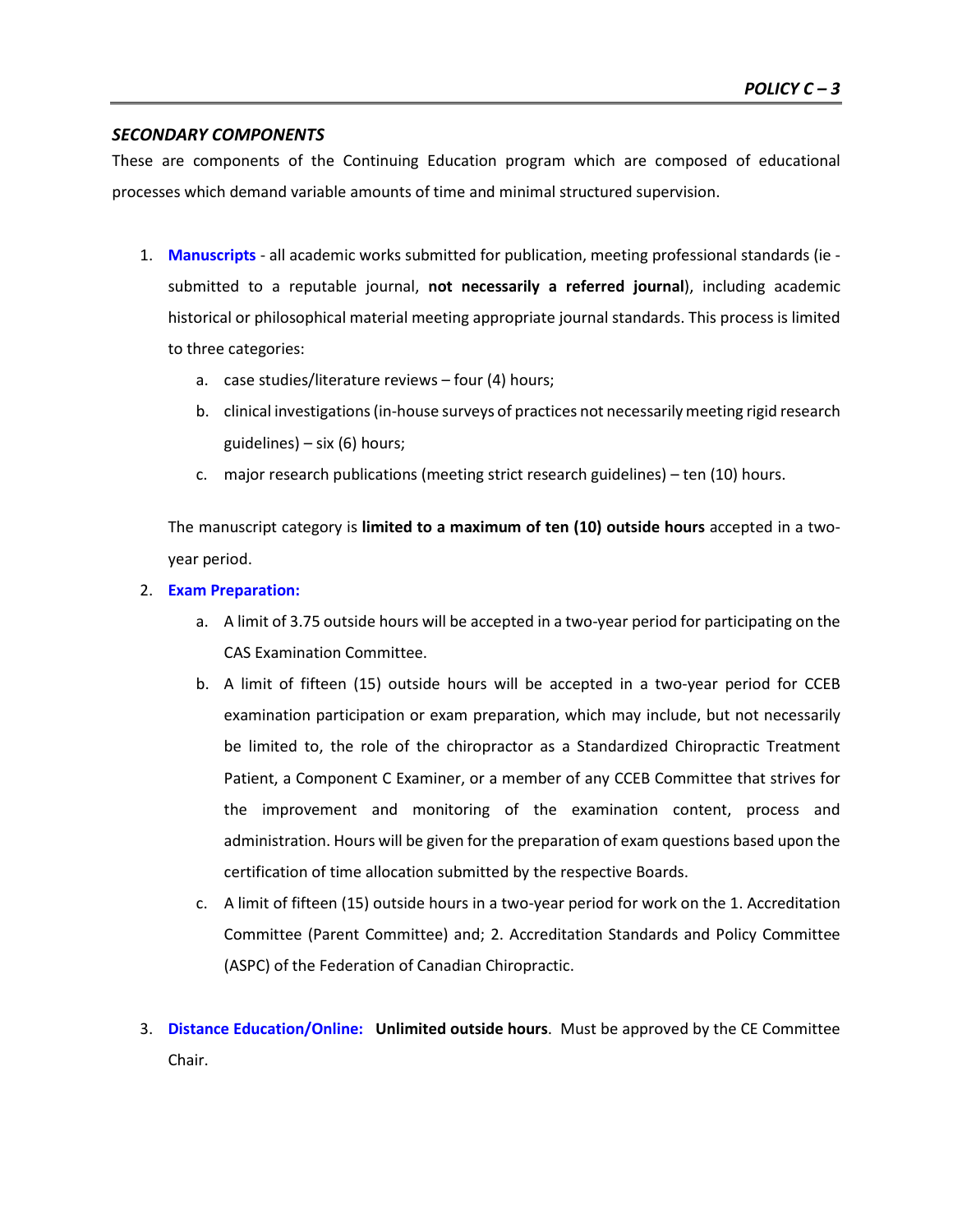### *SECONDARY COMPONENTS*

These are components of the Continuing Education program which are composed of educational processes which demand variable amounts of time and minimal structured supervision.

1. **Manuscripts** - all academic works submitted for publication, meeting professional standards (ie - submitted to a reputable journal, **not necessarily a referred journal**), including academic historical or philosophical material meeting appropriate journal standards. This process is limited to three categories:
   a. case studies/literature reviews – four (4) hours;
   b. clinical investigations (in-house surveys of practices not necessarily meeting rigid research guidelines) – six (6) hours;
   c. major research publications (meeting strict research guidelines) – ten (10) hours.

   The manuscript category is **limited to a maximum of ten (10) outside hours** accepted in a two-year period.

2. **Exam Preparation:**
   a. A limit of 3.75 outside hours will be accepted in a two-year period for participating on the CAS Examination Committee.
   b. A limit of fifteen (15) outside hours will be accepted in a two-year period for CCEB examination participation or exam preparation, which may include, but not necessarily be limited to, the role of the chiropractor as a Standardized Chiropractic Treatment Patient, a Component C Examiner, or a member of any CCEB Committee that strives for the improvement and monitoring of the examination content, process and administration. Hours will be given for the preparation of exam questions based upon the certification of time allocation submitted by the respective Boards.
   c. A limit of fifteen (15) outside hours in a two-year period for work on the 1. Accreditation Committee (Parent Committee) and; 2. Accreditation Standards and Policy Committee (ASPC) of the Federation of Canadian Chiropractic.

3. **Distance Education/Online:** **Unlimited outside hours**. Must be approved by the CE Committee Chair.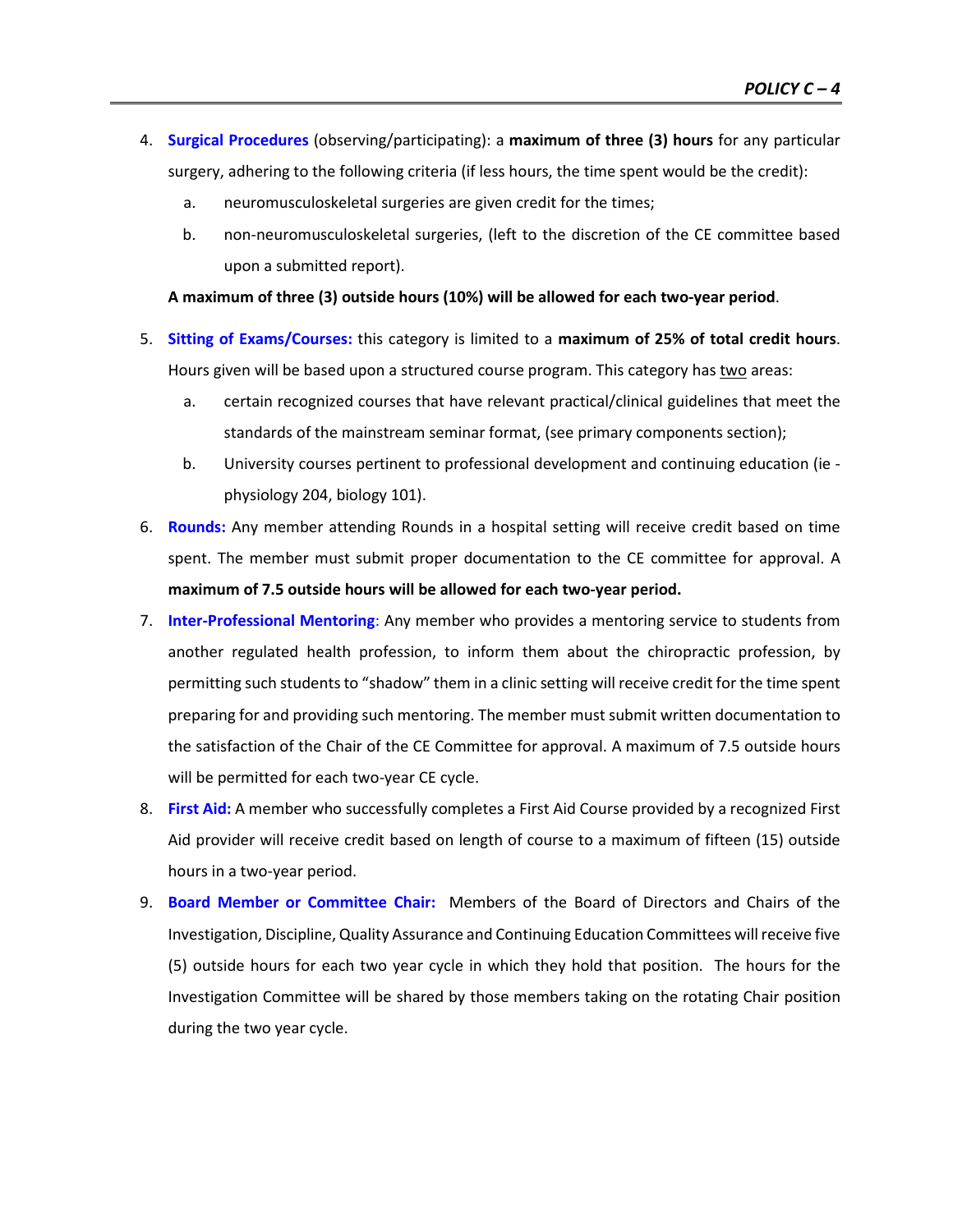4. **Surgical Procedures** (observing/participating): a **maximum of three (3) hours** for any particular surgery, adhering to the following criteria (if less hours, the time spent would be the credit):
   a. neuromusculoskeletal surgeries are given credit for the times;
   b. non-neuromusculoskeletal surgeries, (left to the discretion of the CE committee based upon a submitted report).

   **A maximum of three (3) outside hours (10%) will be allowed for each two-year period**.

5. **Sitting of Exams/Courses:** this category is limited to a **maximum of 25% of total credit hours**. Hours given will be based upon a structured course program. This category has two areas:
   a. certain recognized courses that have relevant practical/clinical guidelines that meet the standards of the mainstream seminar format, (see primary components section);
   b. University courses pertinent to professional development and continuing education (ie - physiology 204, biology 101).

6. **Rounds:** Any member attending Rounds in a hospital setting will receive credit based on time spent. The member must submit proper documentation to the CE committee for approval. A **maximum of 7.5 outside hours will be allowed for each two-year period.**

7. **Inter-Professional Mentoring**: Any member who provides a mentoring service to students from another regulated health profession, to inform them about the chiropractic profession, by permitting such students to "shadow" them in a clinic setting will receive credit for the time spent preparing for and providing such mentoring. The member must submit written documentation to the satisfaction of the Chair of the CE Committee for approval. A maximum of 7.5 outside hours will be permitted for each two-year CE cycle.

8. **First Aid:** A member who successfully completes a First Aid Course provided by a recognized First Aid provider will receive credit based on length of course to a maximum of fifteen (15) outside hours in a two-year period.

9. **Board Member or Committee Chair:** Members of the Board of Directors and Chairs of the Investigation, Discipline, Quality Assurance and Continuing Education Committees will receive five (5) outside hours for each two year cycle in which they hold that position. The hours for the Investigation Committee will be shared by those members taking on the rotating Chair position during the two year cycle.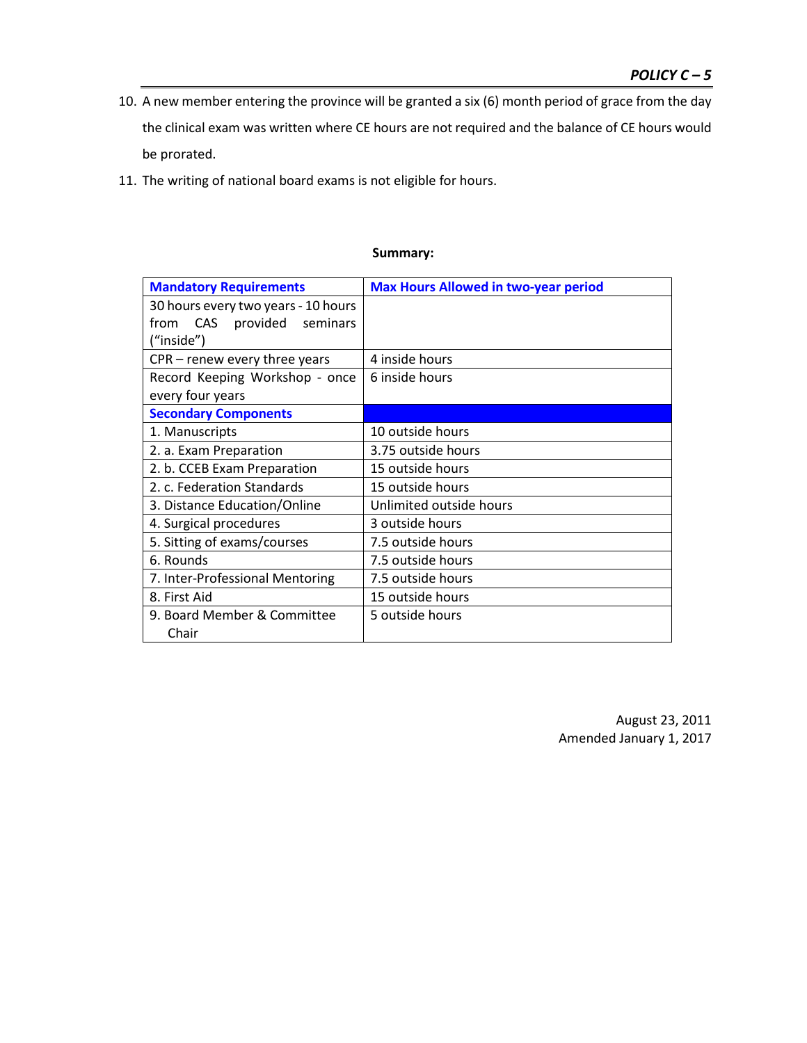10. A new member entering the province will be granted a six (6) month period of grace from the day the clinical exam was written where CE hours are not required and the balance of CE hours would be prorated.

11. The writing of national board exams is not eligible for hours.

**Summary:**

| **Mandatory Requirements** | **Max Hours Allowed in two-year period** |
|---|---|
| 30 hours every two years - 10 hours from CAS provided seminars ("inside") | |
| CPR – renew every three years | 4 inside hours |
| Record Keeping Workshop - once every four years | 6 inside hours |
| **Secondary Components** | |
| 1. Manuscripts | 10 outside hours |
| 2. a. Exam Preparation | 3.75 outside hours |
| 2. b. CCEB Exam Preparation | 15 outside hours |
| 2. c. Federation Standards | 15 outside hours |
| 3. Distance Education/Online | Unlimited outside hours |
| 4. Surgical procedures | 3 outside hours |
| 5. Sitting of exams/courses | 7.5 outside hours |
| 6. Rounds | 7.5 outside hours |
| 7. Inter-Professional Mentoring | 7.5 outside hours |
| 8. First Aid | 15 outside hours |
| 9. Board Member & Committee Chair | 5 outside hours |

August 23, 2011
Amended January 1, 2017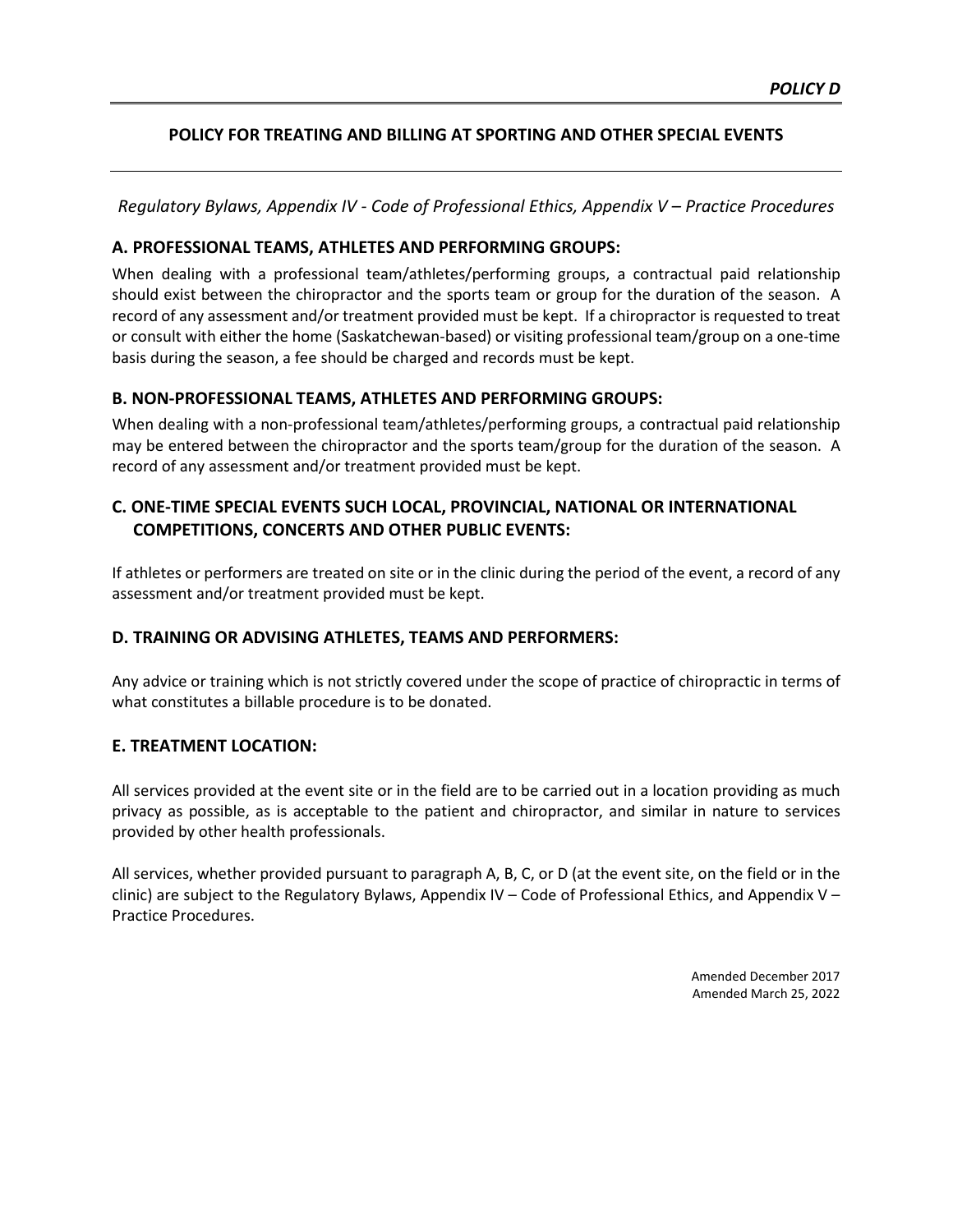***POLICY D***

## POLICY FOR TREATING AND BILLING AT SPORTING AND OTHER SPECIAL EVENTS

*Regulatory Bylaws, Appendix IV - Code of Professional Ethics, Appendix V – Practice Procedures*

### A. PROFESSIONAL TEAMS, ATHLETES AND PERFORMING GROUPS:

When dealing with a professional team/athletes/performing groups, a contractual paid relationship should exist between the chiropractor and the sports team or group for the duration of the season. A record of any assessment and/or treatment provided must be kept. If a chiropractor is requested to treat or consult with either the home (Saskatchewan-based) or visiting professional team/group on a one-time basis during the season, a fee should be charged and records must be kept.

### B. NON-PROFESSIONAL TEAMS, ATHLETES AND PERFORMING GROUPS:

When dealing with a non-professional team/athletes/performing groups, a contractual paid relationship may be entered between the chiropractor and the sports team/group for the duration of the season. A record of any assessment and/or treatment provided must be kept.

### C. ONE-TIME SPECIAL EVENTS SUCH LOCAL, PROVINCIAL, NATIONAL OR INTERNATIONAL COMPETITIONS, CONCERTS AND OTHER PUBLIC EVENTS:

If athletes or performers are treated on site or in the clinic during the period of the event, a record of any assessment and/or treatment provided must be kept.

### D. TRAINING OR ADVISING ATHLETES, TEAMS AND PERFORMERS:

Any advice or training which is not strictly covered under the scope of practice of chiropractic in terms of what constitutes a billable procedure is to be donated.

### E. TREATMENT LOCATION:

All services provided at the event site or in the field are to be carried out in a location providing as much privacy as possible, as is acceptable to the patient and chiropractor, and similar in nature to services provided by other health professionals.

All services, whether provided pursuant to paragraph A, B, C, or D (at the event site, on the field or in the clinic) are subject to the Regulatory Bylaws, Appendix IV – Code of Professional Ethics, and Appendix V – Practice Procedures.

Amended December 2017
Amended March 25, 2022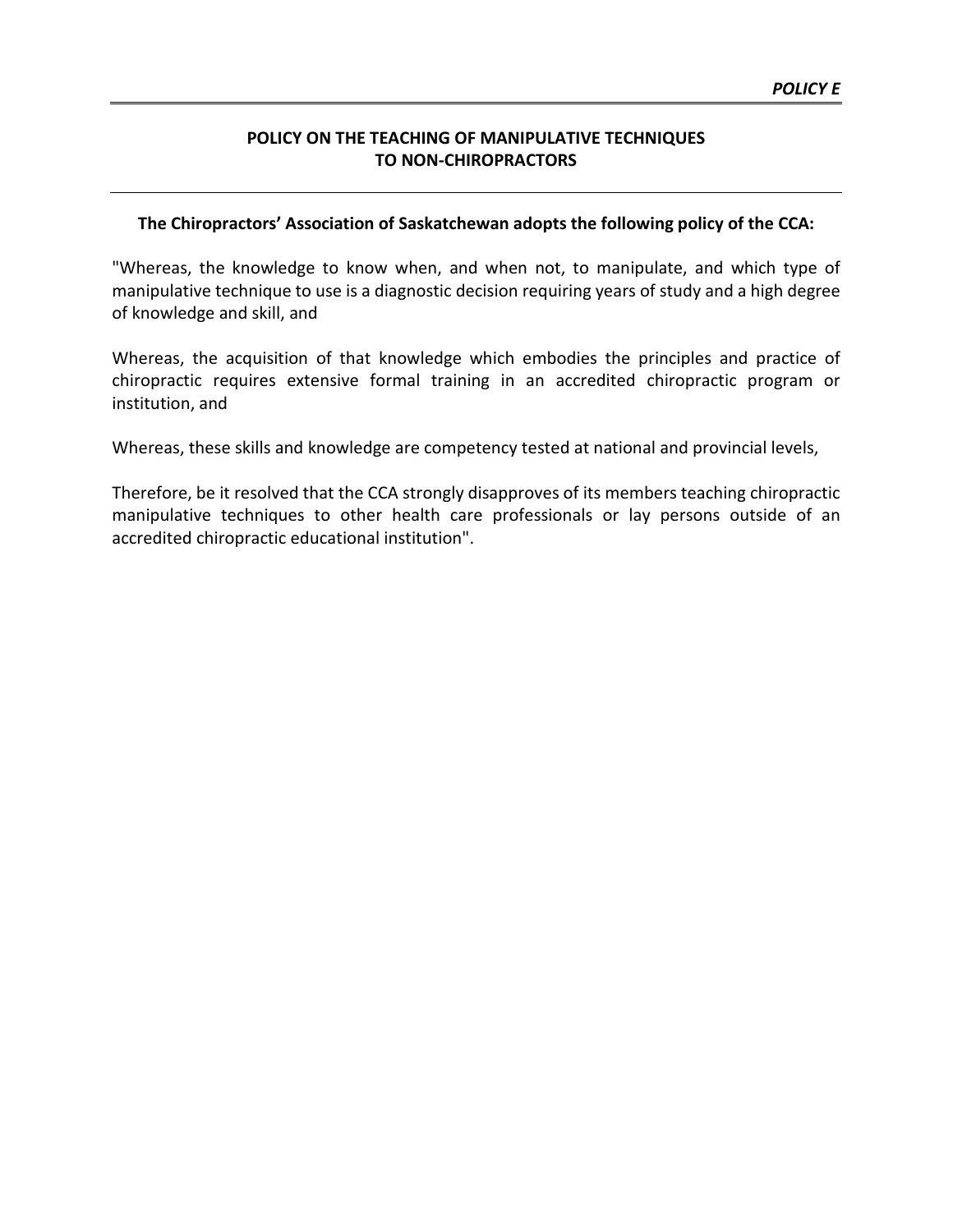***POLICY E***

## POLICY ON THE TEACHING OF MANIPULATIVE TECHNIQUES TO NON-CHIROPRACTORS

**The Chiropractors' Association of Saskatchewan adopts the following policy of the CCA:**

"Whereas, the knowledge to know when, and when not, to manipulate, and which type of manipulative technique to use is a diagnostic decision requiring years of study and a high degree of knowledge and skill, and

Whereas, the acquisition of that knowledge which embodies the principles and practice of chiropractic requires extensive formal training in an accredited chiropractic program or institution, and

Whereas, these skills and knowledge are competency tested at national and provincial levels,

Therefore, be it resolved that the CCA strongly disapproves of its members teaching chiropractic manipulative techniques to other health care professionals or lay persons outside of an accredited chiropractic educational institution".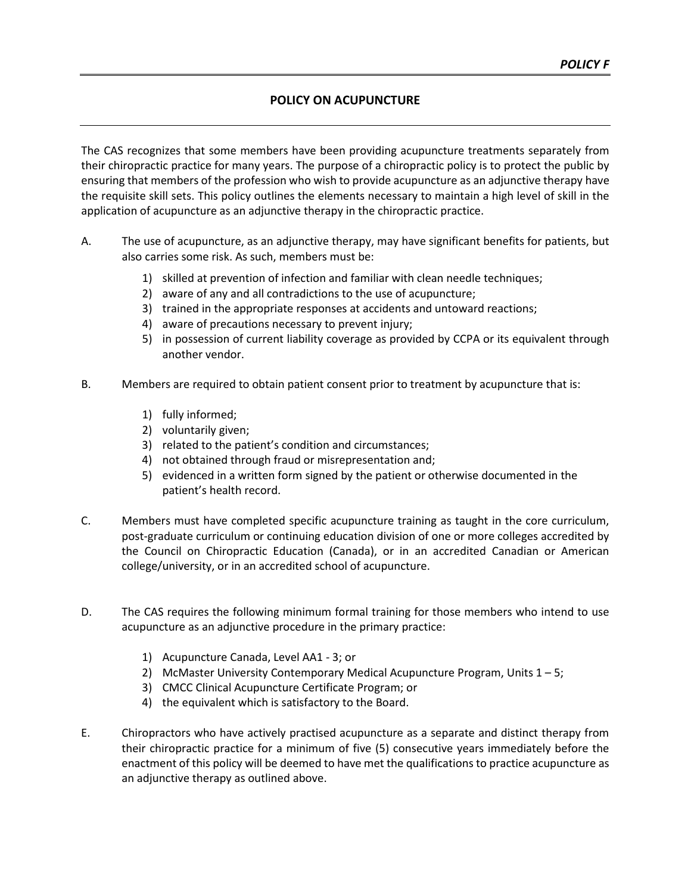*POLICY F*

## POLICY ON ACUPUNCTURE

The CAS recognizes that some members have been providing acupuncture treatments separately from their chiropractic practice for many years. The purpose of a chiropractic policy is to protect the public by ensuring that members of the profession who wish to provide acupuncture as an adjunctive therapy have the requisite skill sets. This policy outlines the elements necessary to maintain a high level of skill in the application of acupuncture as an adjunctive therapy in the chiropractic practice.

A. The use of acupuncture, as an adjunctive therapy, may have significant benefits for patients, but also carries some risk. As such, members must be:

   1) skilled at prevention of infection and familiar with clean needle techniques;
   2) aware of any and all contradictions to the use of acupuncture;
   3) trained in the appropriate responses at accidents and untoward reactions;
   4) aware of precautions necessary to prevent injury;
   5) in possession of current liability coverage as provided by CCPA or its equivalent through another vendor.

B. Members are required to obtain patient consent prior to treatment by acupuncture that is:

   1) fully informed;
   2) voluntarily given;
   3) related to the patient's condition and circumstances;
   4) not obtained through fraud or misrepresentation and;
   5) evidenced in a written form signed by the patient or otherwise documented in the patient's health record.

C. Members must have completed specific acupuncture training as taught in the core curriculum, post-graduate curriculum or continuing education division of one or more colleges accredited by the Council on Chiropractic Education (Canada), or in an accredited Canadian or American college/university, or in an accredited school of acupuncture.

D. The CAS requires the following minimum formal training for those members who intend to use acupuncture as an adjunctive procedure in the primary practice:

   1) Acupuncture Canada, Level AA1 - 3; or
   2) McMaster University Contemporary Medical Acupuncture Program, Units 1 – 5;
   3) CMCC Clinical Acupuncture Certificate Program; or
   4) the equivalent which is satisfactory to the Board.

E. Chiropractors who have actively practised acupuncture as a separate and distinct therapy from their chiropractic practice for a minimum of five (5) consecutive years immediately before the enactment of this policy will be deemed to have met the qualifications to practice acupuncture as an adjunctive therapy as outlined above.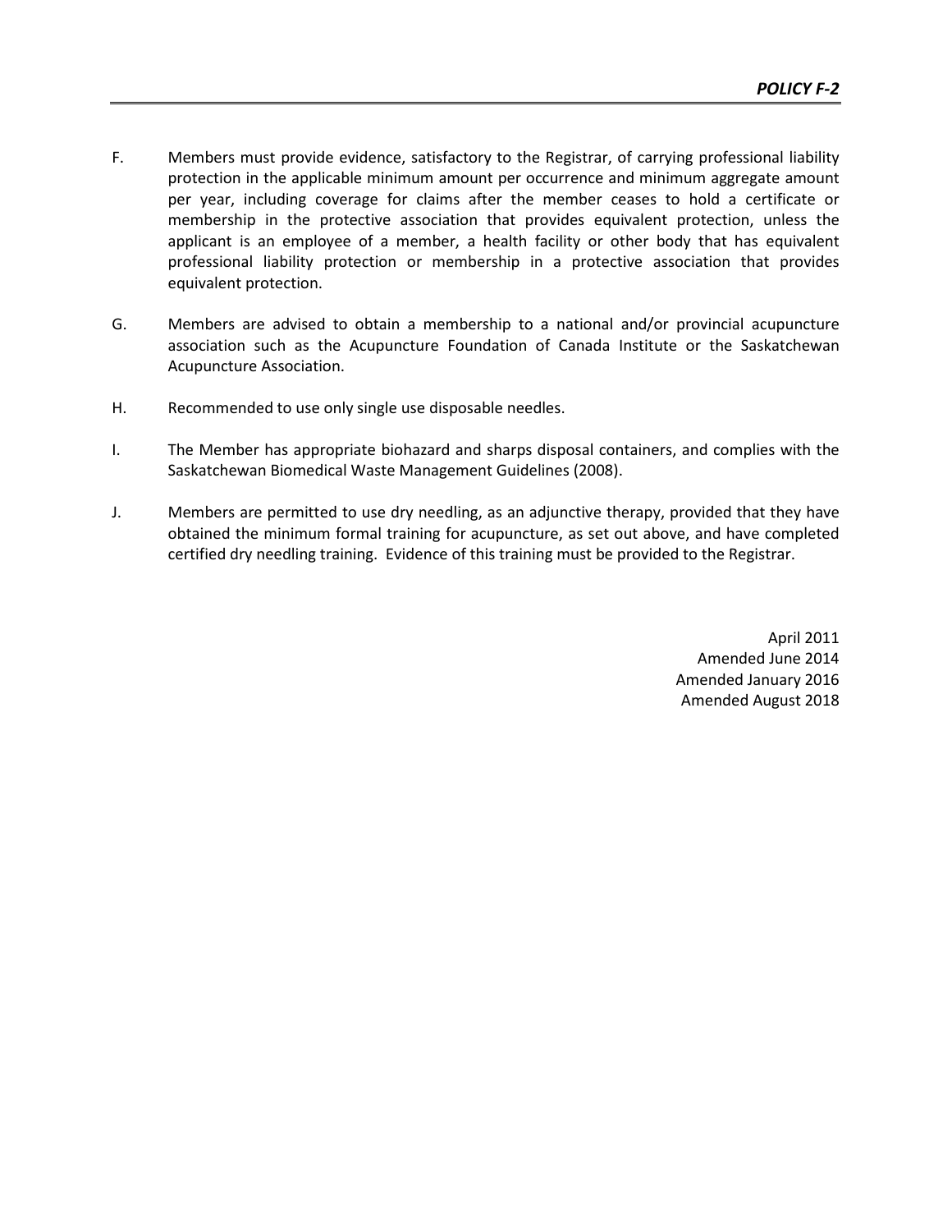F. Members must provide evidence, satisfactory to the Registrar, of carrying professional liability protection in the applicable minimum amount per occurrence and minimum aggregate amount per year, including coverage for claims after the member ceases to hold a certificate or membership in the protective association that provides equivalent protection, unless the applicant is an employee of a member, a health facility or other body that has equivalent professional liability protection or membership in a protective association that provides equivalent protection.

G. Members are advised to obtain a membership to a national and/or provincial acupuncture association such as the Acupuncture Foundation of Canada Institute or the Saskatchewan Acupuncture Association.

H. Recommended to use only single use disposable needles.

I. The Member has appropriate biohazard and sharps disposal containers, and complies with the Saskatchewan Biomedical Waste Management Guidelines (2008).

J. Members are permitted to use dry needling, as an adjunctive therapy, provided that they have obtained the minimum formal training for acupuncture, as set out above, and have completed certified dry needling training. Evidence of this training must be provided to the Registrar.

April 2011
Amended June 2014
Amended January 2016
Amended August 2018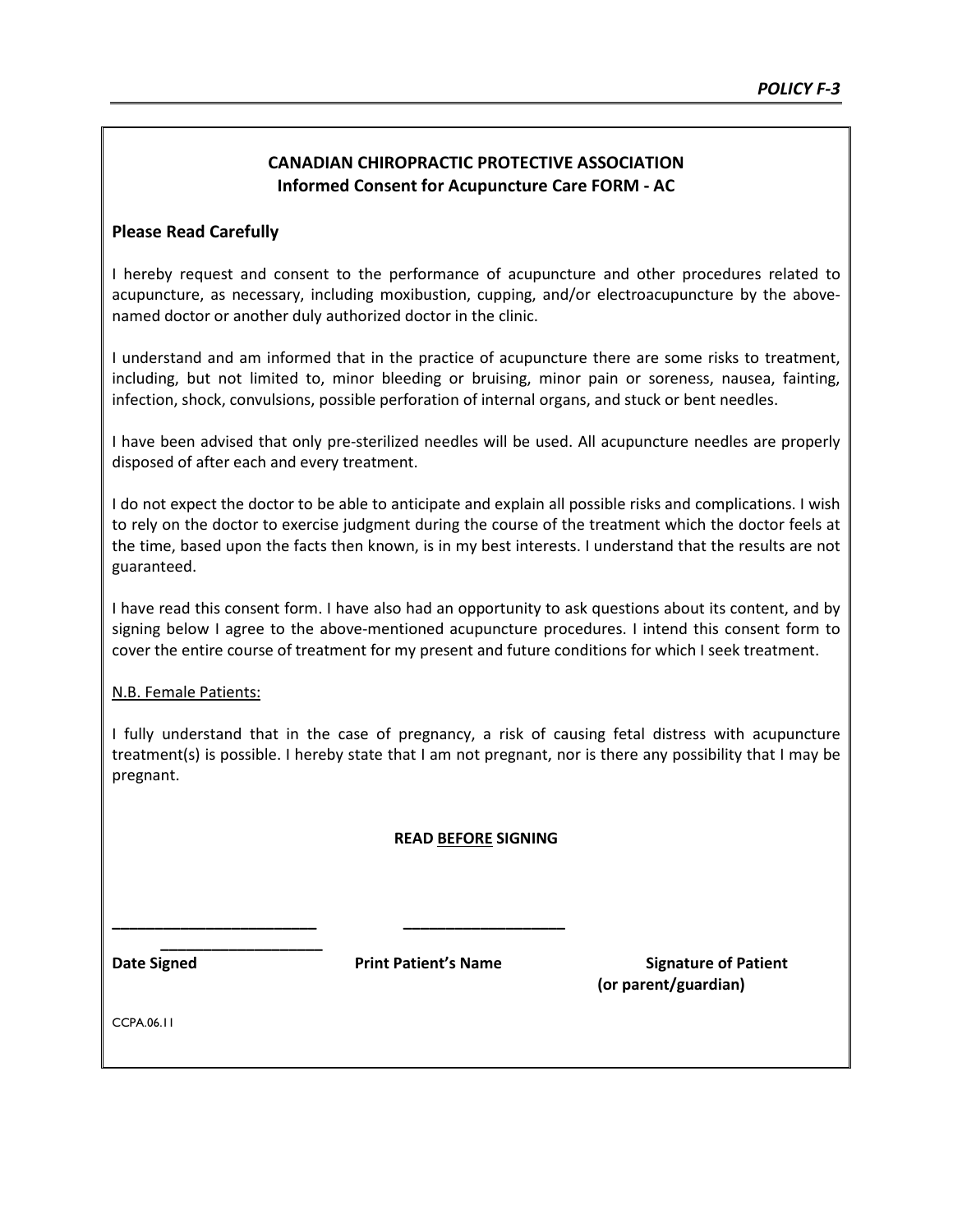**POLICY F-3**

**CANADIAN CHIROPRACTIC PROTECTIVE ASSOCIATION**
**Informed Consent for Acupuncture Care FORM - AC**

**Please Read Carefully**

I hereby request and consent to the performance of acupuncture and other procedures related to acupuncture, as necessary, including moxibustion, cupping, and/or electroacupuncture by the above-named doctor or another duly authorized doctor in the clinic.

I understand and am informed that in the practice of acupuncture there are some risks to treatment, including, but not limited to, minor bleeding or bruising, minor pain or soreness, nausea, fainting, infection, shock, convulsions, possible perforation of internal organs, and stuck or bent needles.

I have been advised that only pre-sterilized needles will be used. All acupuncture needles are properly disposed of after each and every treatment.

I do not expect the doctor to be able to anticipate and explain all possible risks and complications. I wish to rely on the doctor to exercise judgment during the course of the treatment which the doctor feels at the time, based upon the facts then known, is in my best interests. I understand that the results are not guaranteed.

I have read this consent form. I have also had an opportunity to ask questions about its content, and by signing below I agree to the above-mentioned acupuncture procedures. I intend this consent form to cover the entire course of treatment for my present and future conditions for which I seek treatment.

N.B. Female Patients:

I fully understand that in the case of pregnancy, a risk of causing fetal distress with acupuncture treatment(s) is possible. I hereby state that I am not pregnant, nor is there any possibility that I may be pregnant.

**READ BEFORE SIGNING**

________________________ ___________________ ___________________

**Date Signed** **Print Patient's Name** **Signature of Patient (or parent/guardian)**

CCPA.06.11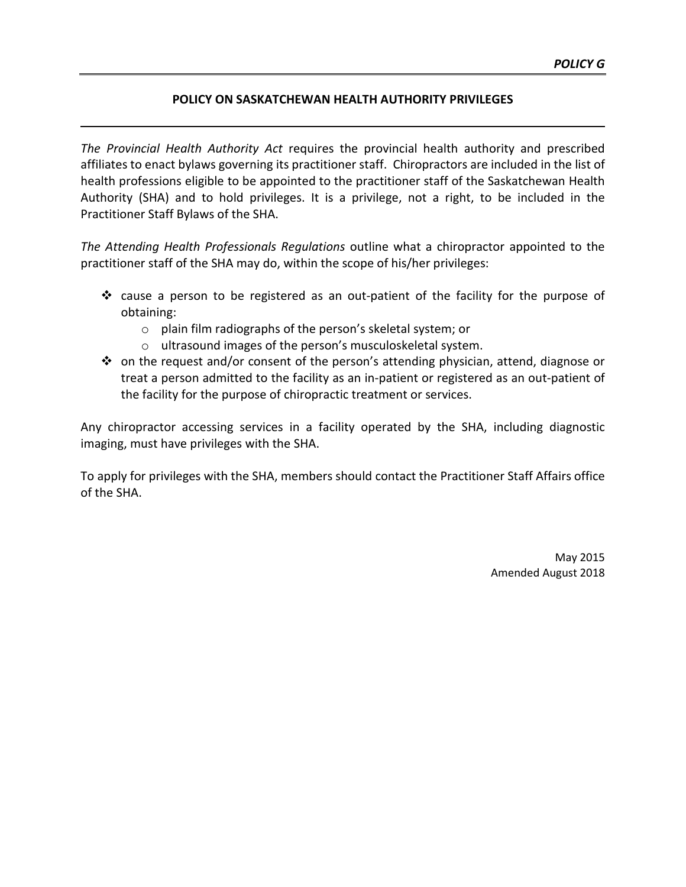***POLICY G***

## POLICY ON SASKATCHEWAN HEALTH AUTHORITY PRIVILEGES

*The Provincial Health Authority Act* requires the provincial health authority and prescribed affiliates to enact bylaws governing its practitioner staff. Chiropractors are included in the list of health professions eligible to be appointed to the practitioner staff of the Saskatchewan Health Authority (SHA) and to hold privileges. It is a privilege, not a right, to be included in the Practitioner Staff Bylaws of the SHA.

*The Attending Health Professionals Regulations* outline what a chiropractor appointed to the practitioner staff of the SHA may do, within the scope of his/her privileges:

- cause a person to be registered as an out-patient of the facility for the purpose of obtaining:
  - plain film radiographs of the person's skeletal system; or
  - ultrasound images of the person's musculoskeletal system.
- on the request and/or consent of the person's attending physician, attend, diagnose or treat a person admitted to the facility as an in-patient or registered as an out-patient of the facility for the purpose of chiropractic treatment or services.

Any chiropractor accessing services in a facility operated by the SHA, including diagnostic imaging, must have privileges with the SHA.

To apply for privileges with the SHA, members should contact the Practitioner Staff Affairs office of the SHA.

May 2015
Amended August 2018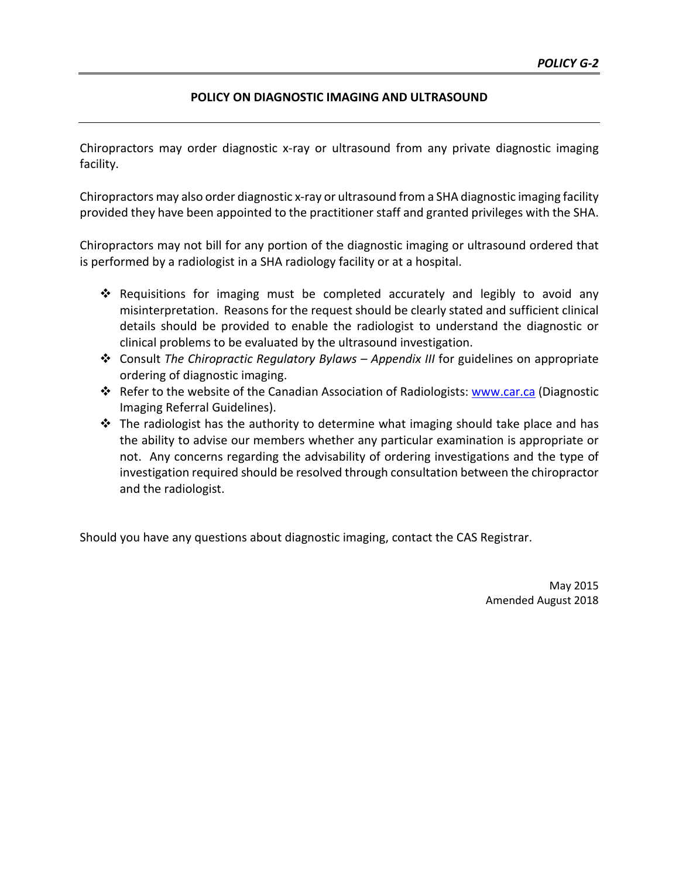*POLICY G-2*

## POLICY ON DIAGNOSTIC IMAGING AND ULTRASOUND

Chiropractors may order diagnostic x-ray or ultrasound from any private diagnostic imaging facility.

Chiropractors may also order diagnostic x-ray or ultrasound from a SHA diagnostic imaging facility provided they have been appointed to the practitioner staff and granted privileges with the SHA.

Chiropractors may not bill for any portion of the diagnostic imaging or ultrasound ordered that is performed by a radiologist in a SHA radiology facility or at a hospital.

- Requisitions for imaging must be completed accurately and legibly to avoid any misinterpretation. Reasons for the request should be clearly stated and sufficient clinical details should be provided to enable the radiologist to understand the diagnostic or clinical problems to be evaluated by the ultrasound investigation.
- Consult *The Chiropractic Regulatory Bylaws – Appendix III* for guidelines on appropriate ordering of diagnostic imaging.
- Refer to the website of the Canadian Association of Radiologists: [www.car.ca](http://www.car.ca) (Diagnostic Imaging Referral Guidelines).
- The radiologist has the authority to determine what imaging should take place and has the ability to advise our members whether any particular examination is appropriate or not. Any concerns regarding the advisability of ordering investigations and the type of investigation required should be resolved through consultation between the chiropractor and the radiologist.

Should you have any questions about diagnostic imaging, contact the CAS Registrar.

May 2015
Amended August 2018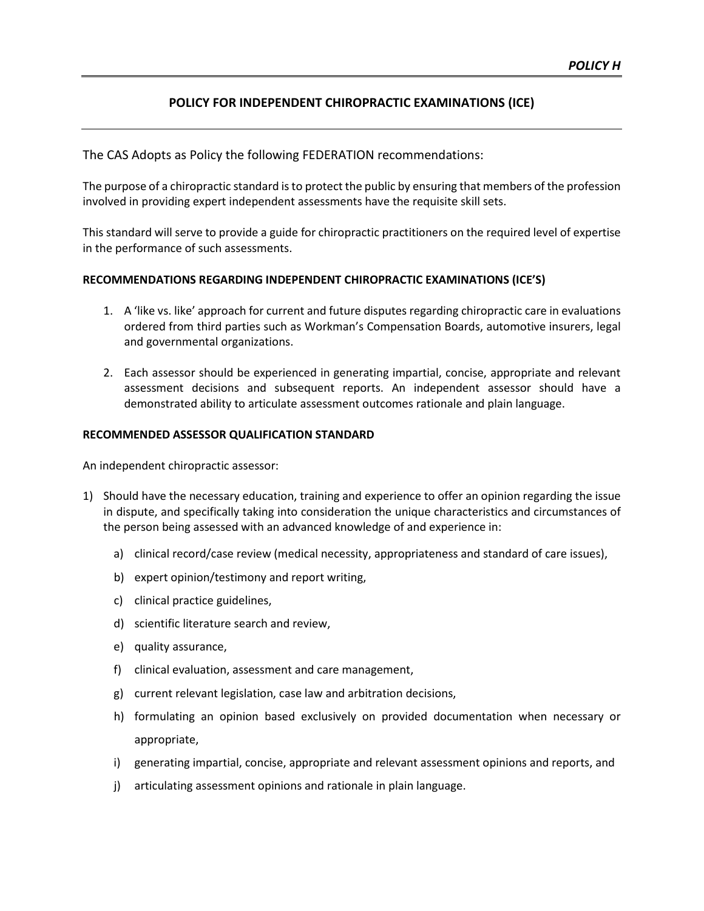***POLICY H***

## POLICY FOR INDEPENDENT CHIROPRACTIC EXAMINATIONS (ICE)

The CAS Adopts as Policy the following FEDERATION recommendations:

The purpose of a chiropractic standard is to protect the public by ensuring that members of the profession involved in providing expert independent assessments have the requisite skill sets.

This standard will serve to provide a guide for chiropractic practitioners on the required level of expertise in the performance of such assessments.

### RECOMMENDATIONS REGARDING INDEPENDENT CHIROPRACTIC EXAMINATIONS (ICE'S)

1. A 'like vs. like' approach for current and future disputes regarding chiropractic care in evaluations ordered from third parties such as Workman's Compensation Boards, automotive insurers, legal and governmental organizations.
2. Each assessor should be experienced in generating impartial, concise, appropriate and relevant assessment decisions and subsequent reports. An independent assessor should have a demonstrated ability to articulate assessment outcomes rationale and plain language.

### RECOMMENDED ASSESSOR QUALIFICATION STANDARD

An independent chiropractic assessor:

1) Should have the necessary education, training and experience to offer an opinion regarding the issue in dispute, and specifically taking into consideration the unique characteristics and circumstances of the person being assessed with an advanced knowledge of and experience in:
   a) clinical record/case review (medical necessity, appropriateness and standard of care issues),
   b) expert opinion/testimony and report writing,
   c) clinical practice guidelines,
   d) scientific literature search and review,
   e) quality assurance,
   f) clinical evaluation, assessment and care management,
   g) current relevant legislation, case law and arbitration decisions,
   h) formulating an opinion based exclusively on provided documentation when necessary or appropriate,
   i) generating impartial, concise, appropriate and relevant assessment opinions and reports, and
   j) articulating assessment opinions and rationale in plain language.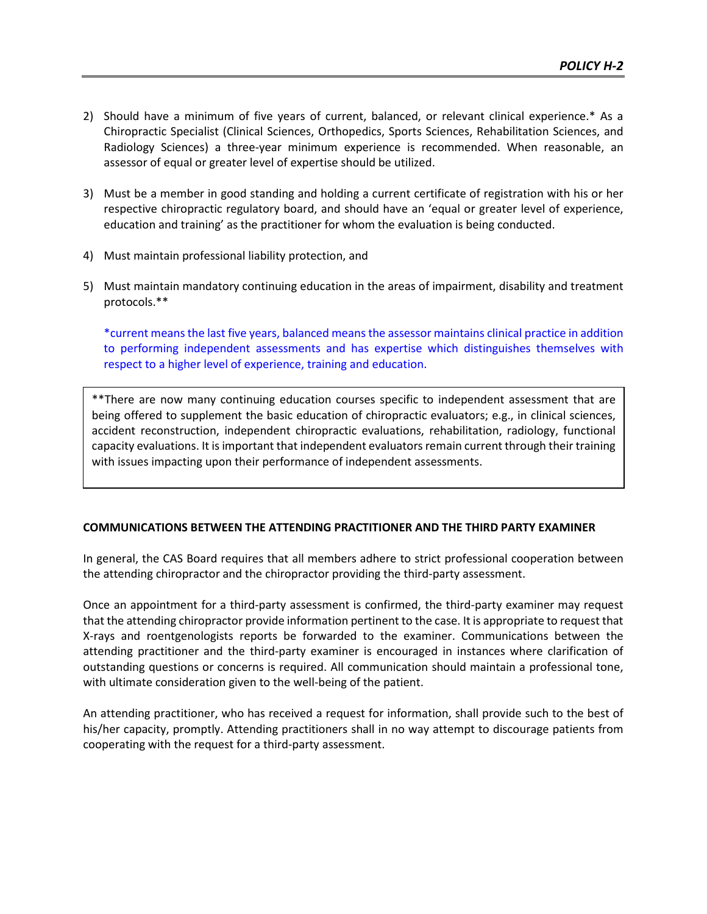2) Should have a minimum of five years of current, balanced, or relevant clinical experience.* As a Chiropractic Specialist (Clinical Sciences, Orthopedics, Sports Sciences, Rehabilitation Sciences, and Radiology Sciences) a three-year minimum experience is recommended. When reasonable, an assessor of equal or greater level of expertise should be utilized.

3) Must be a member in good standing and holding a current certificate of registration with his or her respective chiropractic regulatory board, and should have an 'equal or greater level of experience, education and training' as the practitioner for whom the evaluation is being conducted.

4) Must maintain professional liability protection, and

5) Must maintain mandatory continuing education in the areas of impairment, disability and treatment protocols.**

*current means the last five years, balanced means the assessor maintains clinical practice in addition to performing independent assessments and has expertise which distinguishes themselves with respect to a higher level of experience, training and education.

**There are now many continuing education courses specific to independent assessment that are being offered to supplement the basic education of chiropractic evaluators; e.g., in clinical sciences, accident reconstruction, independent chiropractic evaluations, rehabilitation, radiology, functional capacity evaluations. It is important that independent evaluators remain current through their training with issues impacting upon their performance of independent assessments.

**COMMUNICATIONS BETWEEN THE ATTENDING PRACTITIONER AND THE THIRD PARTY EXAMINER**

In general, the CAS Board requires that all members adhere to strict professional cooperation between the attending chiropractor and the chiropractor providing the third-party assessment.

Once an appointment for a third-party assessment is confirmed, the third-party examiner may request that the attending chiropractor provide information pertinent to the case. It is appropriate to request that X-rays and roentgenologists reports be forwarded to the examiner. Communications between the attending practitioner and the third-party examiner is encouraged in instances where clarification of outstanding questions or concerns is required. All communication should maintain a professional tone, with ultimate consideration given to the well-being of the patient.

An attending practitioner, who has received a request for information, shall provide such to the best of his/her capacity, promptly. Attending practitioners shall in no way attempt to discourage patients from cooperating with the request for a third-party assessment.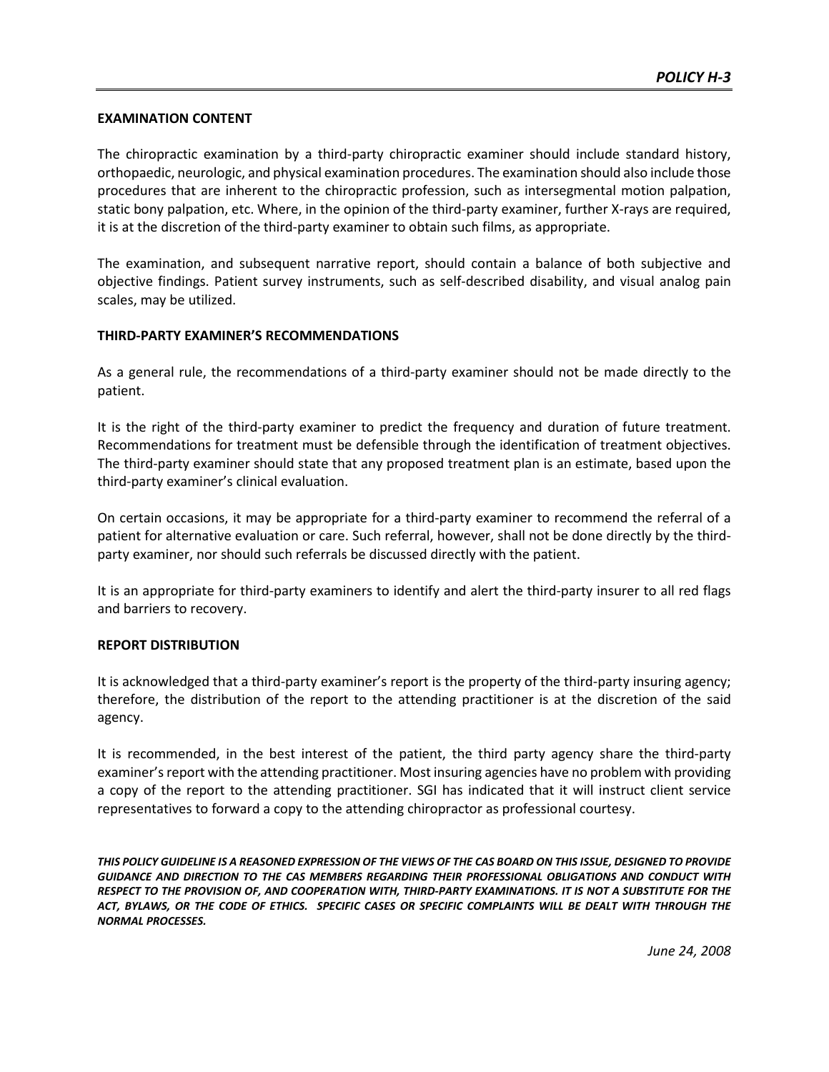## EXAMINATION CONTENT

The chiropractic examination by a third-party chiropractic examiner should include standard history, orthopaedic, neurologic, and physical examination procedures. The examination should also include those procedures that are inherent to the chiropractic profession, such as intersegmental motion palpation, static bony palpation, etc. Where, in the opinion of the third-party examiner, further X-rays are required, it is at the discretion of the third-party examiner to obtain such films, as appropriate.

The examination, and subsequent narrative report, should contain a balance of both subjective and objective findings. Patient survey instruments, such as self-described disability, and visual analog pain scales, may be utilized.

## THIRD-PARTY EXAMINER'S RECOMMENDATIONS

As a general rule, the recommendations of a third-party examiner should not be made directly to the patient.

It is the right of the third-party examiner to predict the frequency and duration of future treatment. Recommendations for treatment must be defensible through the identification of treatment objectives. The third-party examiner should state that any proposed treatment plan is an estimate, based upon the third-party examiner's clinical evaluation.

On certain occasions, it may be appropriate for a third-party examiner to recommend the referral of a patient for alternative evaluation or care. Such referral, however, shall not be done directly by the third-party examiner, nor should such referrals be discussed directly with the patient.

It is an appropriate for third-party examiners to identify and alert the third-party insurer to all red flags and barriers to recovery.

## REPORT DISTRIBUTION

It is acknowledged that a third-party examiner's report is the property of the third-party insuring agency; therefore, the distribution of the report to the attending practitioner is at the discretion of the said agency.

It is recommended, in the best interest of the patient, the third party agency share the third-party examiner's report with the attending practitioner. Most insuring agencies have no problem with providing a copy of the report to the attending practitioner. SGI has indicated that it will instruct client service representatives to forward a copy to the attending chiropractor as professional courtesy.

***THIS POLICY GUIDELINE IS A REASONED EXPRESSION OF THE VIEWS OF THE CAS BOARD ON THIS ISSUE, DESIGNED TO PROVIDE GUIDANCE AND DIRECTION TO THE CAS MEMBERS REGARDING THEIR PROFESSIONAL OBLIGATIONS AND CONDUCT WITH RESPECT TO THE PROVISION OF, AND COOPERATION WITH, THIRD-PARTY EXAMINATIONS. IT IS NOT A SUBSTITUTE FOR THE ACT, BYLAWS, OR THE CODE OF ETHICS. SPECIFIC CASES OR SPECIFIC COMPLAINTS WILL BE DEALT WITH THROUGH THE NORMAL PROCESSES.***

*June 24, 2008*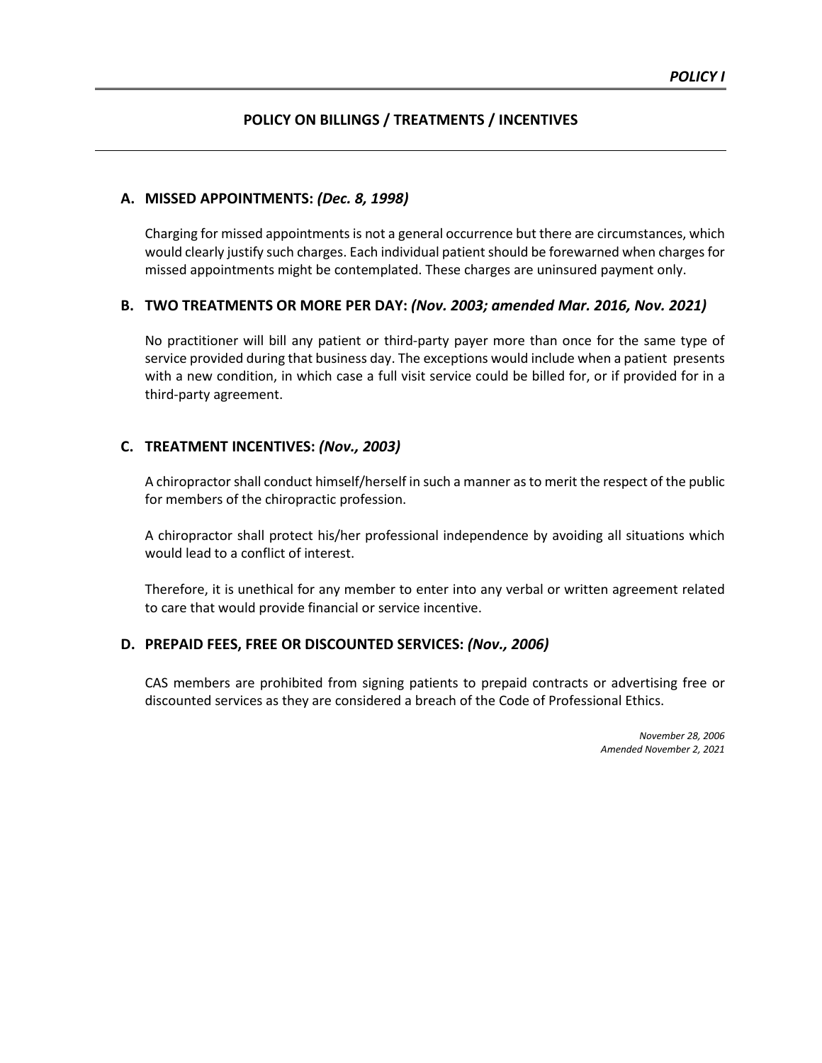*POLICY I*

# POLICY ON BILLINGS / TREATMENTS / INCENTIVES

## A. MISSED APPOINTMENTS: *(Dec. 8, 1998)*

Charging for missed appointments is not a general occurrence but there are circumstances, which would clearly justify such charges. Each individual patient should be forewarned when charges for missed appointments might be contemplated. These charges are uninsured payment only.

## B. TWO TREATMENTS OR MORE PER DAY: *(Nov. 2003; amended Mar. 2016, Nov. 2021)*

No practitioner will bill any patient or third-party payer more than once for the same type of service provided during that business day. The exceptions would include when a patient presents with a new condition, in which case a full visit service could be billed for, or if provided for in a third-party agreement.

## C. TREATMENT INCENTIVES: *(Nov., 2003)*

A chiropractor shall conduct himself/herself in such a manner as to merit the respect of the public for members of the chiropractic profession.

A chiropractor shall protect his/her professional independence by avoiding all situations which would lead to a conflict of interest.

Therefore, it is unethical for any member to enter into any verbal or written agreement related to care that would provide financial or service incentive.

## D. PREPAID FEES, FREE OR DISCOUNTED SERVICES: *(Nov., 2006)*

CAS members are prohibited from signing patients to prepaid contracts or advertising free or discounted services as they are considered a breach of the Code of Professional Ethics.

*November 28, 2006*
*Amended November 2, 2021*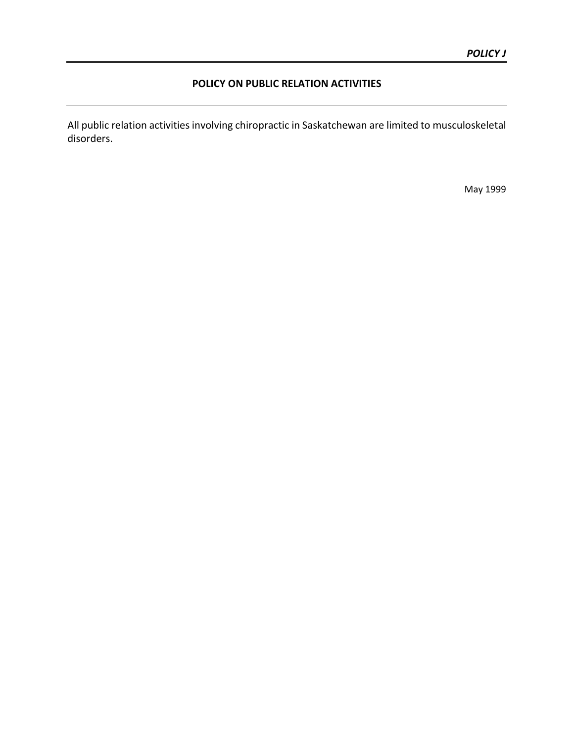***POLICY J***

## POLICY ON PUBLIC RELATION ACTIVITIES

All public relation activities involving chiropractic in Saskatchewan are limited to musculoskeletal disorders.

May 1999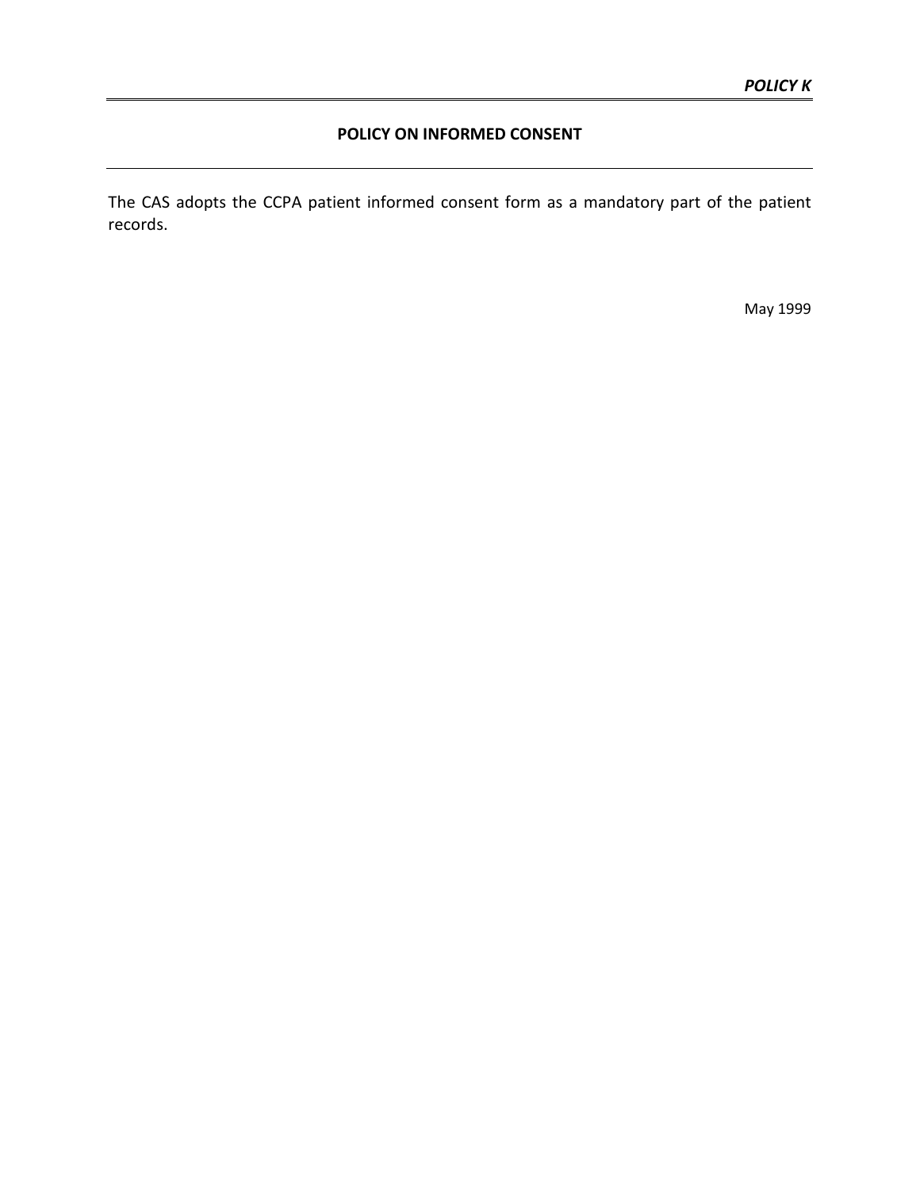***POLICY K***

## POLICY ON INFORMED CONSENT

The CAS adopts the CCPA patient informed consent form as a mandatory part of the patient records.

May 1999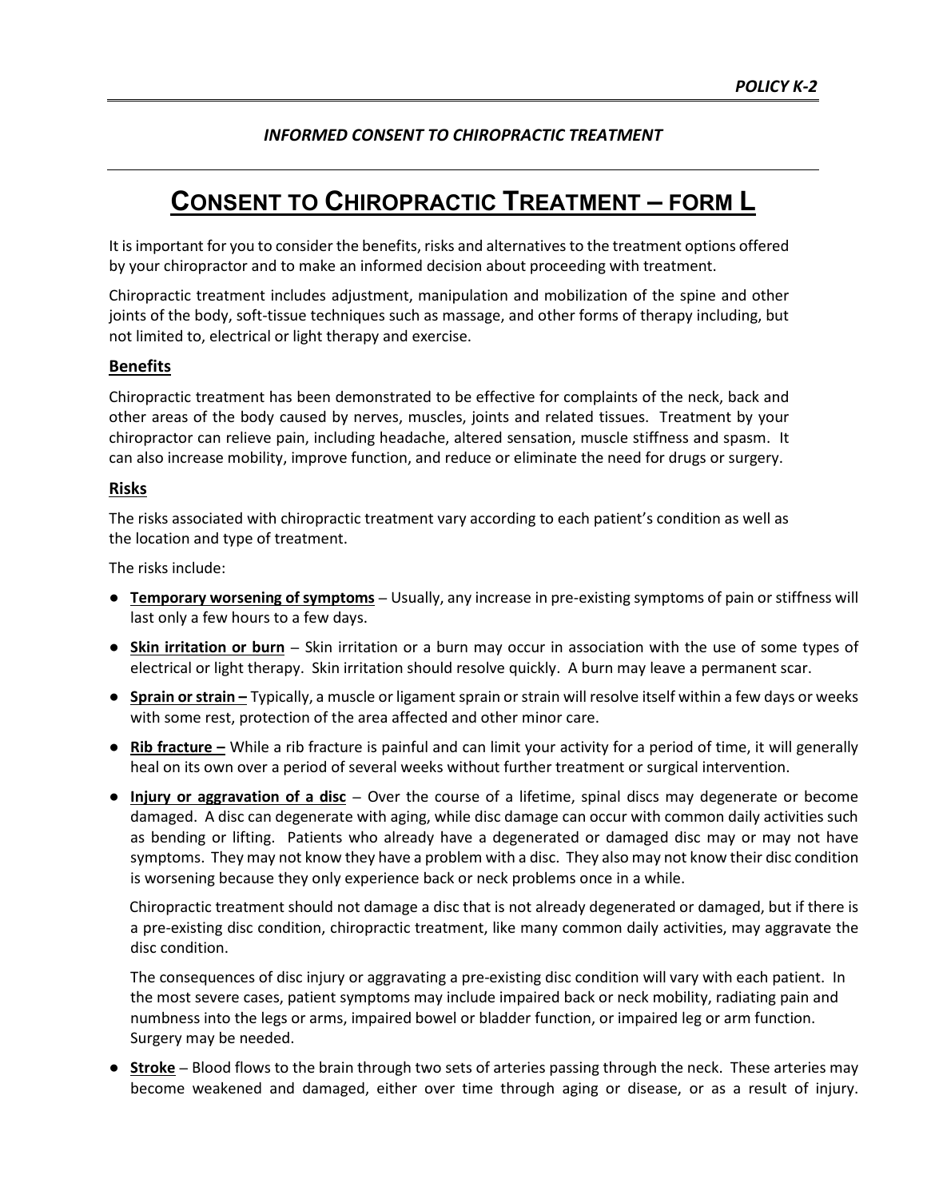*POLICY K-2*

*INFORMED CONSENT TO CHIROPRACTIC TREATMENT*

# CONSENT TO CHIROPRACTIC TREATMENT – FORM L

It is important for you to consider the benefits, risks and alternatives to the treatment options offered by your chiropractor and to make an informed decision about proceeding with treatment.

Chiropractic treatment includes adjustment, manipulation and mobilization of the spine and other joints of the body, soft-tissue techniques such as massage, and other forms of therapy including, but not limited to, electrical or light therapy and exercise.

## Benefits

Chiropractic treatment has been demonstrated to be effective for complaints of the neck, back and other areas of the body caused by nerves, muscles, joints and related tissues. Treatment by your chiropractor can relieve pain, including headache, altered sensation, muscle stiffness and spasm. It can also increase mobility, improve function, and reduce or eliminate the need for drugs or surgery.

## Risks

The risks associated with chiropractic treatment vary according to each patient's condition as well as the location and type of treatment.

The risks include:

- **Temporary worsening of symptoms** – Usually, any increase in pre-existing symptoms of pain or stiffness will last only a few hours to a few days.
- **Skin irritation or burn** – Skin irritation or a burn may occur in association with the use of some types of electrical or light therapy. Skin irritation should resolve quickly. A burn may leave a permanent scar.
- **Sprain or strain –** Typically, a muscle or ligament sprain or strain will resolve itself within a few days or weeks with some rest, protection of the area affected and other minor care.
- **Rib fracture –** While a rib fracture is painful and can limit your activity for a period of time, it will generally heal on its own over a period of several weeks without further treatment or surgical intervention.
- **Injury or aggravation of a disc** – Over the course of a lifetime, spinal discs may degenerate or become damaged. A disc can degenerate with aging, while disc damage can occur with common daily activities such as bending or lifting. Patients who already have a degenerated or damaged disc may or may not have symptoms. They may not know they have a problem with a disc. They also may not know their disc condition is worsening because they only experience back or neck problems once in a while.

  Chiropractic treatment should not damage a disc that is not already degenerated or damaged, but if there is a pre-existing disc condition, chiropractic treatment, like many common daily activities, may aggravate the disc condition.

  The consequences of disc injury or aggravating a pre-existing disc condition will vary with each patient. In the most severe cases, patient symptoms may include impaired back or neck mobility, radiating pain and numbness into the legs or arms, impaired bowel or bladder function, or impaired leg or arm function. Surgery may be needed.
- **Stroke** – Blood flows to the brain through two sets of arteries passing through the neck. These arteries may become weakened and damaged, either over time through aging or disease, or as a result of injury.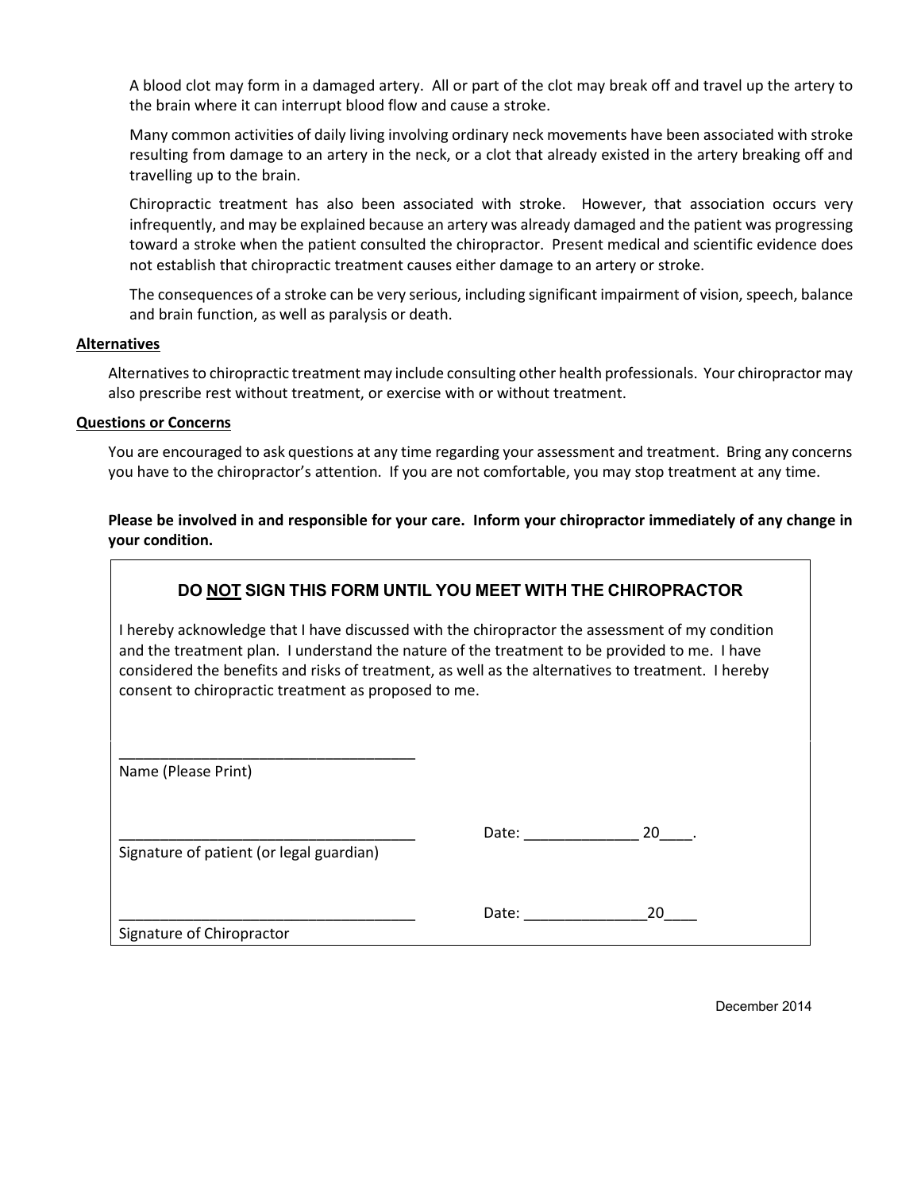A blood clot may form in a damaged artery. All or part of the clot may break off and travel up the artery to the brain where it can interrupt blood flow and cause a stroke.

Many common activities of daily living involving ordinary neck movements have been associated with stroke resulting from damage to an artery in the neck, or a clot that already existed in the artery breaking off and travelling up to the brain.

Chiropractic treatment has also been associated with stroke. However, that association occurs very infrequently, and may be explained because an artery was already damaged and the patient was progressing toward a stroke when the patient consulted the chiropractor. Present medical and scientific evidence does not establish that chiropractic treatment causes either damage to an artery or stroke.

The consequences of a stroke can be very serious, including significant impairment of vision, speech, balance and brain function, as well as paralysis or death.

**Alternatives**

Alternatives to chiropractic treatment may include consulting other health professionals. Your chiropractor may also prescribe rest without treatment, or exercise with or without treatment.

**Questions or Concerns**

You are encouraged to ask questions at any time regarding your assessment and treatment. Bring any concerns you have to the chiropractor's attention. If you are not comfortable, you may stop treatment at any time.

**Please be involved in and responsible for your care. Inform your chiropractor immediately of any change in your condition.**

**DO NOT SIGN THIS FORM UNTIL YOU MEET WITH THE CHIROPRACTOR**

I hereby acknowledge that I have discussed with the chiropractor the assessment of my condition and the treatment plan. I understand the nature of the treatment to be provided to me. I have considered the benefits and risks of treatment, as well as the alternatives to treatment. I hereby consent to chiropractic treatment as proposed to me.

____________________________________
Name (Please Print)

____________________________________ Date: ______________ 20____.
Signature of patient (or legal guardian)

____________________________________ Date: _______________20____
Signature of Chiropractor

December 2014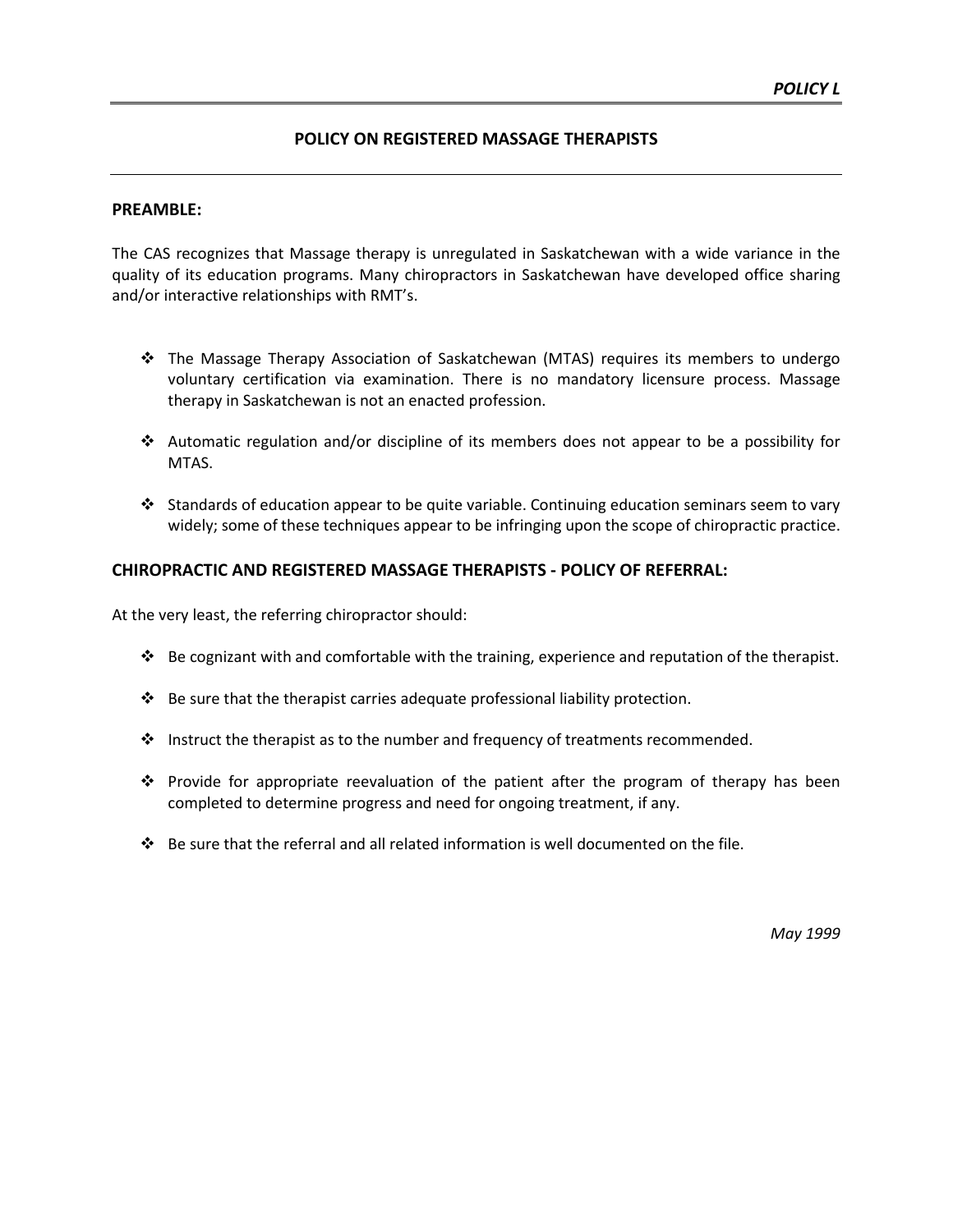*POLICY L*

## POLICY ON REGISTERED MASSAGE THERAPISTS

### PREAMBLE:

The CAS recognizes that Massage therapy is unregulated in Saskatchewan with a wide variance in the quality of its education programs. Many chiropractors in Saskatchewan have developed office sharing and/or interactive relationships with RMT's.

- The Massage Therapy Association of Saskatchewan (MTAS) requires its members to undergo voluntary certification via examination. There is no mandatory licensure process. Massage therapy in Saskatchewan is not an enacted profession.
- Automatic regulation and/or discipline of its members does not appear to be a possibility for MTAS.
- Standards of education appear to be quite variable. Continuing education seminars seem to vary widely; some of these techniques appear to be infringing upon the scope of chiropractic practice.

### CHIROPRACTIC AND REGISTERED MASSAGE THERAPISTS - POLICY OF REFERRAL:

At the very least, the referring chiropractor should:

- Be cognizant with and comfortable with the training, experience and reputation of the therapist.
- Be sure that the therapist carries adequate professional liability protection.
- Instruct the therapist as to the number and frequency of treatments recommended.
- Provide for appropriate reevaluation of the patient after the program of therapy has been completed to determine progress and need for ongoing treatment, if any.
- Be sure that the referral and all related information is well documented on the file.

*May 1999*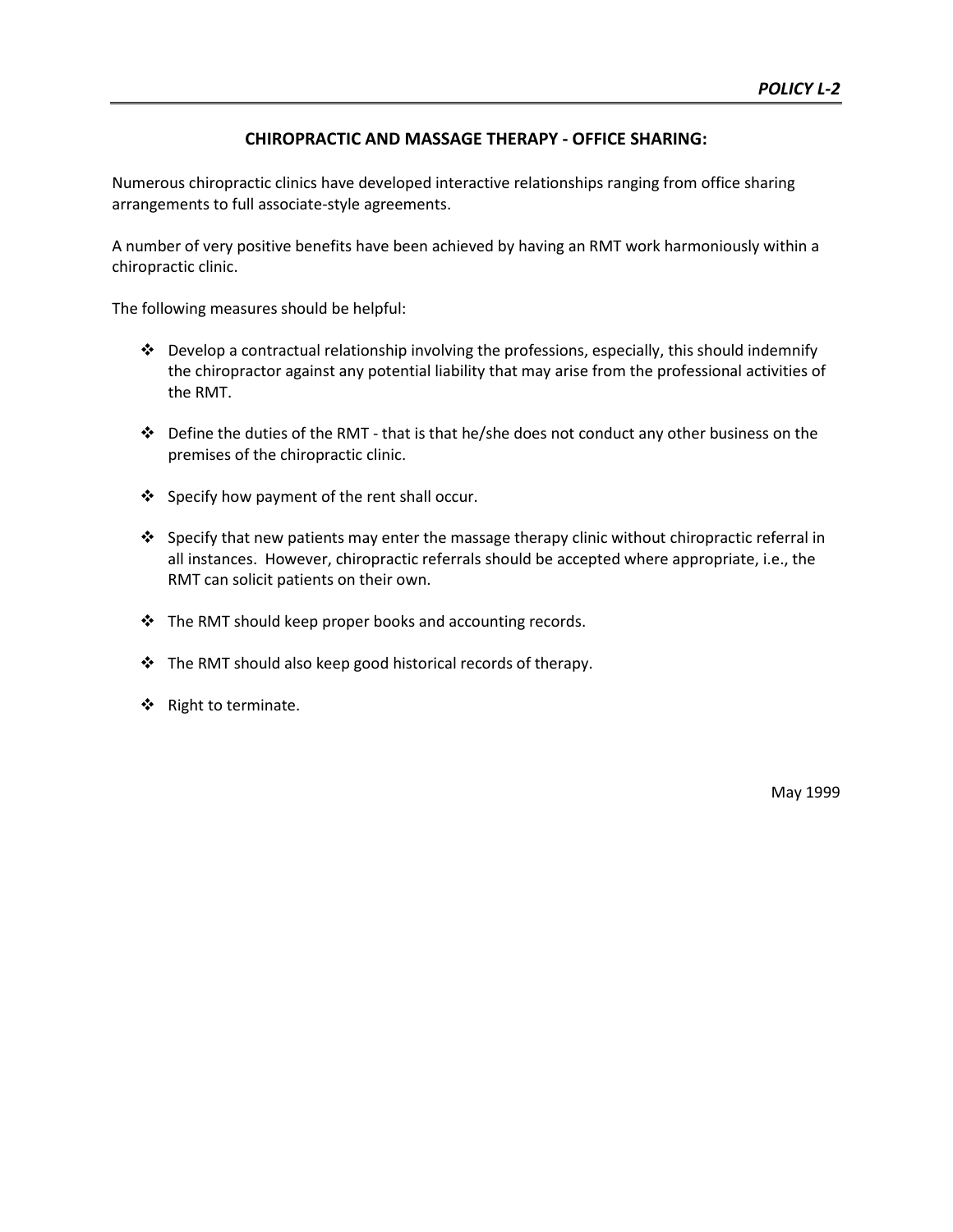***POLICY L-2***

## CHIROPRACTIC AND MASSAGE THERAPY - OFFICE SHARING:

Numerous chiropractic clinics have developed interactive relationships ranging from office sharing arrangements to full associate-style agreements.

A number of very positive benefits have been achieved by having an RMT work harmoniously within a chiropractic clinic.

The following measures should be helpful:

- Develop a contractual relationship involving the professions, especially, this should indemnify the chiropractor against any potential liability that may arise from the professional activities of the RMT.
- Define the duties of the RMT - that is that he/she does not conduct any other business on the premises of the chiropractic clinic.
- Specify how payment of the rent shall occur.
- Specify that new patients may enter the massage therapy clinic without chiropractic referral in all instances. However, chiropractic referrals should be accepted where appropriate, i.e., the RMT can solicit patients on their own.
- The RMT should keep proper books and accounting records.
- The RMT should also keep good historical records of therapy.
- Right to terminate.

May 1999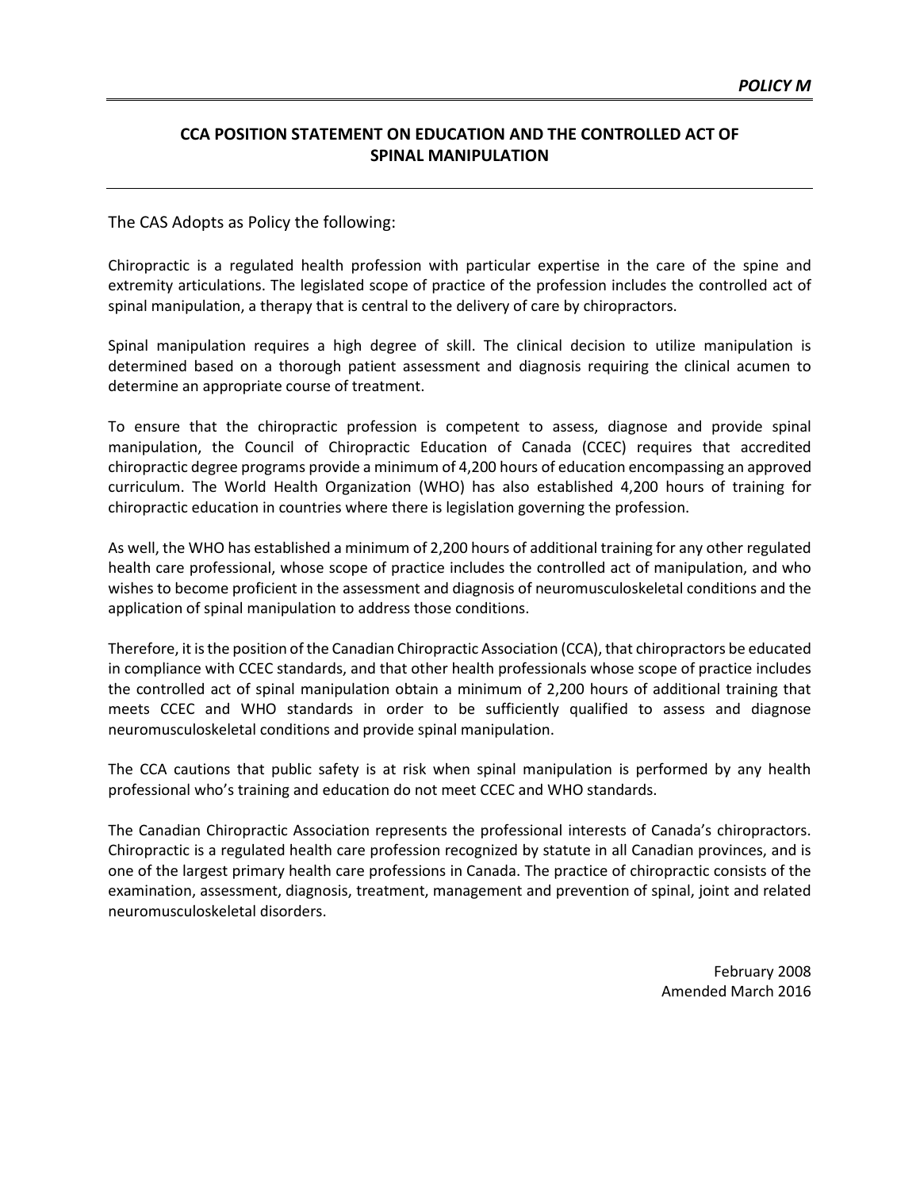***POLICY M***

## CCA POSITION STATEMENT ON EDUCATION AND THE CONTROLLED ACT OF SPINAL MANIPULATION

The CAS Adopts as Policy the following:

Chiropractic is a regulated health profession with particular expertise in the care of the spine and extremity articulations. The legislated scope of practice of the profession includes the controlled act of spinal manipulation, a therapy that is central to the delivery of care by chiropractors.

Spinal manipulation requires a high degree of skill. The clinical decision to utilize manipulation is determined based on a thorough patient assessment and diagnosis requiring the clinical acumen to determine an appropriate course of treatment.

To ensure that the chiropractic profession is competent to assess, diagnose and provide spinal manipulation, the Council of Chiropractic Education of Canada (CCEC) requires that accredited chiropractic degree programs provide a minimum of 4,200 hours of education encompassing an approved curriculum. The World Health Organization (WHO) has also established 4,200 hours of training for chiropractic education in countries where there is legislation governing the profession.

As well, the WHO has established a minimum of 2,200 hours of additional training for any other regulated health care professional, whose scope of practice includes the controlled act of manipulation, and who wishes to become proficient in the assessment and diagnosis of neuromusculoskeletal conditions and the application of spinal manipulation to address those conditions.

Therefore, it is the position of the Canadian Chiropractic Association (CCA), that chiropractors be educated in compliance with CCEC standards, and that other health professionals whose scope of practice includes the controlled act of spinal manipulation obtain a minimum of 2,200 hours of additional training that meets CCEC and WHO standards in order to be sufficiently qualified to assess and diagnose neuromusculoskeletal conditions and provide spinal manipulation.

The CCA cautions that public safety is at risk when spinal manipulation is performed by any health professional who's training and education do not meet CCEC and WHO standards.

The Canadian Chiropractic Association represents the professional interests of Canada's chiropractors. Chiropractic is a regulated health care profession recognized by statute in all Canadian provinces, and is one of the largest primary health care professions in Canada. The practice of chiropractic consists of the examination, assessment, diagnosis, treatment, management and prevention of spinal, joint and related neuromusculoskeletal disorders.

February 2008
Amended March 2016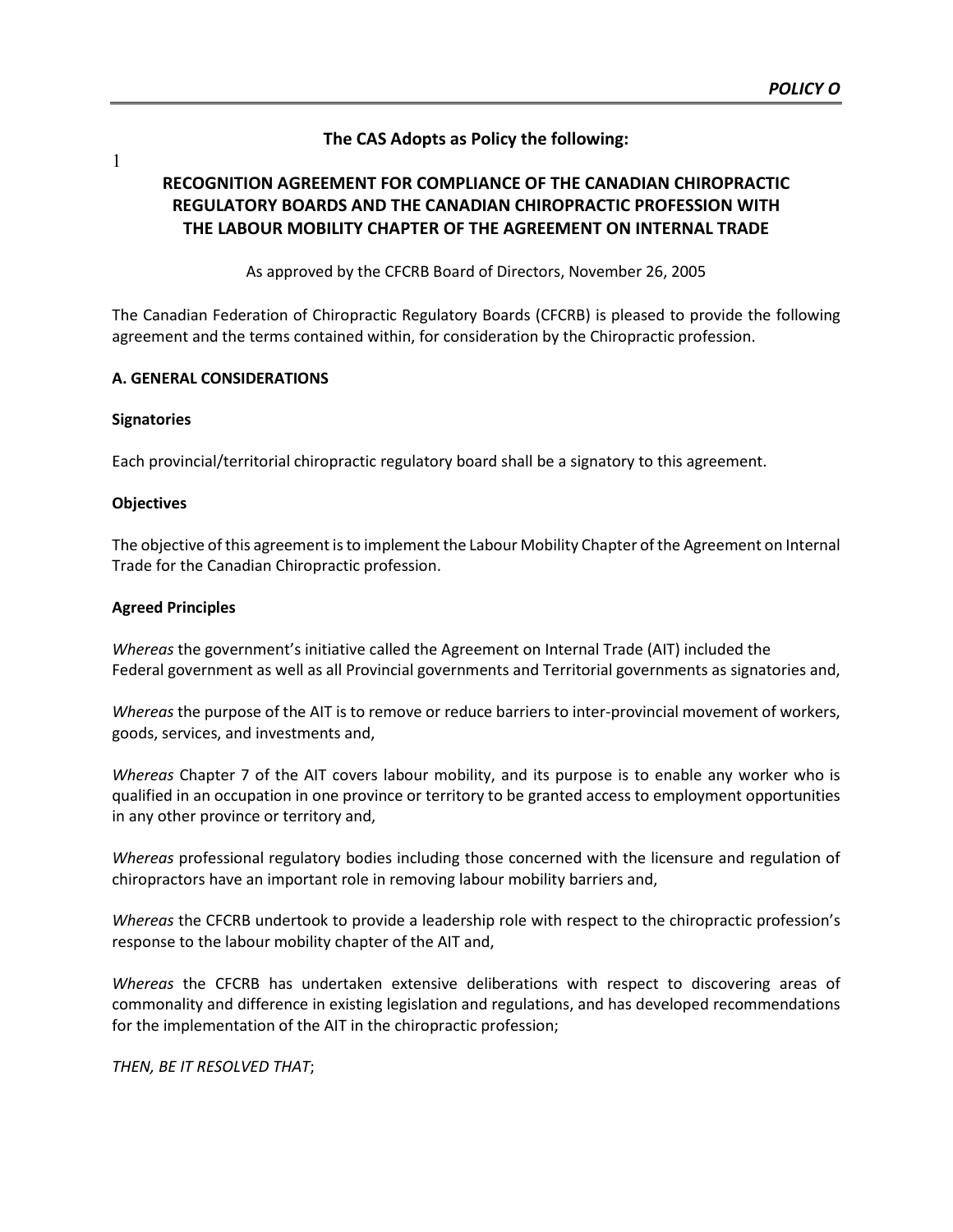**The CAS Adopts as Policy the following:**

1

## RECOGNITION AGREEMENT FOR COMPLIANCE OF THE CANADIAN CHIROPRACTIC REGULATORY BOARDS AND THE CANADIAN CHIROPRACTIC PROFESSION WITH THE LABOUR MOBILITY CHAPTER OF THE AGREEMENT ON INTERNAL TRADE

As approved by the CFCRB Board of Directors, November 26, 2005

The Canadian Federation of Chiropractic Regulatory Boards (CFCRB) is pleased to provide the following agreement and the terms contained within, for consideration by the Chiropractic profession.

### A. GENERAL CONSIDERATIONS

**Signatories**

Each provincial/territorial chiropractic regulatory board shall be a signatory to this agreement.

**Objectives**

The objective of this agreement is to implement the Labour Mobility Chapter of the Agreement on Internal Trade for the Canadian Chiropractic profession.

**Agreed Principles**

*Whereas* the government's initiative called the Agreement on Internal Trade (AIT) included the Federal government as well as all Provincial governments and Territorial governments as signatories and,

*Whereas* the purpose of the AIT is to remove or reduce barriers to inter-provincial movement of workers, goods, services, and investments and,

*Whereas* Chapter 7 of the AIT covers labour mobility, and its purpose is to enable any worker who is qualified in an occupation in one province or territory to be granted access to employment opportunities in any other province or territory and,

*Whereas* professional regulatory bodies including those concerned with the licensure and regulation of chiropractors have an important role in removing labour mobility barriers and,

*Whereas* the CFCRB undertook to provide a leadership role with respect to the chiropractic profession's response to the labour mobility chapter of the AIT and,

*Whereas* the CFCRB has undertaken extensive deliberations with respect to discovering areas of commonality and difference in existing legislation and regulations, and has developed recommendations for the implementation of the AIT in the chiropractic profession;

*THEN, BE IT RESOLVED THAT*;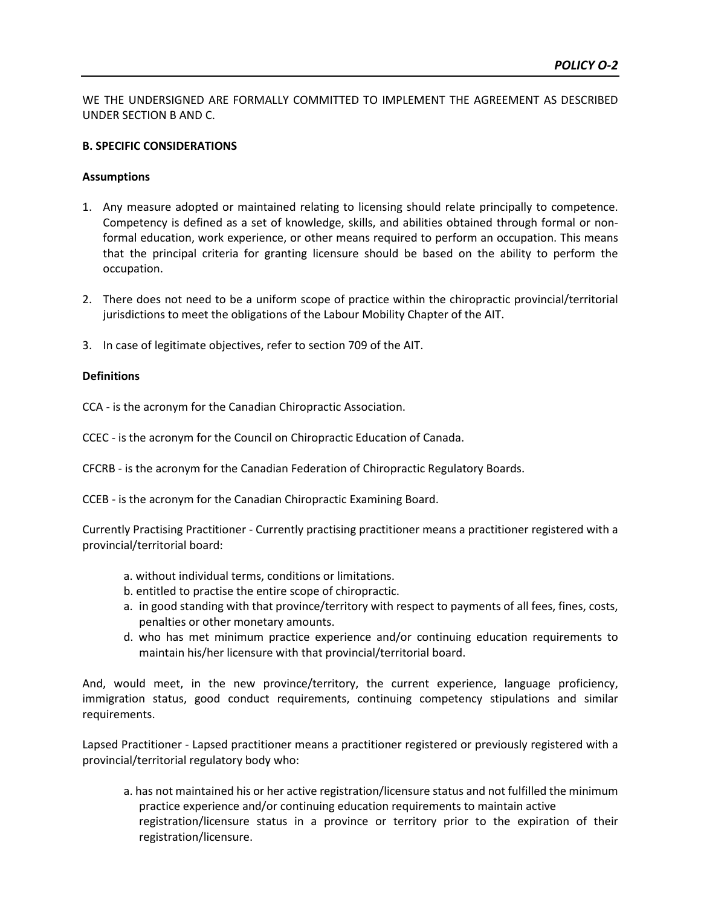WE THE UNDERSIGNED ARE FORMALLY COMMITTED TO IMPLEMENT THE AGREEMENT AS DESCRIBED UNDER SECTION B AND C.

**B. SPECIFIC CONSIDERATIONS**

**Assumptions**

1. Any measure adopted or maintained relating to licensing should relate principally to competence. Competency is defined as a set of knowledge, skills, and abilities obtained through formal or non-formal education, work experience, or other means required to perform an occupation. This means that the principal criteria for granting licensure should be based on the ability to perform the occupation.
2. There does not need to be a uniform scope of practice within the chiropractic provincial/territorial jurisdictions to meet the obligations of the Labour Mobility Chapter of the AIT.
3. In case of legitimate objectives, refer to section 709 of the AIT.

**Definitions**

CCA - is the acronym for the Canadian Chiropractic Association.

CCEC - is the acronym for the Council on Chiropractic Education of Canada.

CFCRB - is the acronym for the Canadian Federation of Chiropractic Regulatory Boards.

CCEB - is the acronym for the Canadian Chiropractic Examining Board.

Currently Practising Practitioner - Currently practising practitioner means a practitioner registered with a provincial/territorial board:

a. without individual terms, conditions or limitations.
b. entitled to practise the entire scope of chiropractic.
a. in good standing with that province/territory with respect to payments of all fees, fines, costs, penalties or other monetary amounts.
d. who has met minimum practice experience and/or continuing education requirements to maintain his/her licensure with that provincial/territorial board.

And, would meet, in the new province/territory, the current experience, language proficiency, immigration status, good conduct requirements, continuing competency stipulations and similar requirements.

Lapsed Practitioner - Lapsed practitioner means a practitioner registered or previously registered with a provincial/territorial regulatory body who:

a. has not maintained his or her active registration/licensure status and not fulfilled the minimum practice experience and/or continuing education requirements to maintain active registration/licensure status in a province or territory prior to the expiration of their registration/licensure.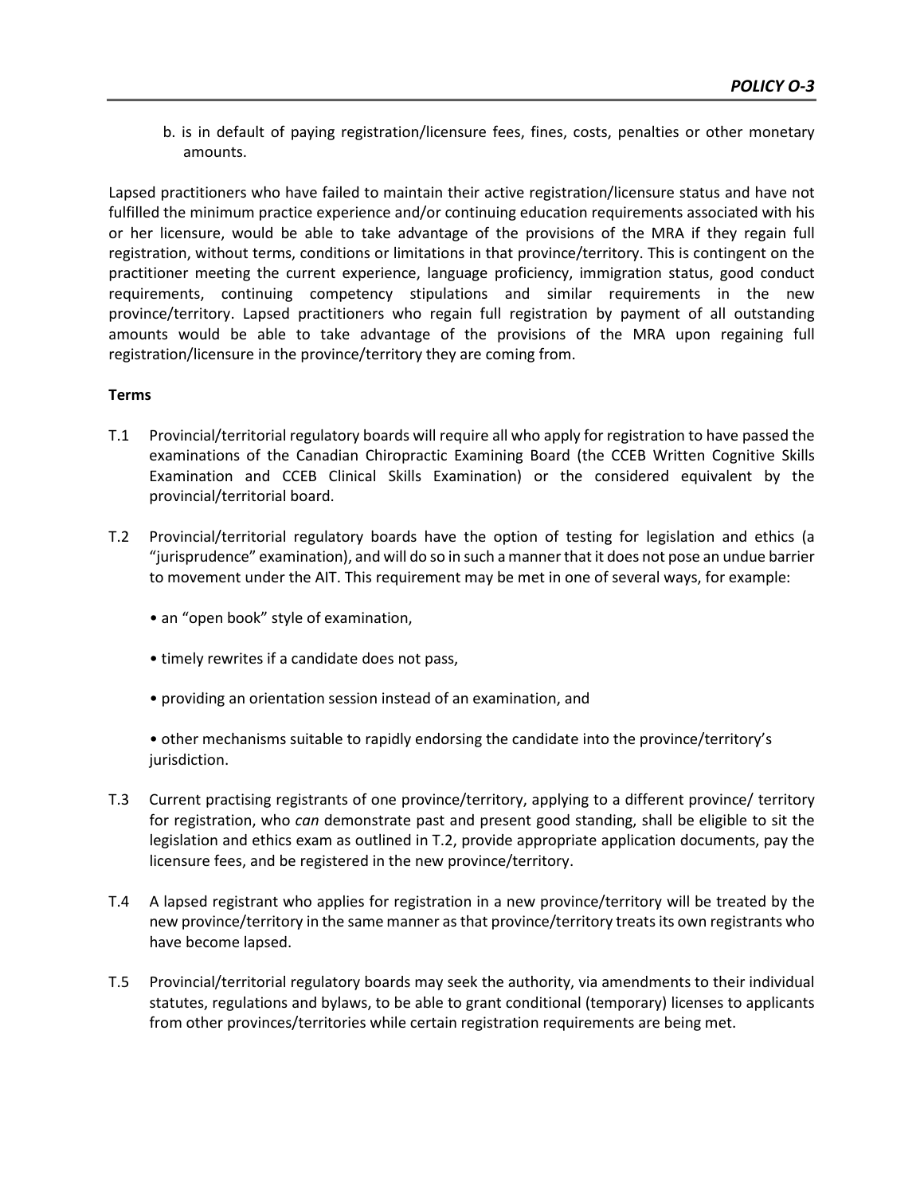b. is in default of paying registration/licensure fees, fines, costs, penalties or other monetary amounts.

Lapsed practitioners who have failed to maintain their active registration/licensure status and have not fulfilled the minimum practice experience and/or continuing education requirements associated with his or her licensure, would be able to take advantage of the provisions of the MRA if they regain full registration, without terms, conditions or limitations in that province/territory. This is contingent on the practitioner meeting the current experience, language proficiency, immigration status, good conduct requirements, continuing competency stipulations and similar requirements in the new province/territory. Lapsed practitioners who regain full registration by payment of all outstanding amounts would be able to take advantage of the provisions of the MRA upon regaining full registration/licensure in the province/territory they are coming from.

**Terms**

T.1 Provincial/territorial regulatory boards will require all who apply for registration to have passed the examinations of the Canadian Chiropractic Examining Board (the CCEB Written Cognitive Skills Examination and CCEB Clinical Skills Examination) or the considered equivalent by the provincial/territorial board.

T.2 Provincial/territorial regulatory boards have the option of testing for legislation and ethics (a "jurisprudence" examination), and will do so in such a manner that it does not pose an undue barrier to movement under the AIT. This requirement may be met in one of several ways, for example:

- an "open book" style of examination,
- timely rewrites if a candidate does not pass,
- providing an orientation session instead of an examination, and
- other mechanisms suitable to rapidly endorsing the candidate into the province/territory's jurisdiction.

T.3 Current practising registrants of one province/territory, applying to a different province/ territory for registration, who *can* demonstrate past and present good standing, shall be eligible to sit the legislation and ethics exam as outlined in T.2, provide appropriate application documents, pay the licensure fees, and be registered in the new province/territory.

T.4 A lapsed registrant who applies for registration in a new province/territory will be treated by the new province/territory in the same manner as that province/territory treats its own registrants who have become lapsed.

T.5 Provincial/territorial regulatory boards may seek the authority, via amendments to their individual statutes, regulations and bylaws, to be able to grant conditional (temporary) licenses to applicants from other provinces/territories while certain registration requirements are being met.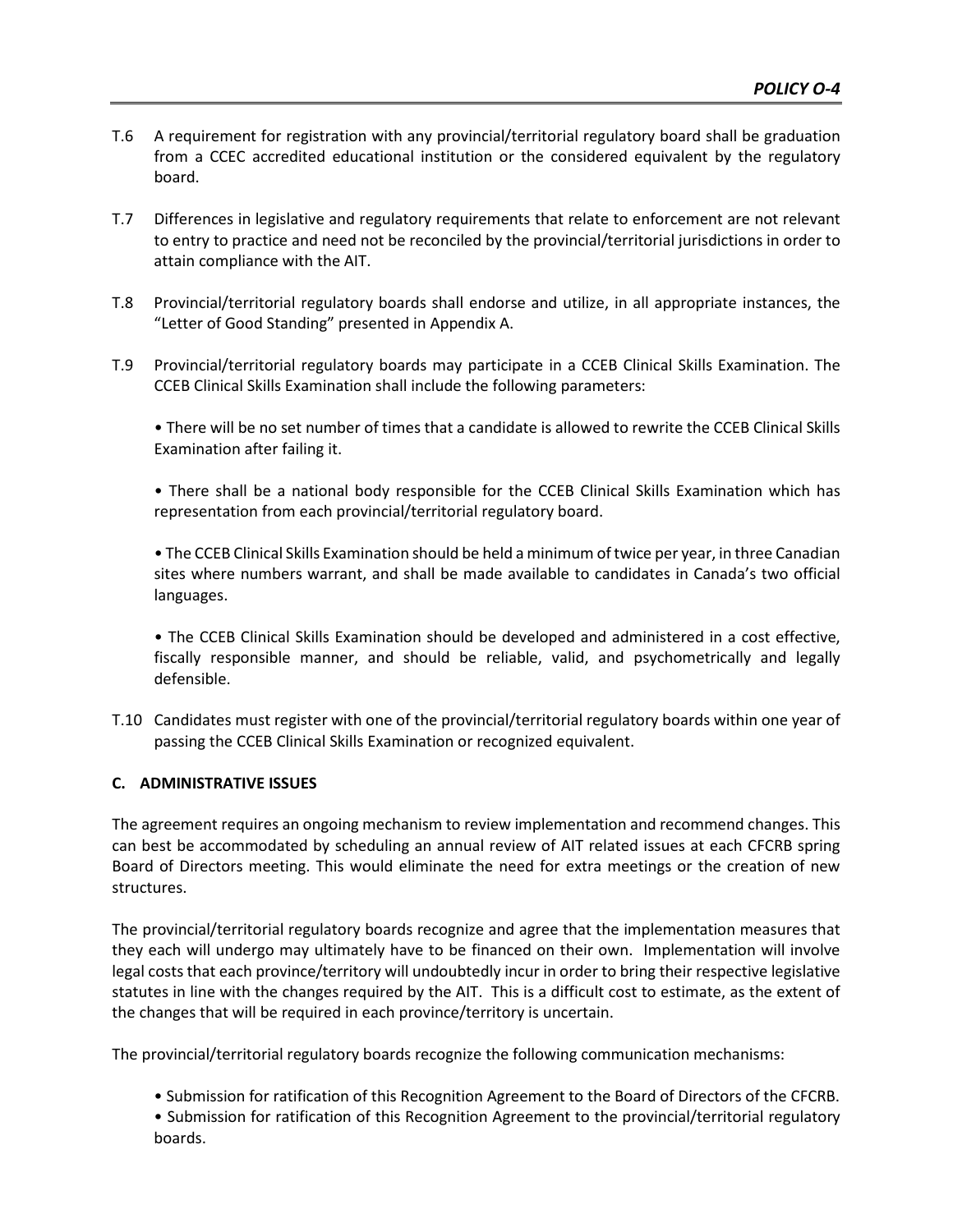T.6 A requirement for registration with any provincial/territorial regulatory board shall be graduation from a CCEC accredited educational institution or the considered equivalent by the regulatory board.

T.7 Differences in legislative and regulatory requirements that relate to enforcement are not relevant to entry to practice and need not be reconciled by the provincial/territorial jurisdictions in order to attain compliance with the AIT.

T.8 Provincial/territorial regulatory boards shall endorse and utilize, in all appropriate instances, the "Letter of Good Standing" presented in Appendix A.

T.9 Provincial/territorial regulatory boards may participate in a CCEB Clinical Skills Examination. The CCEB Clinical Skills Examination shall include the following parameters:

• There will be no set number of times that a candidate is allowed to rewrite the CCEB Clinical Skills Examination after failing it.

• There shall be a national body responsible for the CCEB Clinical Skills Examination which has representation from each provincial/territorial regulatory board.

• The CCEB Clinical Skills Examination should be held a minimum of twice per year, in three Canadian sites where numbers warrant, and shall be made available to candidates in Canada's two official languages.

• The CCEB Clinical Skills Examination should be developed and administered in a cost effective, fiscally responsible manner, and should be reliable, valid, and psychometrically and legally defensible.

T.10 Candidates must register with one of the provincial/territorial regulatory boards within one year of passing the CCEB Clinical Skills Examination or recognized equivalent.

## C. ADMINISTRATIVE ISSUES

The agreement requires an ongoing mechanism to review implementation and recommend changes. This can best be accommodated by scheduling an annual review of AIT related issues at each CFCRB spring Board of Directors meeting. This would eliminate the need for extra meetings or the creation of new structures.

The provincial/territorial regulatory boards recognize and agree that the implementation measures that they each will undergo may ultimately have to be financed on their own. Implementation will involve legal costs that each province/territory will undoubtedly incur in order to bring their respective legislative statutes in line with the changes required by the AIT. This is a difficult cost to estimate, as the extent of the changes that will be required in each province/territory is uncertain.

The provincial/territorial regulatory boards recognize the following communication mechanisms:

• Submission for ratification of this Recognition Agreement to the Board of Directors of the CFCRB.
• Submission for ratification of this Recognition Agreement to the provincial/territorial regulatory boards.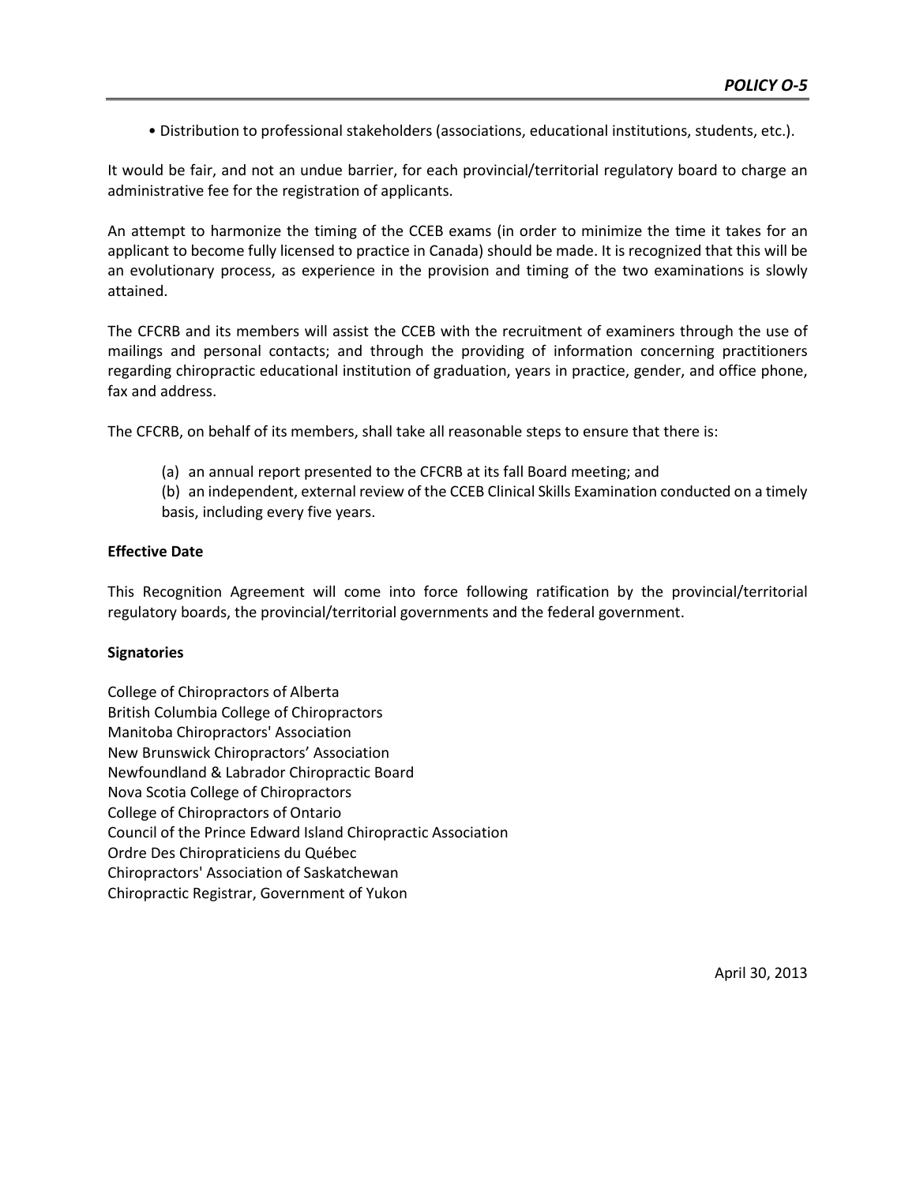• Distribution to professional stakeholders (associations, educational institutions, students, etc.).

It would be fair, and not an undue barrier, for each provincial/territorial regulatory board to charge an administrative fee for the registration of applicants.

An attempt to harmonize the timing of the CCEB exams (in order to minimize the time it takes for an applicant to become fully licensed to practice in Canada) should be made. It is recognized that this will be an evolutionary process, as experience in the provision and timing of the two examinations is slowly attained.

The CFCRB and its members will assist the CCEB with the recruitment of examiners through the use of mailings and personal contacts; and through the providing of information concerning practitioners regarding chiropractic educational institution of graduation, years in practice, gender, and office phone, fax and address.

The CFCRB, on behalf of its members, shall take all reasonable steps to ensure that there is:

(a) an annual report presented to the CFCRB at its fall Board meeting; and
(b) an independent, external review of the CCEB Clinical Skills Examination conducted on a timely basis, including every five years.

**Effective Date**

This Recognition Agreement will come into force following ratification by the provincial/territorial regulatory boards, the provincial/territorial governments and the federal government.

**Signatories**

College of Chiropractors of Alberta
British Columbia College of Chiropractors
Manitoba Chiropractors' Association
New Brunswick Chiropractors' Association
Newfoundland & Labrador Chiropractic Board
Nova Scotia College of Chiropractors
College of Chiropractors of Ontario
Council of the Prince Edward Island Chiropractic Association
Ordre Des Chiropraticiens du Québec
Chiropractors' Association of Saskatchewan
Chiropractic Registrar, Government of Yukon

April 30, 2013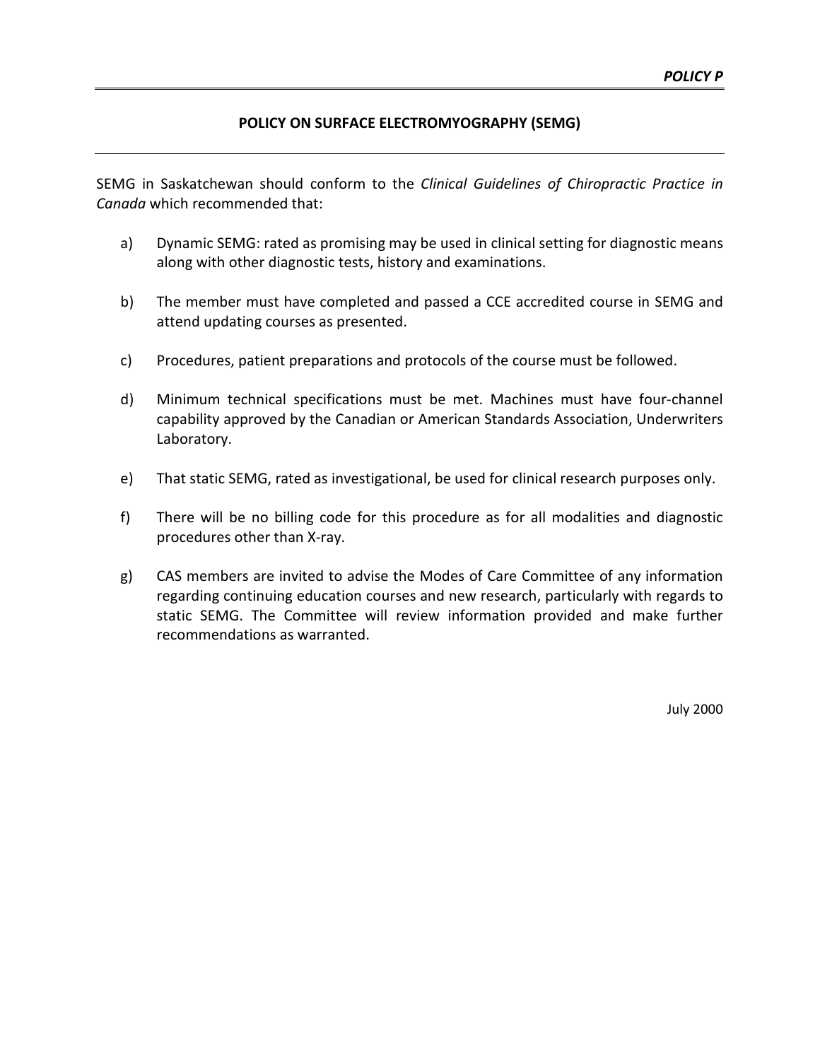*POLICY P*

## POLICY ON SURFACE ELECTROMYOGRAPHY (SEMG)

SEMG in Saskatchewan should conform to the *Clinical Guidelines of Chiropractic Practice in Canada* which recommended that:

a) Dynamic SEMG: rated as promising may be used in clinical setting for diagnostic means along with other diagnostic tests, history and examinations.

b) The member must have completed and passed a CCE accredited course in SEMG and attend updating courses as presented.

c) Procedures, patient preparations and protocols of the course must be followed.

d) Minimum technical specifications must be met. Machines must have four-channel capability approved by the Canadian or American Standards Association, Underwriters Laboratory.

e) That static SEMG, rated as investigational, be used for clinical research purposes only.

f) There will be no billing code for this procedure as for all modalities and diagnostic procedures other than X-ray.

g) CAS members are invited to advise the Modes of Care Committee of any information regarding continuing education courses and new research, particularly with regards to static SEMG. The Committee will review information provided and make further recommendations as warranted.

July 2000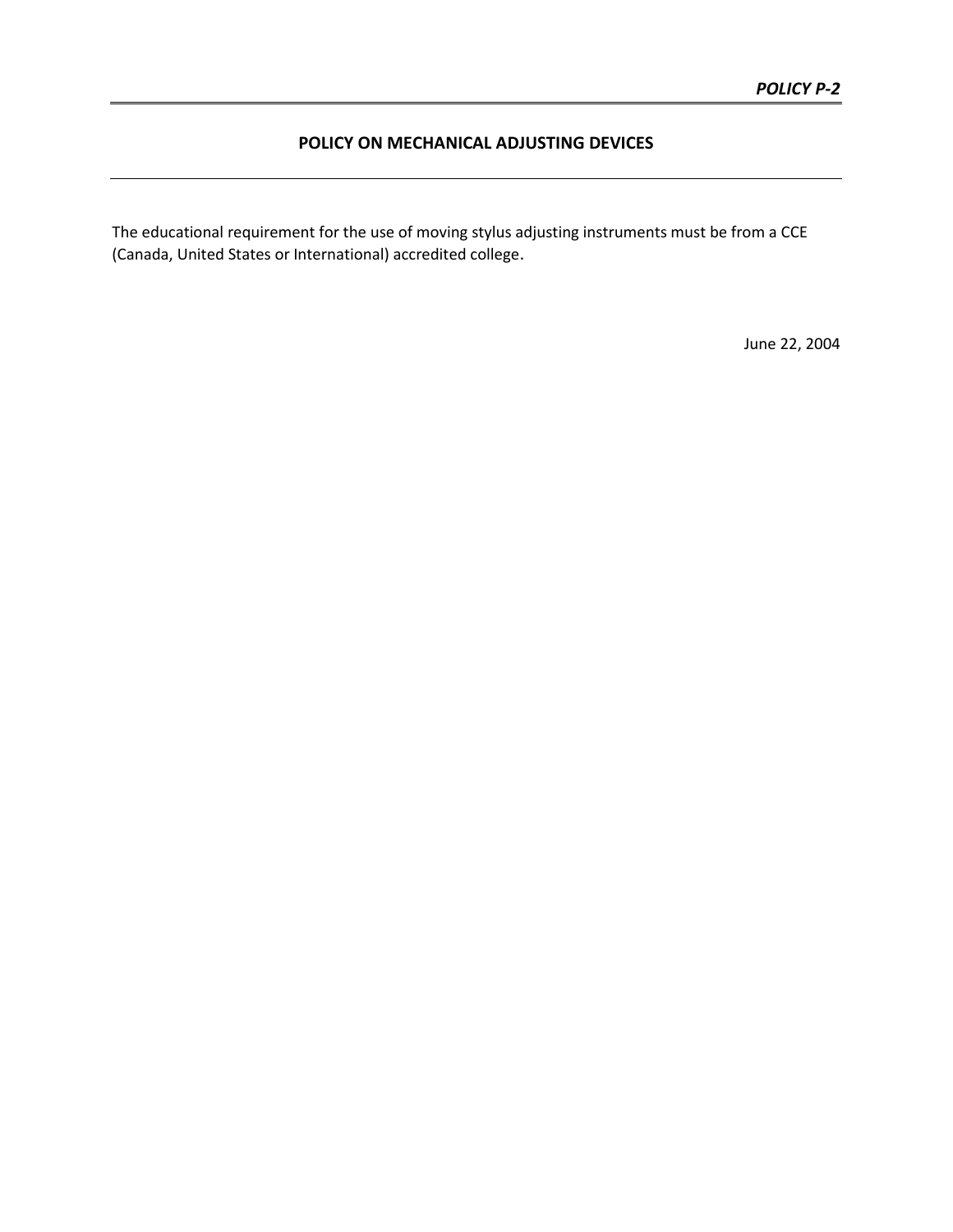***POLICY P-2***

## POLICY ON MECHANICAL ADJUSTING DEVICES

The educational requirement for the use of moving stylus adjusting instruments must be from a CCE (Canada, United States or International) accredited college.

June 22, 2004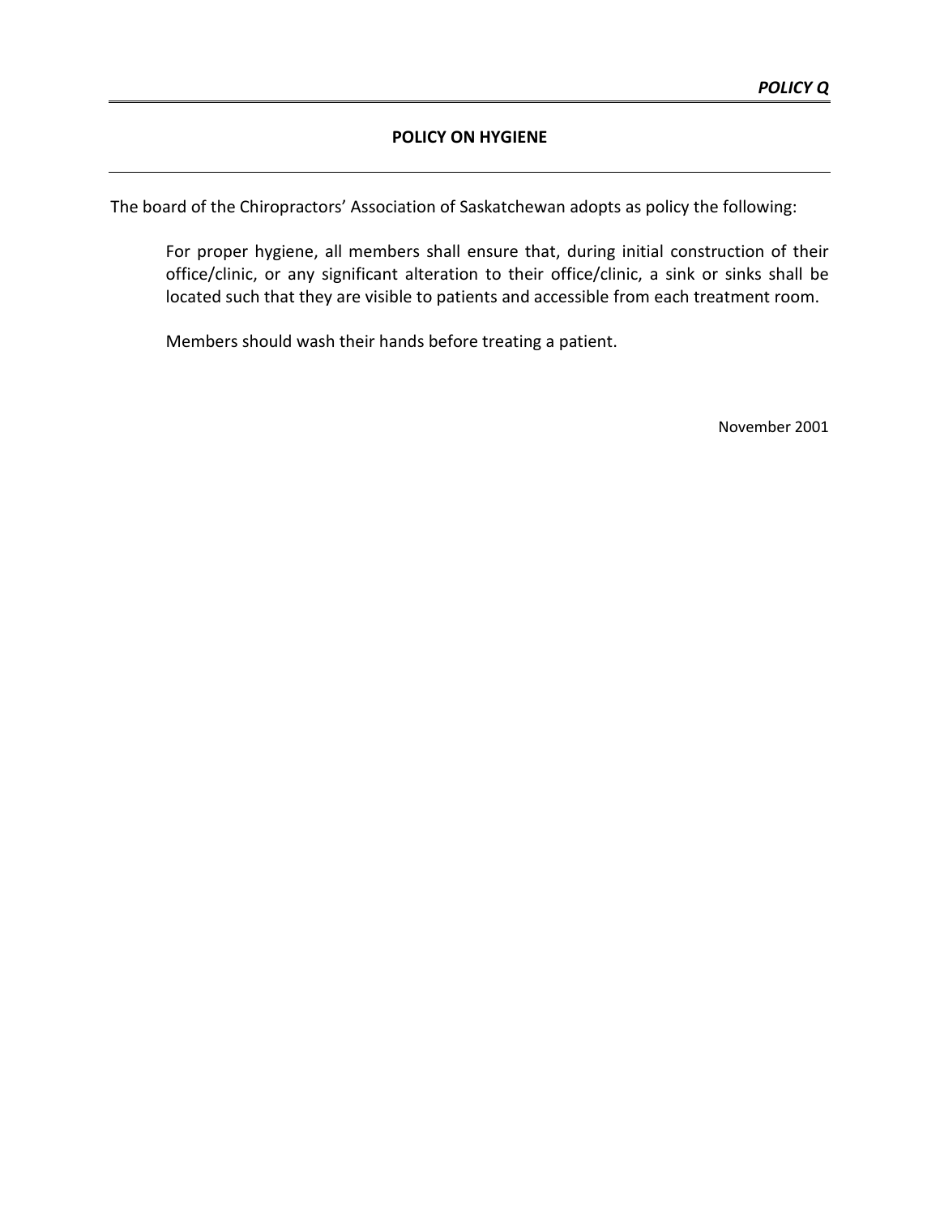*POLICY Q*

## POLICY ON HYGIENE

The board of the Chiropractors' Association of Saskatchewan adopts as policy the following:

> For proper hygiene, all members shall ensure that, during initial construction of their office/clinic, or any significant alteration to their office/clinic, a sink or sinks shall be located such that they are visible to patients and accessible from each treatment room.
>
> Members should wash their hands before treating a patient.

November 2001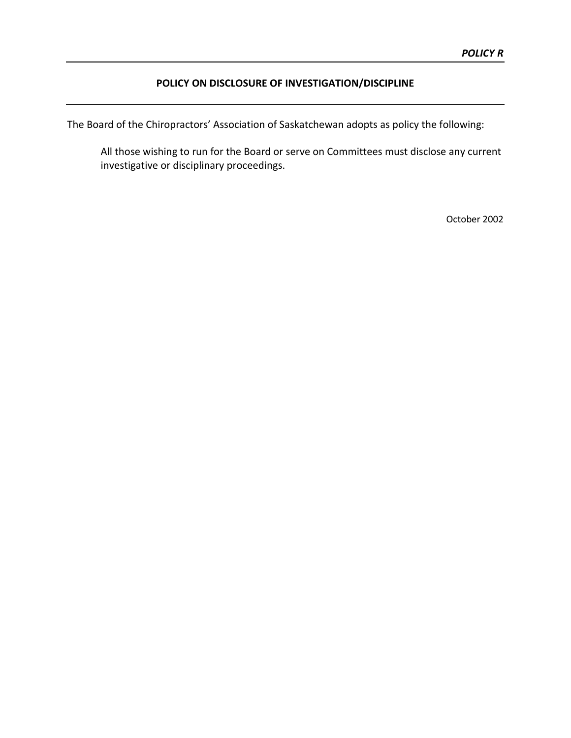***POLICY R***

## POLICY ON DISCLOSURE OF INVESTIGATION/DISCIPLINE

The Board of the Chiropractors' Association of Saskatchewan adopts as policy the following:

> All those wishing to run for the Board or serve on Committees must disclose any current investigative or disciplinary proceedings.

October 2002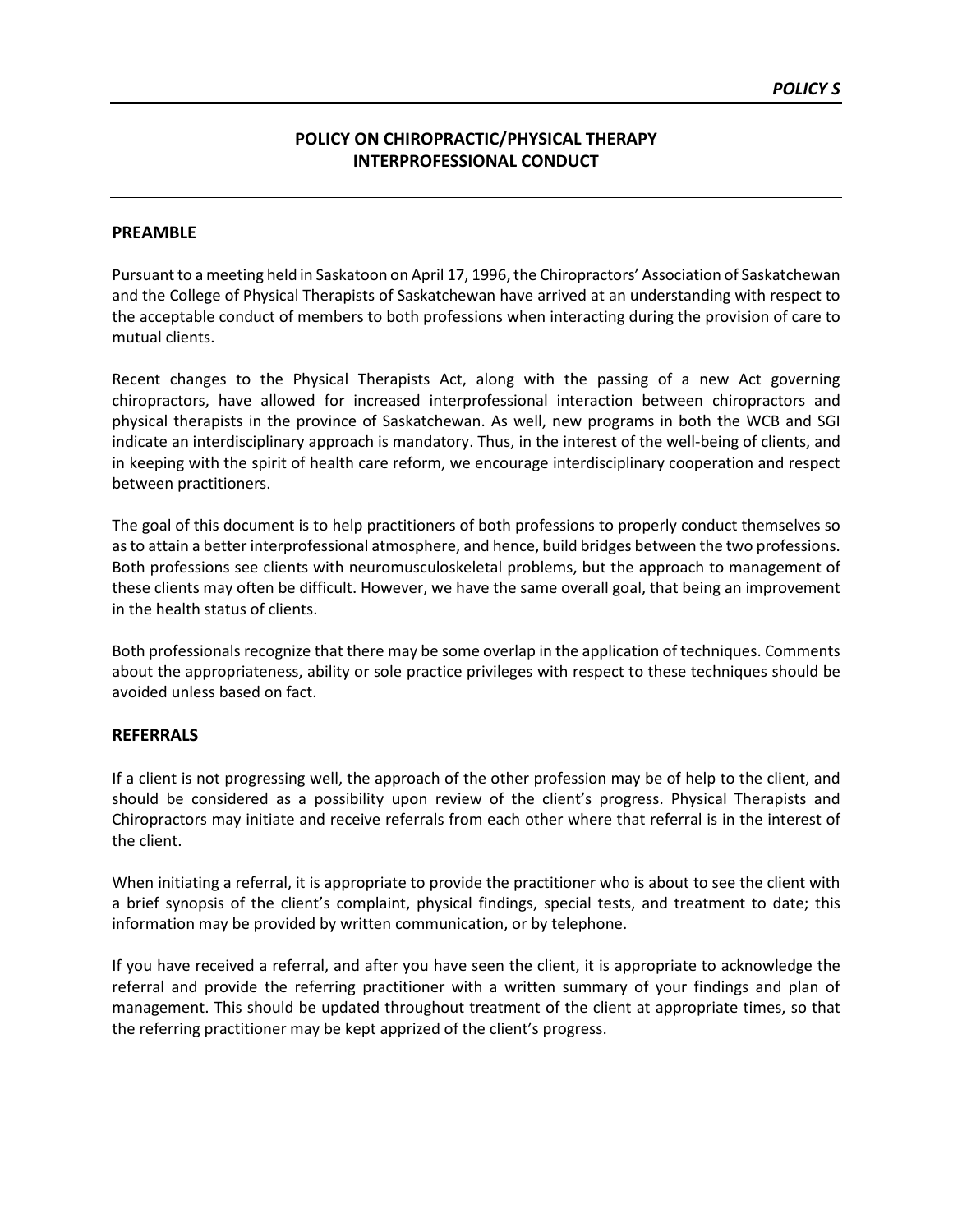*POLICY S*

# POLICY ON CHIROPRACTIC/PHYSICAL THERAPY INTERPROFESSIONAL CONDUCT

## PREAMBLE

Pursuant to a meeting held in Saskatoon on April 17, 1996, the Chiropractors' Association of Saskatchewan and the College of Physical Therapists of Saskatchewan have arrived at an understanding with respect to the acceptable conduct of members to both professions when interacting during the provision of care to mutual clients.

Recent changes to the Physical Therapists Act, along with the passing of a new Act governing chiropractors, have allowed for increased interprofessional interaction between chiropractors and physical therapists in the province of Saskatchewan. As well, new programs in both the WCB and SGI indicate an interdisciplinary approach is mandatory. Thus, in the interest of the well-being of clients, and in keeping with the spirit of health care reform, we encourage interdisciplinary cooperation and respect between practitioners.

The goal of this document is to help practitioners of both professions to properly conduct themselves so as to attain a better interprofessional atmosphere, and hence, build bridges between the two professions. Both professions see clients with neuromusculoskeletal problems, but the approach to management of these clients may often be difficult. However, we have the same overall goal, that being an improvement in the health status of clients.

Both professionals recognize that there may be some overlap in the application of techniques. Comments about the appropriateness, ability or sole practice privileges with respect to these techniques should be avoided unless based on fact.

## REFERRALS

If a client is not progressing well, the approach of the other profession may be of help to the client, and should be considered as a possibility upon review of the client's progress. Physical Therapists and Chiropractors may initiate and receive referrals from each other where that referral is in the interest of the client.

When initiating a referral, it is appropriate to provide the practitioner who is about to see the client with a brief synopsis of the client's complaint, physical findings, special tests, and treatment to date; this information may be provided by written communication, or by telephone.

If you have received a referral, and after you have seen the client, it is appropriate to acknowledge the referral and provide the referring practitioner with a written summary of your findings and plan of management. This should be updated throughout treatment of the client at appropriate times, so that the referring practitioner may be kept apprized of the client's progress.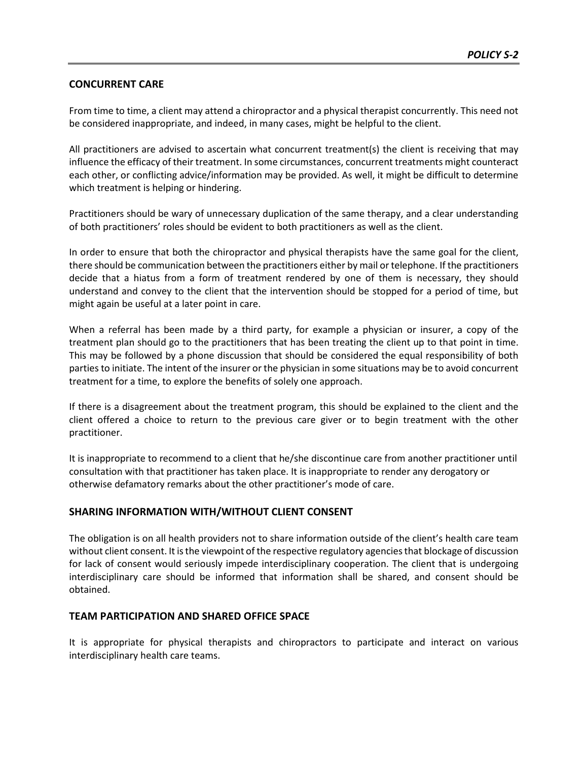## CONCURRENT CARE

From time to time, a client may attend a chiropractor and a physical therapist concurrently. This need not be considered inappropriate, and indeed, in many cases, might be helpful to the client.

All practitioners are advised to ascertain what concurrent treatment(s) the client is receiving that may influence the efficacy of their treatment. In some circumstances, concurrent treatments might counteract each other, or conflicting advice/information may be provided. As well, it might be difficult to determine which treatment is helping or hindering.

Practitioners should be wary of unnecessary duplication of the same therapy, and a clear understanding of both practitioners' roles should be evident to both practitioners as well as the client.

In order to ensure that both the chiropractor and physical therapists have the same goal for the client, there should be communication between the practitioners either by mail or telephone. If the practitioners decide that a hiatus from a form of treatment rendered by one of them is necessary, they should understand and convey to the client that the intervention should be stopped for a period of time, but might again be useful at a later point in care.

When a referral has been made by a third party, for example a physician or insurer, a copy of the treatment plan should go to the practitioners that has been treating the client up to that point in time. This may be followed by a phone discussion that should be considered the equal responsibility of both parties to initiate. The intent of the insurer or the physician in some situations may be to avoid concurrent treatment for a time, to explore the benefits of solely one approach.

If there is a disagreement about the treatment program, this should be explained to the client and the client offered a choice to return to the previous care giver or to begin treatment with the other practitioner.

It is inappropriate to recommend to a client that he/she discontinue care from another practitioner until consultation with that practitioner has taken place. It is inappropriate to render any derogatory or otherwise defamatory remarks about the other practitioner's mode of care.

## SHARING INFORMATION WITH/WITHOUT CLIENT CONSENT

The obligation is on all health providers not to share information outside of the client's health care team without client consent. It is the viewpoint of the respective regulatory agencies that blockage of discussion for lack of consent would seriously impede interdisciplinary cooperation. The client that is undergoing interdisciplinary care should be informed that information shall be shared, and consent should be obtained.

## TEAM PARTICIPATION AND SHARED OFFICE SPACE

It is appropriate for physical therapists and chiropractors to participate and interact on various interdisciplinary health care teams.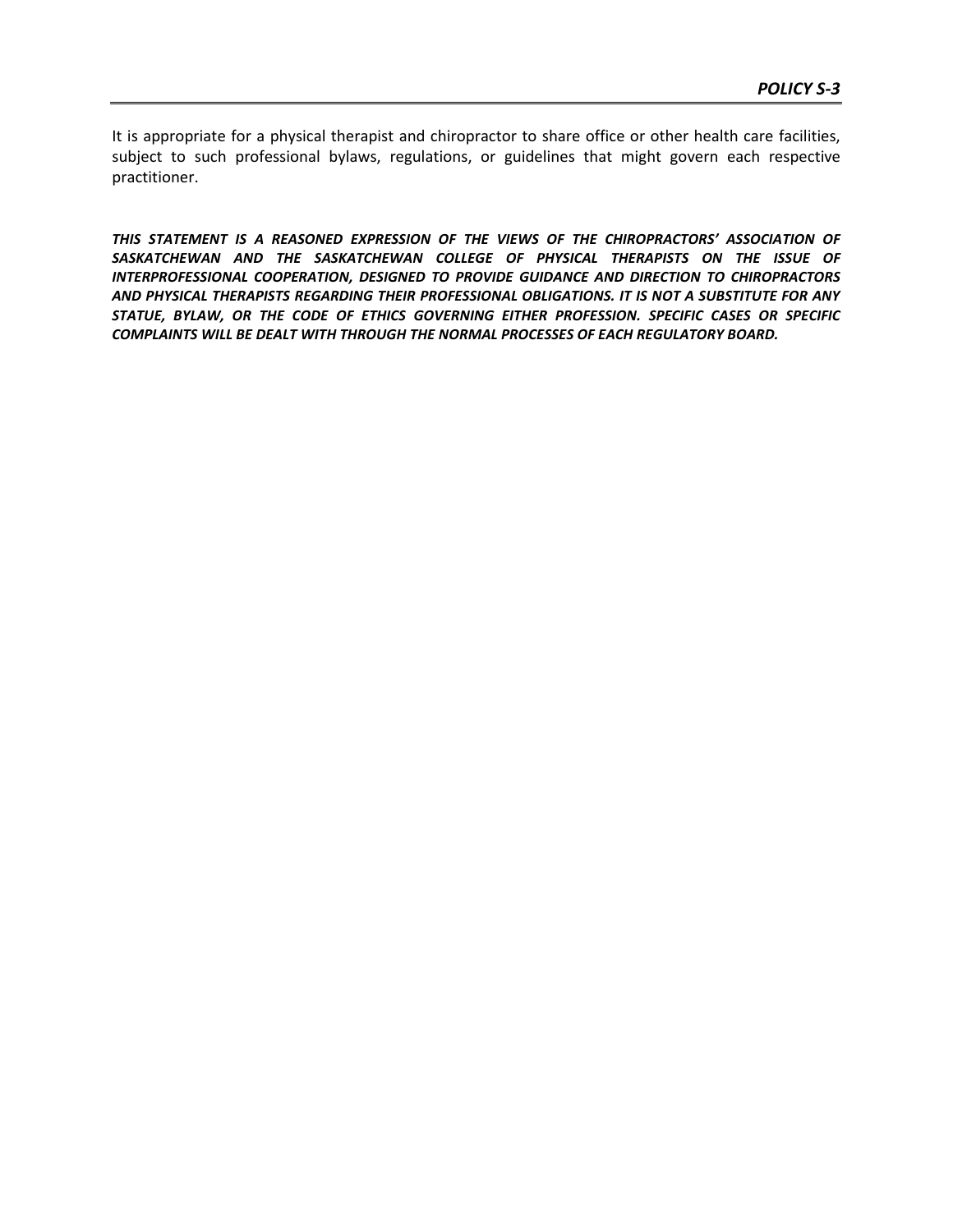***POLICY S-3***

It is appropriate for a physical therapist and chiropractor to share office or other health care facilities, subject to such professional bylaws, regulations, or guidelines that might govern each respective practitioner.

***THIS STATEMENT IS A REASONED EXPRESSION OF THE VIEWS OF THE CHIROPRACTORS' ASSOCIATION OF SASKATCHEWAN AND THE SASKATCHEWAN COLLEGE OF PHYSICAL THERAPISTS ON THE ISSUE OF INTERPROFESSIONAL COOPERATION, DESIGNED TO PROVIDE GUIDANCE AND DIRECTION TO CHIROPRACTORS AND PHYSICAL THERAPISTS REGARDING THEIR PROFESSIONAL OBLIGATIONS. IT IS NOT A SUBSTITUTE FOR ANY STATUE, BYLAW, OR THE CODE OF ETHICS GOVERNING EITHER PROFESSION. SPECIFIC CASES OR SPECIFIC COMPLAINTS WILL BE DEALT WITH THROUGH THE NORMAL PROCESSES OF EACH REGULATORY BOARD.***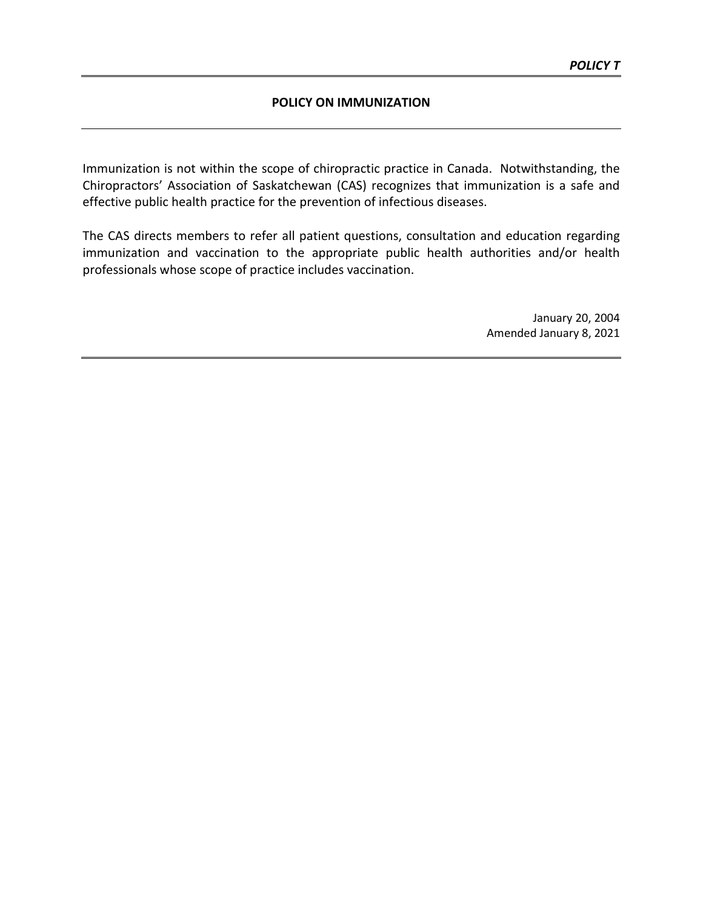***POLICY T***

## POLICY ON IMMUNIZATION

Immunization is not within the scope of chiropractic practice in Canada.  Notwithstanding, the Chiropractors' Association of Saskatchewan (CAS) recognizes that immunization is a safe and effective public health practice for the prevention of infectious diseases.

The CAS directs members to refer all patient questions, consultation and education regarding immunization and vaccination to the appropriate public health authorities and/or health professionals whose scope of practice includes vaccination.

January 20, 2004
Amended January 8, 2021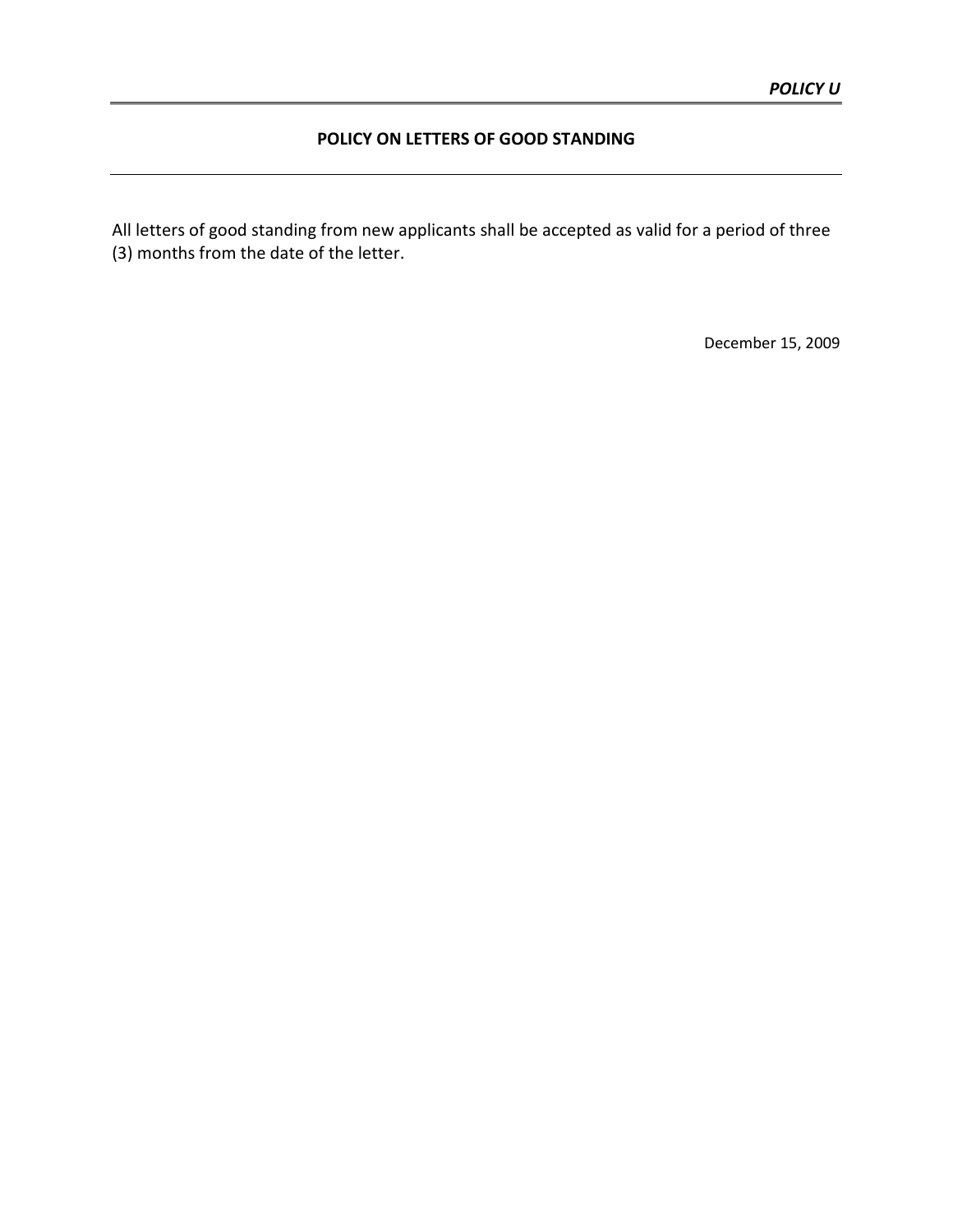***POLICY U***

## POLICY ON LETTERS OF GOOD STANDING

All letters of good standing from new applicants shall be accepted as valid for a period of three (3) months from the date of the letter.

December 15, 2009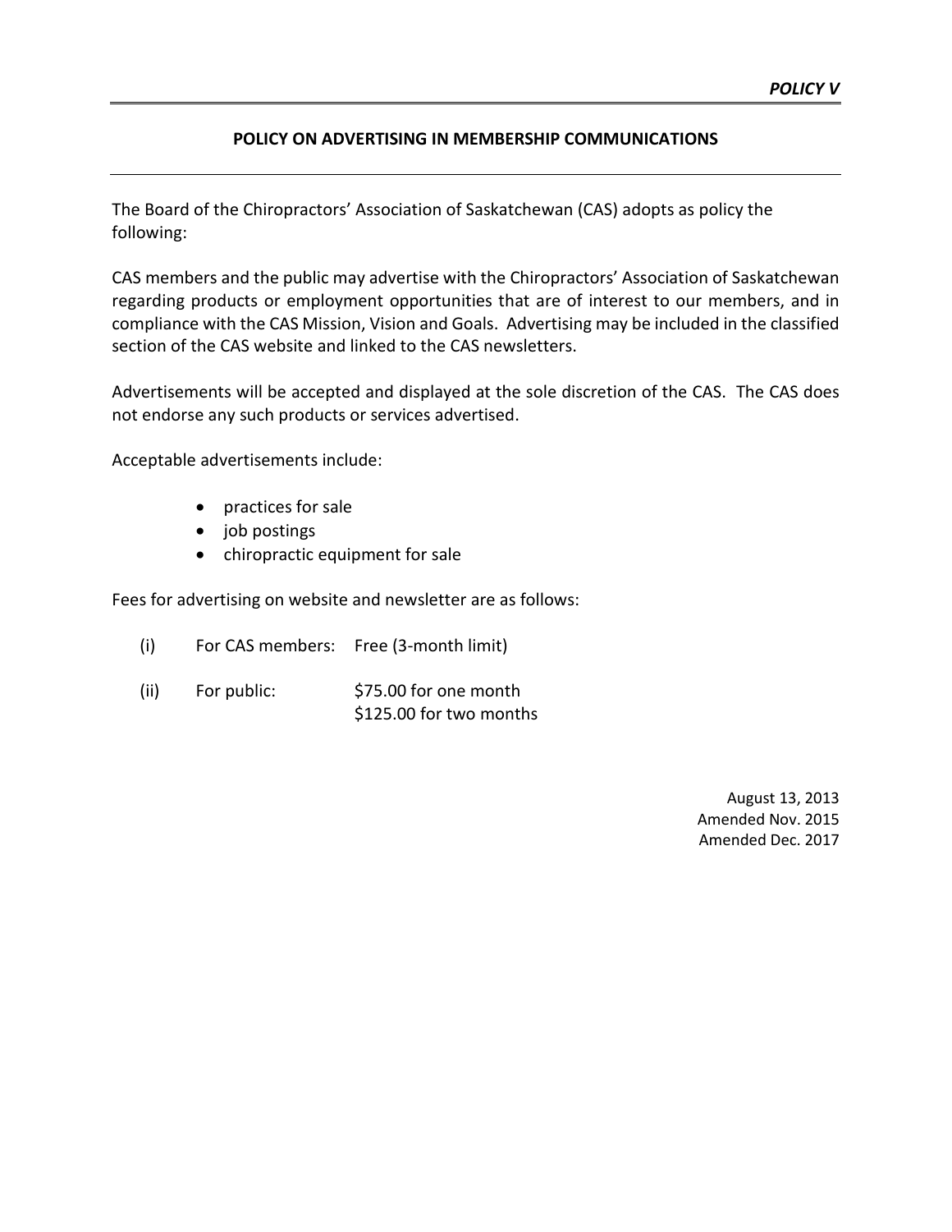*POLICY V*

**POLICY ON ADVERTISING IN MEMBERSHIP COMMUNICATIONS**

The Board of the Chiropractors' Association of Saskatchewan (CAS) adopts as policy the following:

CAS members and the public may advertise with the Chiropractors' Association of Saskatchewan regarding products or employment opportunities that are of interest to our members, and in compliance with the CAS Mission, Vision and Goals. Advertising may be included in the classified section of the CAS website and linked to the CAS newsletters.

Advertisements will be accepted and displayed at the sole discretion of the CAS. The CAS does not endorse any such products or services advertised.

Acceptable advertisements include:

- practices for sale
- job postings
- chiropractic equipment for sale

Fees for advertising on website and newsletter are as follows:

(i) For CAS members: Free (3-month limit)

(ii) For public: $75.00 for one month
$125.00 for two months

August 13, 2013
Amended Nov. 2015
Amended Dec. 2017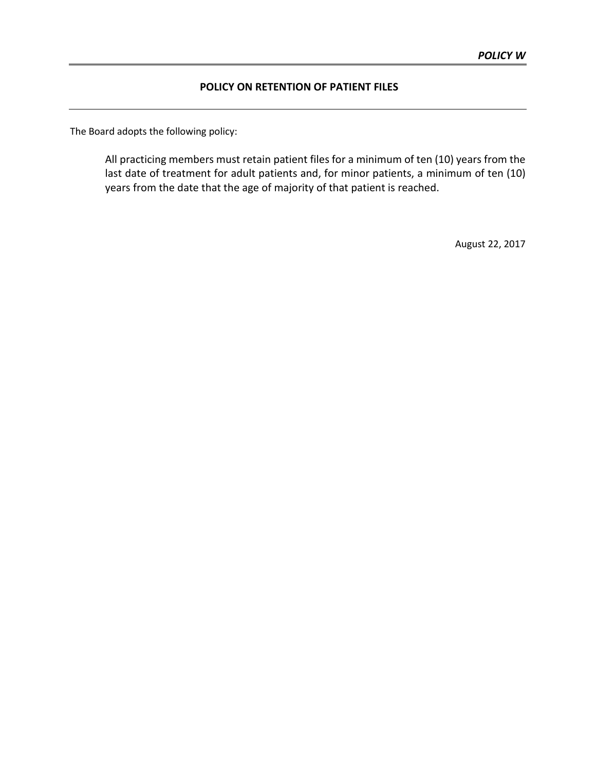***POLICY W***

## POLICY ON RETENTION OF PATIENT FILES

The Board adopts the following policy:

> All practicing members must retain patient files for a minimum of ten (10) years from the last date of treatment for adult patients and, for minor patients, a minimum of ten (10) years from the date that the age of majority of that patient is reached.

August 22, 2017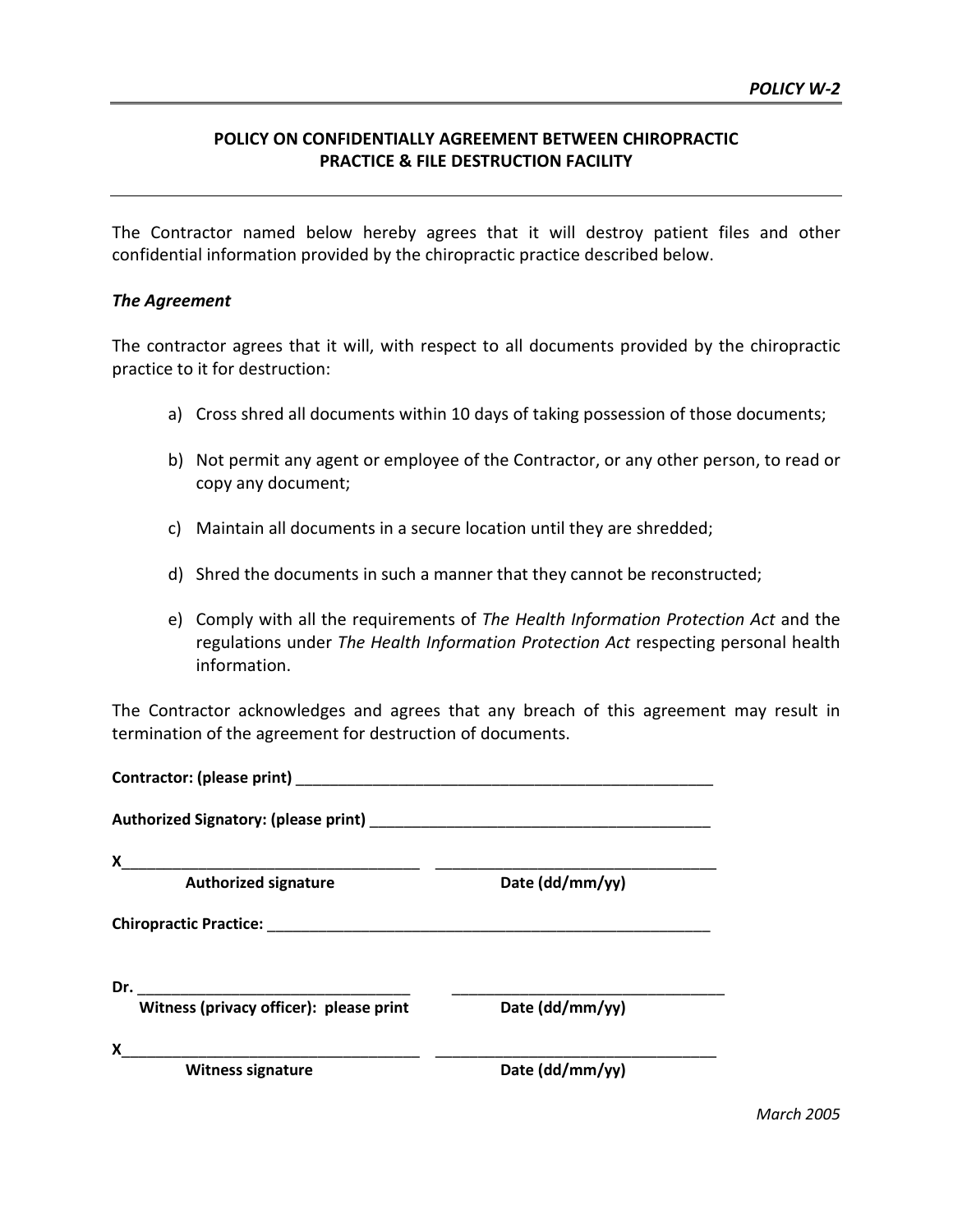*POLICY W-2*

## POLICY ON CONFIDENTIALLY AGREEMENT BETWEEN CHIROPRACTIC PRACTICE & FILE DESTRUCTION FACILITY

The Contractor named below hereby agrees that it will destroy patient files and other confidential information provided by the chiropractic practice described below.

***The Agreement***

The contractor agrees that it will, with respect to all documents provided by the chiropractic practice to it for destruction:

a) Cross shred all documents within 10 days of taking possession of those documents;

b) Not permit any agent or employee of the Contractor, or any other person, to read or copy any document;

c) Maintain all documents in a secure location until they are shredded;

d) Shred the documents in such a manner that they cannot be reconstructed;

e) Comply with all the requirements of *The Health Information Protection Act* and the regulations under *The Health Information Protection Act* respecting personal health information.

The Contractor acknowledges and agrees that any breach of this agreement may result in termination of the agreement for destruction of documents.

**Contractor: (please print)** ________________________________________________

**Authorized Signatory: (please print)** ________________________________________

X___________________________________ _________________________________
**Authorized signature** **Date (dd/mm/yy)**

**Chiropractic Practice:** ____________________________________________________

**Dr.** ________________________________ _________________________________
**Witness (privacy officer): please print** **Date (dd/mm/yy)**

X___________________________________ _________________________________
**Witness signature** **Date (dd/mm/yy)**

*March 2005*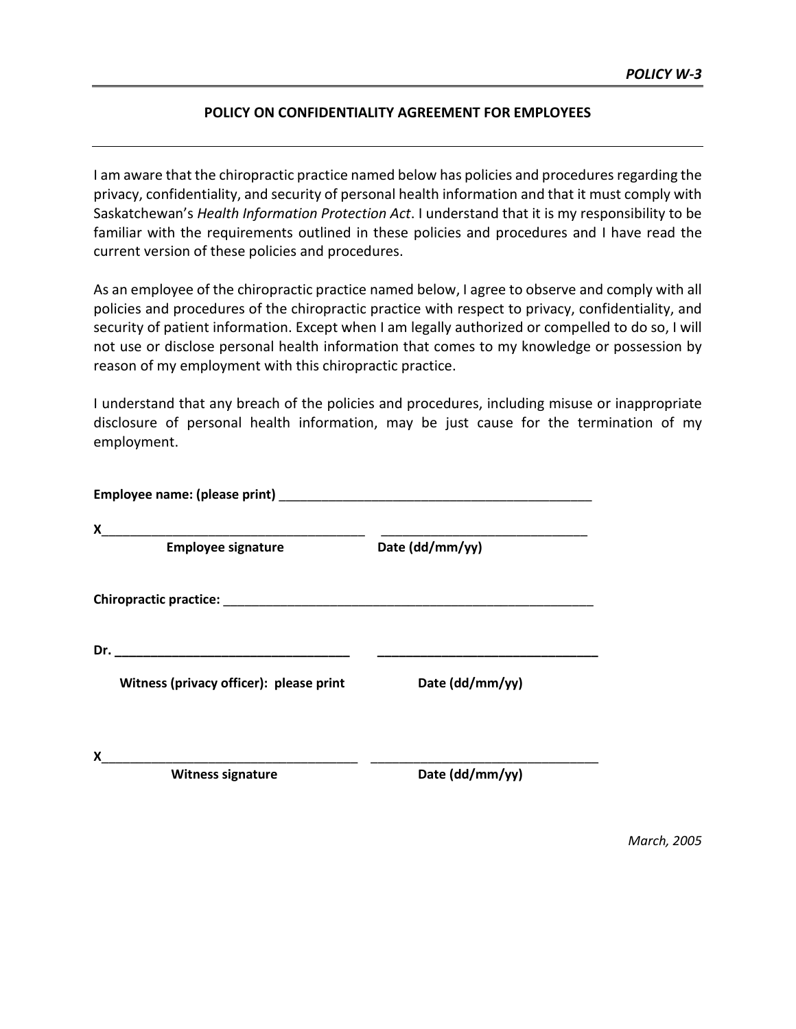*POLICY W-3*

## POLICY ON CONFIDENTIALITY AGREEMENT FOR EMPLOYEES

I am aware that the chiropractic practice named below has policies and procedures regarding the privacy, confidentiality, and security of personal health information and that it must comply with Saskatchewan's *Health Information Protection Act*. I understand that it is my responsibility to be familiar with the requirements outlined in these policies and procedures and I have read the current version of these policies and procedures.

As an employee of the chiropractic practice named below, I agree to observe and comply with all policies and procedures of the chiropractic practice with respect to privacy, confidentiality, and security of patient information. Except when I am legally authorized or compelled to do so, I will not use or disclose personal health information that comes to my knowledge or possession by reason of my employment with this chiropractic practice.

I understand that any breach of the policies and procedures, including misuse or inappropriate disclosure of personal health information, may be just cause for the termination of my employment.

**Employee name: (please print)** _____________________________________________

X____________________________________ ____________________________

**Employee signature** **Date (dd/mm/yy)**

**Chiropractic practice:** ______________________________________________________

**Dr. _________________________________** **______________________________**

**Witness (privacy officer): please print** **Date (dd/mm/yy)**

X____________________________________ _______________________________

**Witness signature** **Date (dd/mm/yy)**

*March, 2005*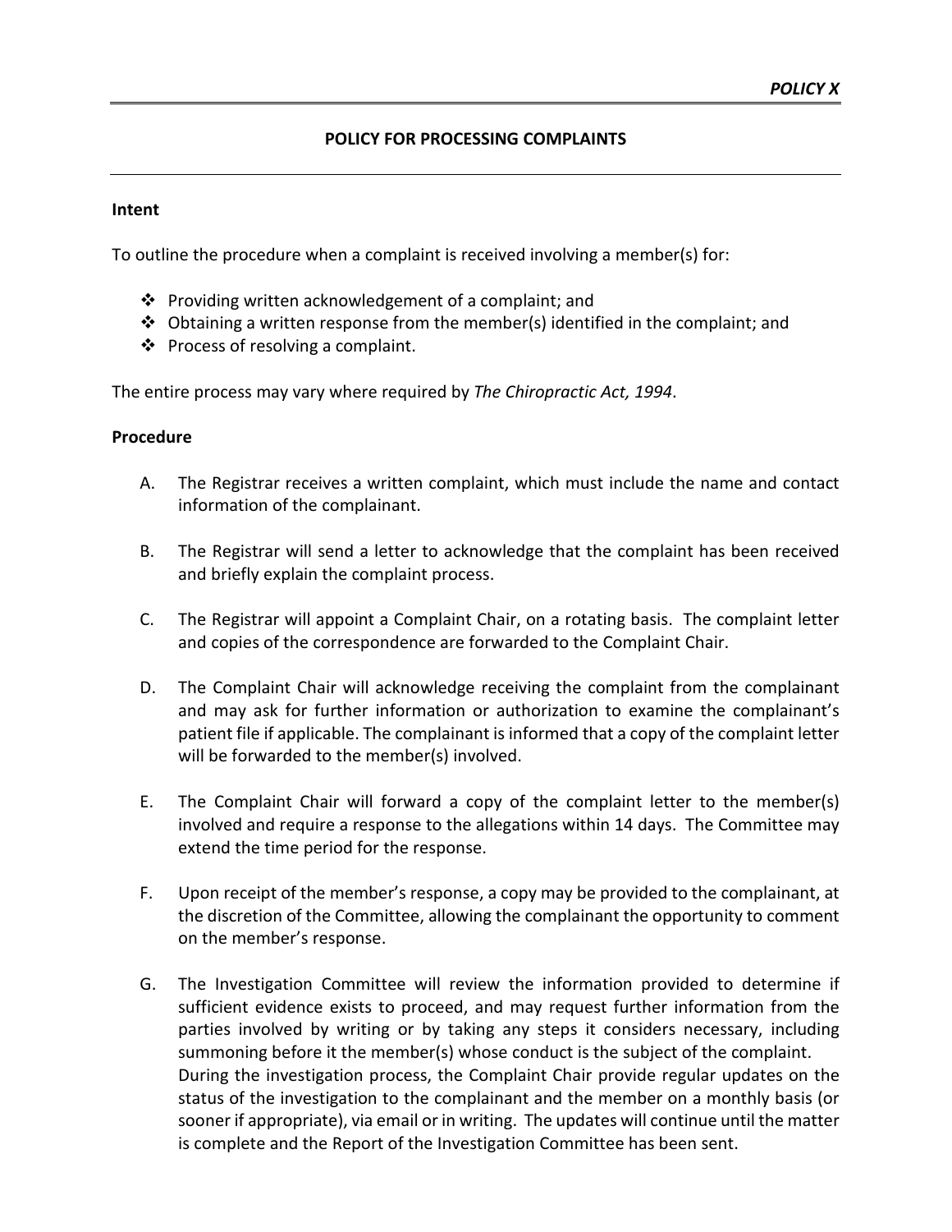***POLICY X***

## POLICY FOR PROCESSING COMPLAINTS

**Intent**

To outline the procedure when a complaint is received involving a member(s) for:

- Providing written acknowledgement of a complaint; and
- Obtaining a written response from the member(s) identified in the complaint; and
- Process of resolving a complaint.

The entire process may vary where required by *The Chiropractic Act, 1994*.

**Procedure**

A. The Registrar receives a written complaint, which must include the name and contact information of the complainant.

B. The Registrar will send a letter to acknowledge that the complaint has been received and briefly explain the complaint process.

C. The Registrar will appoint a Complaint Chair, on a rotating basis. The complaint letter and copies of the correspondence are forwarded to the Complaint Chair.

D. The Complaint Chair will acknowledge receiving the complaint from the complainant and may ask for further information or authorization to examine the complainant's patient file if applicable. The complainant is informed that a copy of the complaint letter will be forwarded to the member(s) involved.

E. The Complaint Chair will forward a copy of the complaint letter to the member(s) involved and require a response to the allegations within 14 days. The Committee may extend the time period for the response.

F. Upon receipt of the member's response, a copy may be provided to the complainant, at the discretion of the Committee, allowing the complainant the opportunity to comment on the member's response.

G. The Investigation Committee will review the information provided to determine if sufficient evidence exists to proceed, and may request further information from the parties involved by writing or by taking any steps it considers necessary, including summoning before it the member(s) whose conduct is the subject of the complaint.
During the investigation process, the Complaint Chair provide regular updates on the status of the investigation to the complainant and the member on a monthly basis (or sooner if appropriate), via email or in writing. The updates will continue until the matter is complete and the Report of the Investigation Committee has been sent.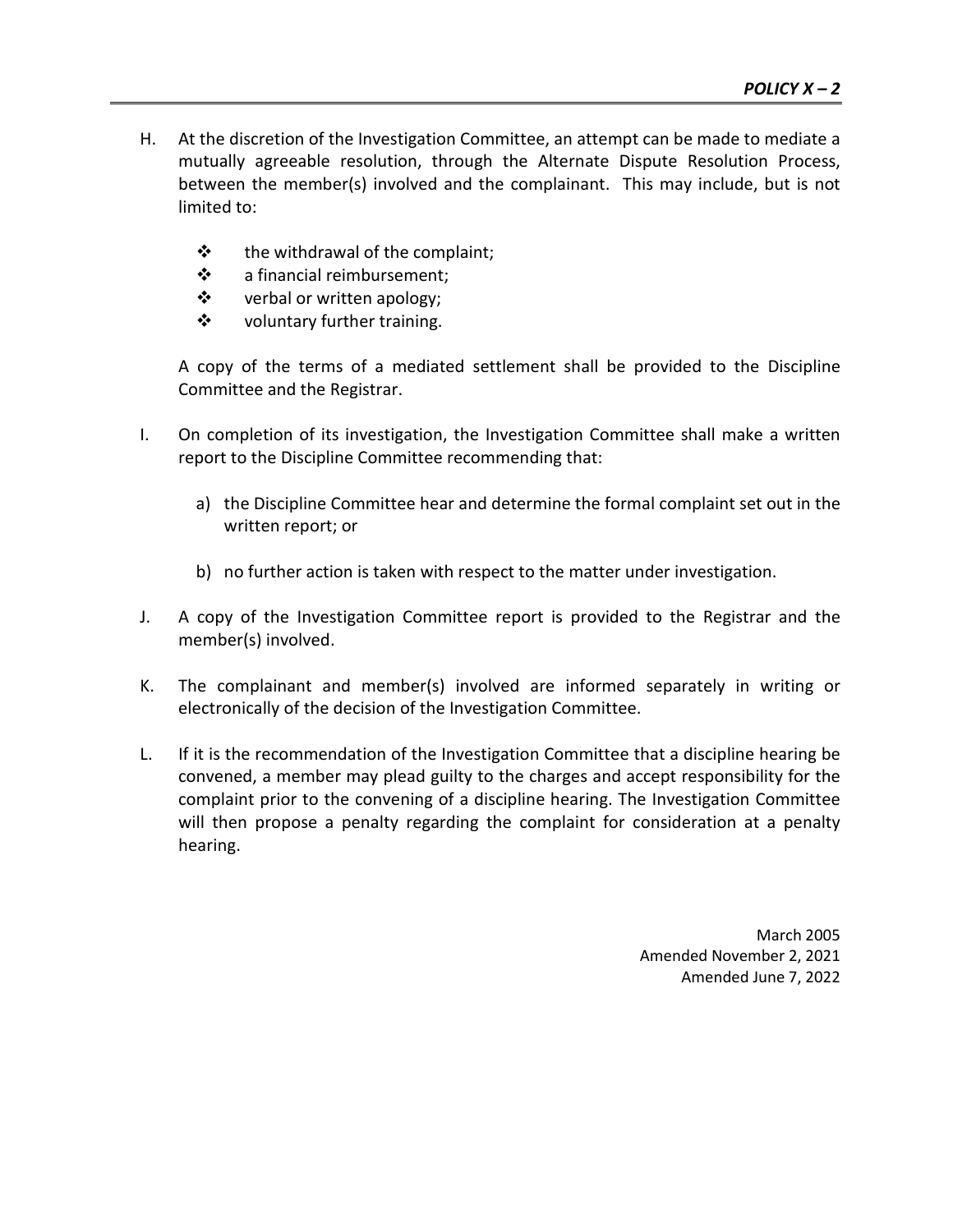H. At the discretion of the Investigation Committee, an attempt can be made to mediate a mutually agreeable resolution, through the Alternate Dispute Resolution Process, between the member(s) involved and the complainant. This may include, but is not limited to:

   - the withdrawal of the complaint;
   - a financial reimbursement;
   - verbal or written apology;
   - voluntary further training.

   A copy of the terms of a mediated settlement shall be provided to the Discipline Committee and the Registrar.

I. On completion of its investigation, the Investigation Committee shall make a written report to the Discipline Committee recommending that:

   a) the Discipline Committee hear and determine the formal complaint set out in the written report; or

   b) no further action is taken with respect to the matter under investigation.

J. A copy of the Investigation Committee report is provided to the Registrar and the member(s) involved.

K. The complainant and member(s) involved are informed separately in writing or electronically of the decision of the Investigation Committee.

L. If it is the recommendation of the Investigation Committee that a discipline hearing be convened, a member may plead guilty to the charges and accept responsibility for the complaint prior to the convening of a discipline hearing. The Investigation Committee will then propose a penalty regarding the complaint for consideration at a penalty hearing.

March 2005
Amended November 2, 2021
Amended June 7, 2022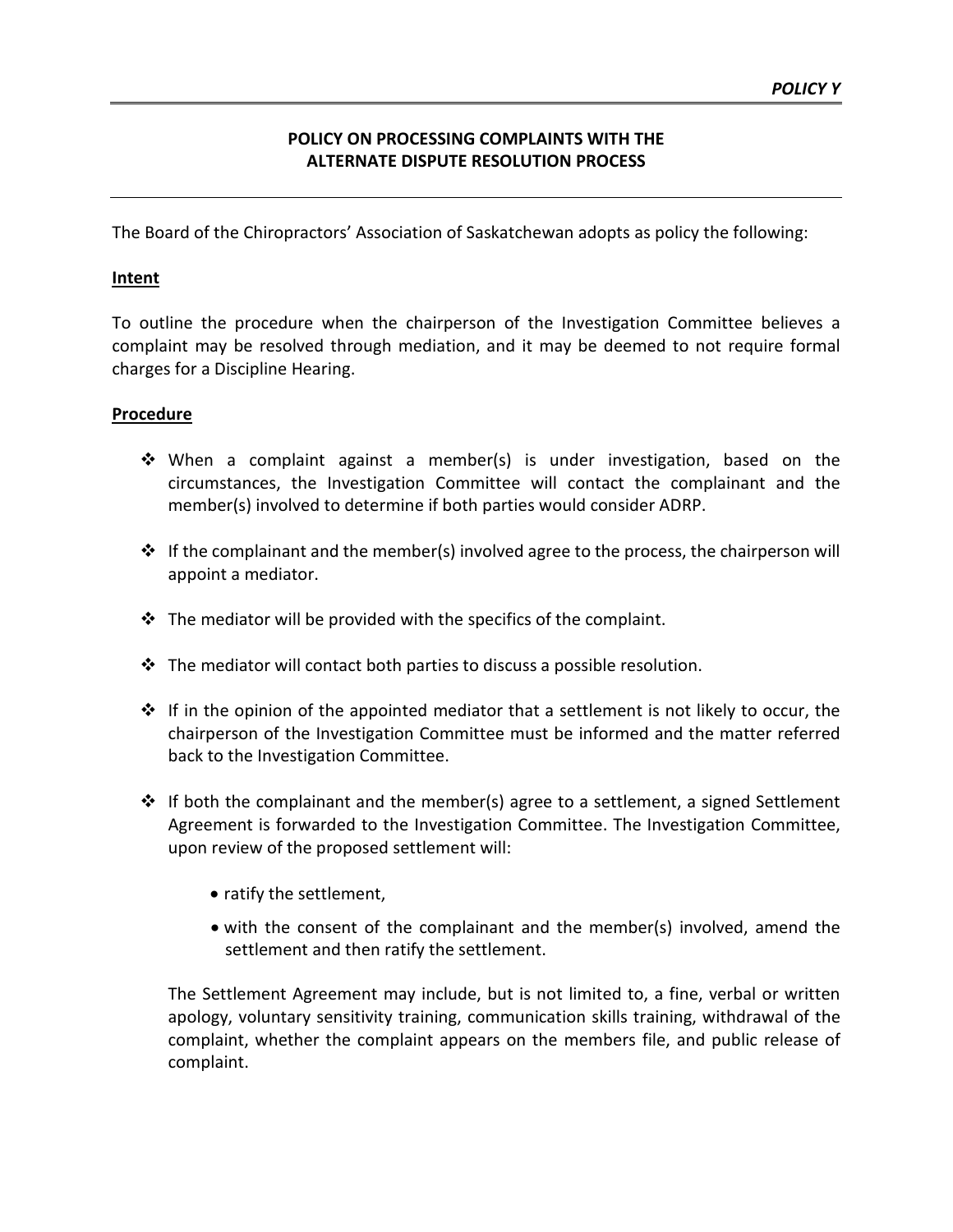*POLICY Y*

## POLICY ON PROCESSING COMPLAINTS WITH THE ALTERNATE DISPUTE RESOLUTION PROCESS

The Board of the Chiropractors' Association of Saskatchewan adopts as policy the following:

**Intent**

To outline the procedure when the chairperson of the Investigation Committee believes a complaint may be resolved through mediation, and it may be deemed to not require formal charges for a Discipline Hearing.

**Procedure**

- When a complaint against a member(s) is under investigation, based on the circumstances, the Investigation Committee will contact the complainant and the member(s) involved to determine if both parties would consider ADRP.
- If the complainant and the member(s) involved agree to the process, the chairperson will appoint a mediator.
- The mediator will be provided with the specifics of the complaint.
- The mediator will contact both parties to discuss a possible resolution.
- If in the opinion of the appointed mediator that a settlement is not likely to occur, the chairperson of the Investigation Committee must be informed and the matter referred back to the Investigation Committee.
- If both the complainant and the member(s) agree to a settlement, a signed Settlement Agreement is forwarded to the Investigation Committee. The Investigation Committee, upon review of the proposed settlement will:
  - ratify the settlement,
  - with the consent of the complainant and the member(s) involved, amend the settlement and then ratify the settlement.

  The Settlement Agreement may include, but is not limited to, a fine, verbal or written apology, voluntary sensitivity training, communication skills training, withdrawal of the complaint, whether the complaint appears on the members file, and public release of complaint.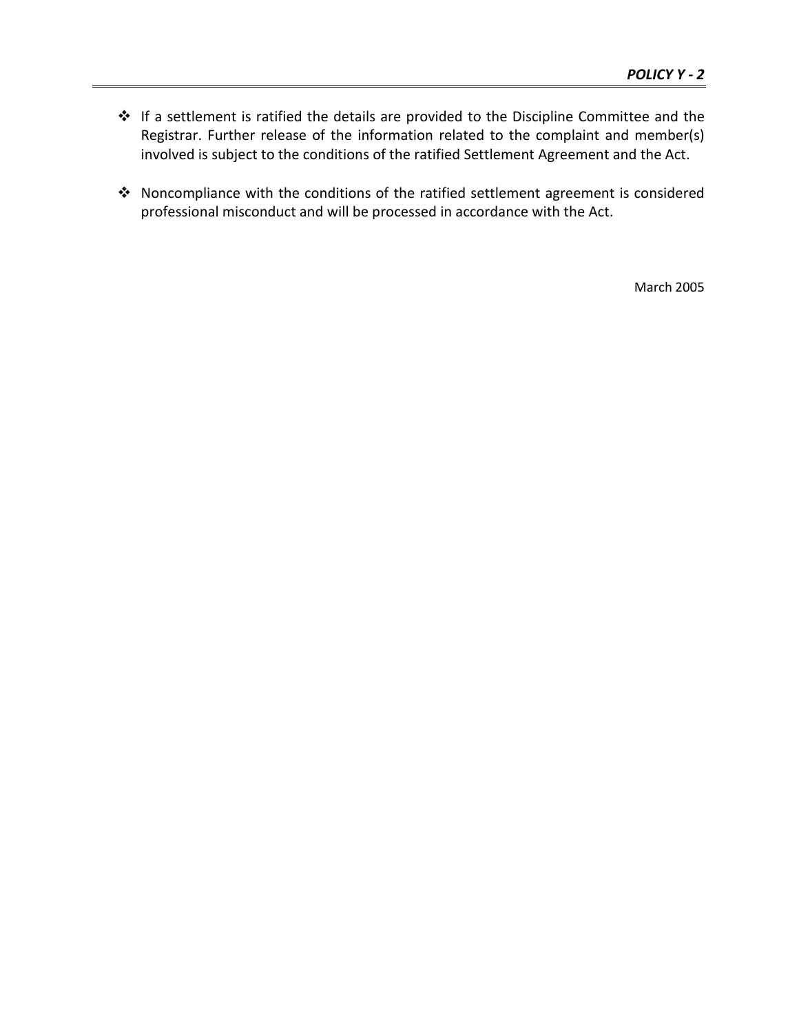- If a settlement is ratified the details are provided to the Discipline Committee and the Registrar. Further release of the information related to the complaint and member(s) involved is subject to the conditions of the ratified Settlement Agreement and the Act.

- Noncompliance with the conditions of the ratified settlement agreement is considered professional misconduct and will be processed in accordance with the Act.

March 2005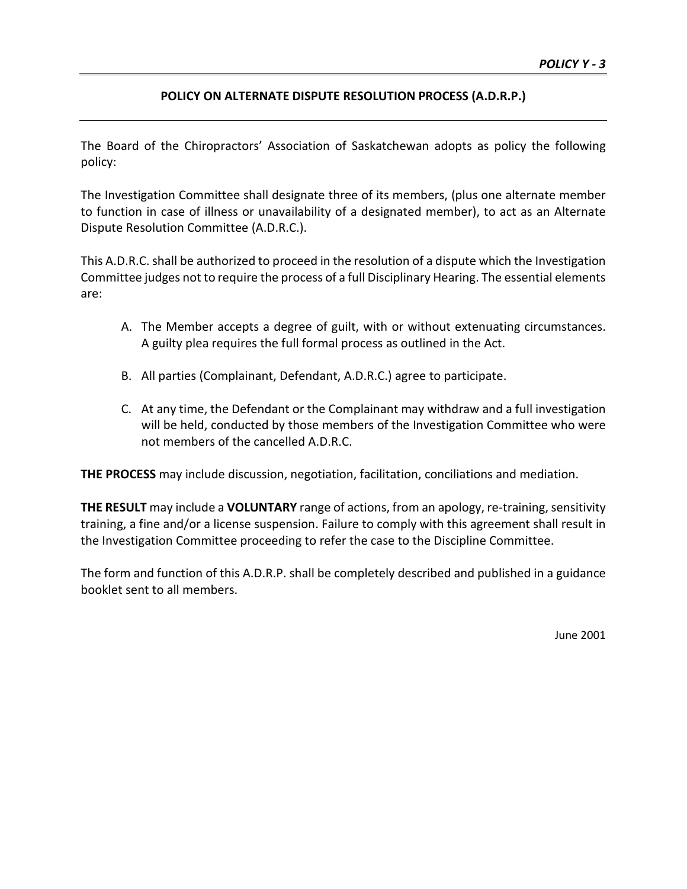*POLICY Y - 3*

## POLICY ON ALTERNATE DISPUTE RESOLUTION PROCESS (A.D.R.P.)

The Board of the Chiropractors' Association of Saskatchewan adopts as policy the following policy:

The Investigation Committee shall designate three of its members, (plus one alternate member to function in case of illness or unavailability of a designated member), to act as an Alternate Dispute Resolution Committee (A.D.R.C.).

This A.D.R.C. shall be authorized to proceed in the resolution of a dispute which the Investigation Committee judges not to require the process of a full Disciplinary Hearing. The essential elements are:

A. The Member accepts a degree of guilt, with or without extenuating circumstances. A guilty plea requires the full formal process as outlined in the Act.

B. All parties (Complainant, Defendant, A.D.R.C.) agree to participate.

C. At any time, the Defendant or the Complainant may withdraw and a full investigation will be held, conducted by those members of the Investigation Committee who were not members of the cancelled A.D.R.C.

**THE PROCESS** may include discussion, negotiation, facilitation, conciliations and mediation.

**THE RESULT** may include a **VOLUNTARY** range of actions, from an apology, re-training, sensitivity training, a fine and/or a license suspension. Failure to comply with this agreement shall result in the Investigation Committee proceeding to refer the case to the Discipline Committee.

The form and function of this A.D.R.P. shall be completely described and published in a guidance booklet sent to all members.

June 2001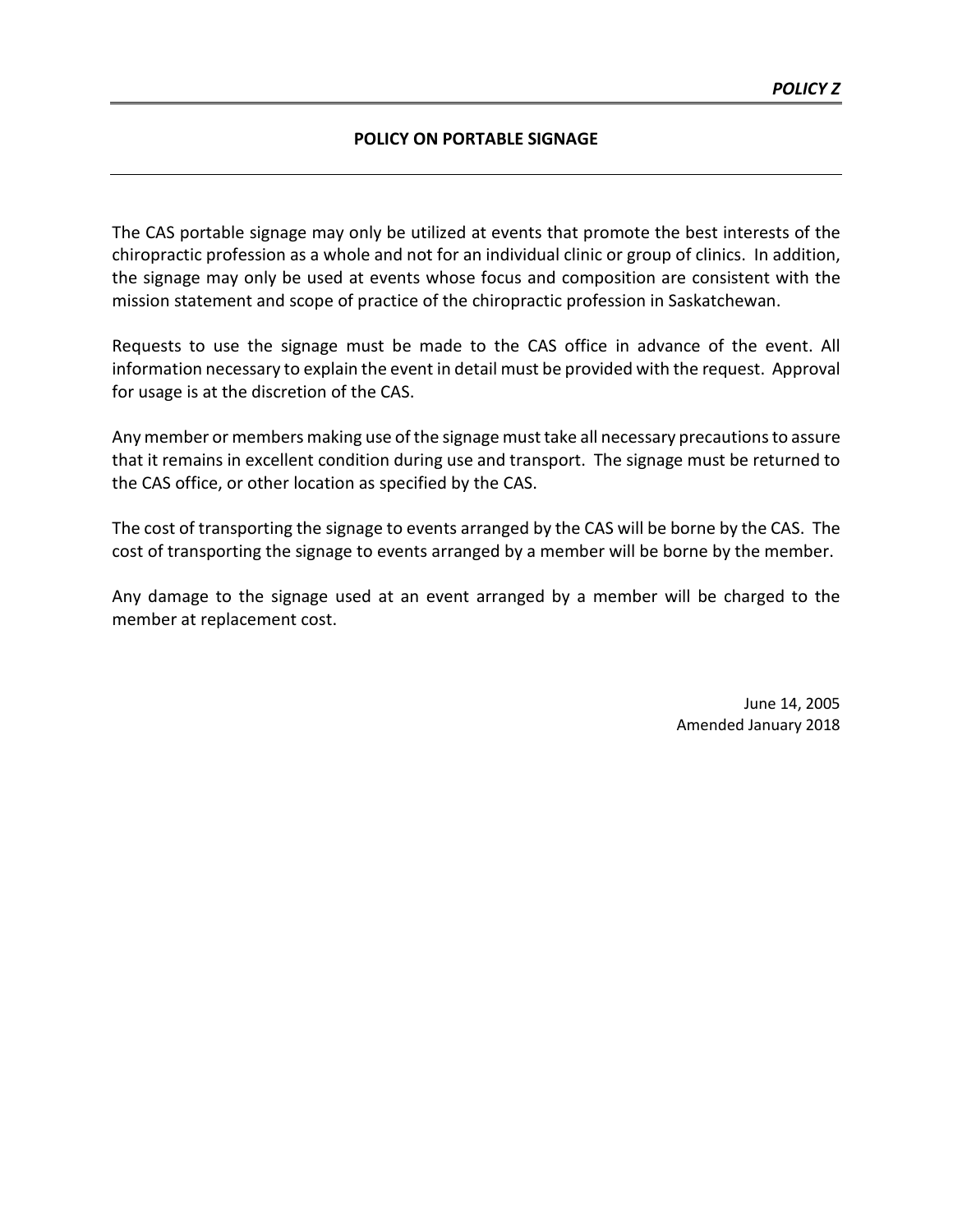***POLICY Z***

## POLICY ON PORTABLE SIGNAGE

The CAS portable signage may only be utilized at events that promote the best interests of the chiropractic profession as a whole and not for an individual clinic or group of clinics. In addition, the signage may only be used at events whose focus and composition are consistent with the mission statement and scope of practice of the chiropractic profession in Saskatchewan.

Requests to use the signage must be made to the CAS office in advance of the event. All information necessary to explain the event in detail must be provided with the request. Approval for usage is at the discretion of the CAS.

Any member or members making use of the signage must take all necessary precautions to assure that it remains in excellent condition during use and transport. The signage must be returned to the CAS office, or other location as specified by the CAS.

The cost of transporting the signage to events arranged by the CAS will be borne by the CAS. The cost of transporting the signage to events arranged by a member will be borne by the member.

Any damage to the signage used at an event arranged by a member will be charged to the member at replacement cost.

June 14, 2005
Amended January 2018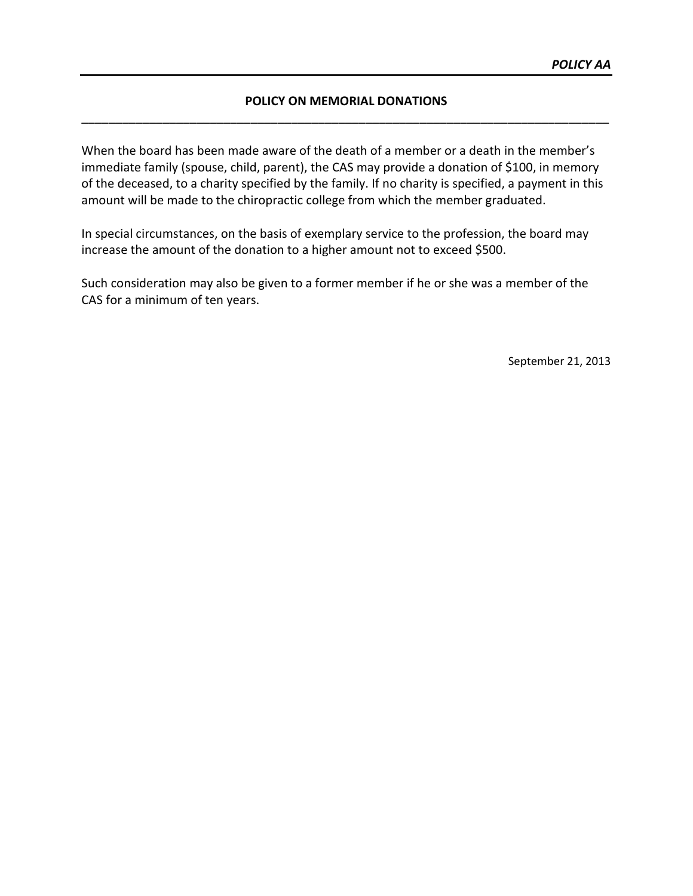***POLICY AA***

**POLICY ON MEMORIAL DONATIONS**

When the board has been made aware of the death of a member or a death in the member's immediate family (spouse, child, parent), the CAS may provide a donation of $100, in memory of the deceased, to a charity specified by the family. If no charity is specified, a payment in this amount will be made to the chiropractic college from which the member graduated.

In special circumstances, on the basis of exemplary service to the profession, the board may increase the amount of the donation to a higher amount not to exceed $500.

Such consideration may also be given to a former member if he or she was a member of the CAS for a minimum of ten years.

September 21, 2013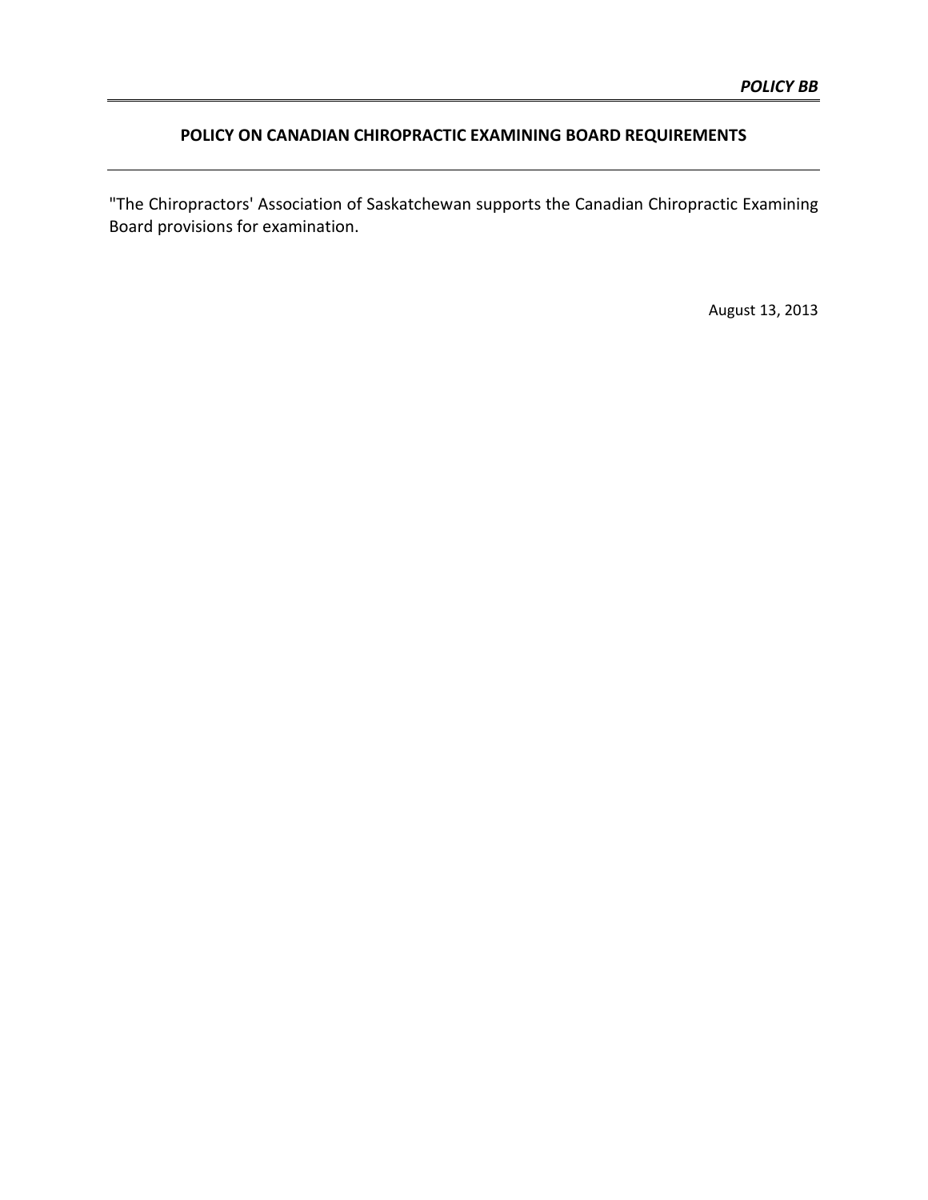*POLICY BB*

## POLICY ON CANADIAN CHIROPRACTIC EXAMINING BOARD REQUIREMENTS

"The Chiropractors' Association of Saskatchewan supports the Canadian Chiropractic Examining Board provisions for examination.

August 13, 2013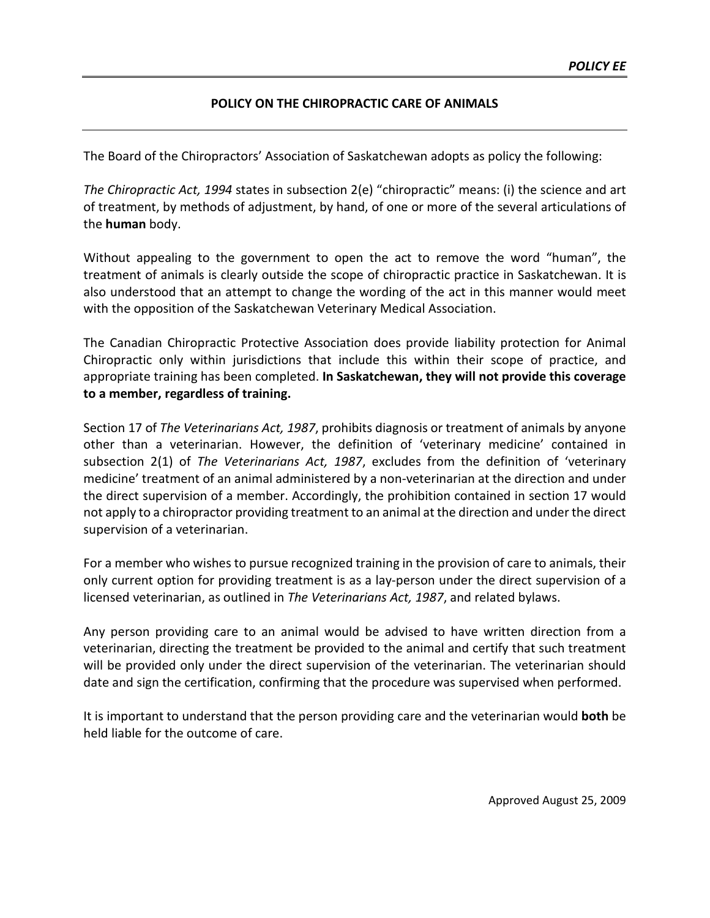*POLICY EE*

## POLICY ON THE CHIROPRACTIC CARE OF ANIMALS

The Board of the Chiropractors' Association of Saskatchewan adopts as policy the following:

*The Chiropractic Act, 1994* states in subsection 2(e) "chiropractic" means: (i) the science and art of treatment, by methods of adjustment, by hand, of one or more of the several articulations of the **human** body.

Without appealing to the government to open the act to remove the word "human", the treatment of animals is clearly outside the scope of chiropractic practice in Saskatchewan. It is also understood that an attempt to change the wording of the act in this manner would meet with the opposition of the Saskatchewan Veterinary Medical Association.

The Canadian Chiropractic Protective Association does provide liability protection for Animal Chiropractic only within jurisdictions that include this within their scope of practice, and appropriate training has been completed. **In Saskatchewan, they will not provide this coverage to a member, regardless of training.**

Section 17 of *The Veterinarians Act, 1987*, prohibits diagnosis or treatment of animals by anyone other than a veterinarian. However, the definition of 'veterinary medicine' contained in subsection 2(1) of *The Veterinarians Act, 1987*, excludes from the definition of 'veterinary medicine' treatment of an animal administered by a non-veterinarian at the direction and under the direct supervision of a member. Accordingly, the prohibition contained in section 17 would not apply to a chiropractor providing treatment to an animal at the direction and under the direct supervision of a veterinarian.

For a member who wishes to pursue recognized training in the provision of care to animals, their only current option for providing treatment is as a lay-person under the direct supervision of a licensed veterinarian, as outlined in *The Veterinarians Act, 1987*, and related bylaws.

Any person providing care to an animal would be advised to have written direction from a veterinarian, directing the treatment be provided to the animal and certify that such treatment will be provided only under the direct supervision of the veterinarian. The veterinarian should date and sign the certification, confirming that the procedure was supervised when performed.

It is important to understand that the person providing care and the veterinarian would **both** be held liable for the outcome of care.

Approved August 25, 2009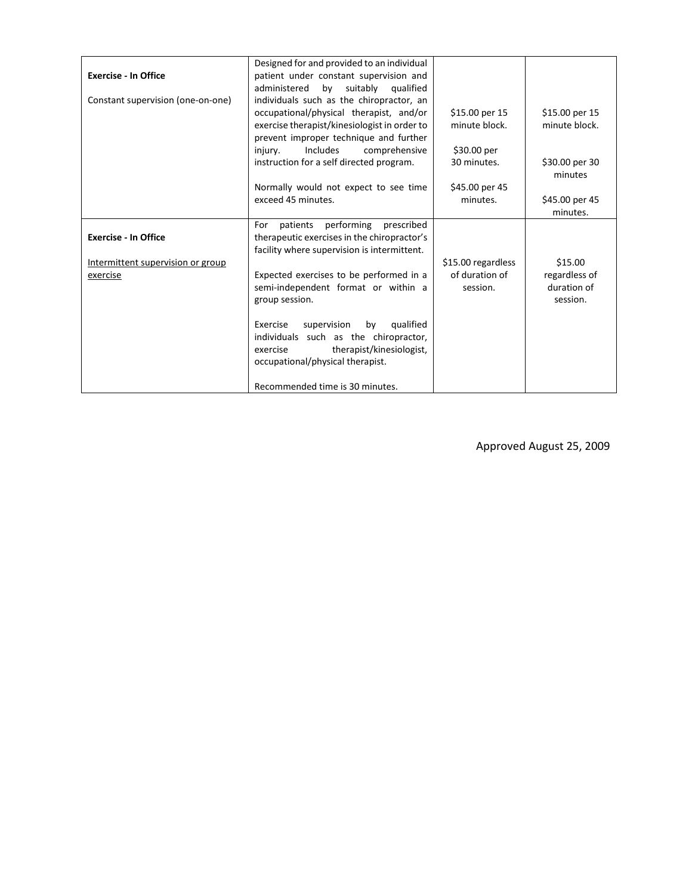| **Exercise - In Office**<br><br>Constant supervision (one-on-one) | Designed for and provided to an individual patient under constant supervision and administered by suitably qualified individuals such as the chiropractor, an occupational/physical therapist, and/or exercise therapist/kinesiologist in order to prevent improper technique and further injury. Includes comprehensive instruction for a self directed program.<br><br>Normally would not expect to see time exceed 45 minutes. | $15.00 per 15 minute block.<br><br>$30.00 per 30 minutes.<br><br>$45.00 per 45 minutes. | $15.00 per 15 minute block.<br><br>$30.00 per 30 minutes<br><br>$45.00 per 45 minutes. |
|---|---|---|---|
| **Exercise - In Office**<br><br>Intermittent supervision or group exercise | For patients performing prescribed therapeutic exercises in the chiropractor's facility where supervision is intermittent.<br><br>Expected exercises to be performed in a semi-independent format or within a group session.<br><br>Exercise supervision by qualified individuals such as the chiropractor, exercise therapist/kinesiologist, occupational/physical therapist.<br><br>Recommended time is 30 minutes. | $15.00 regardless of duration of session. | $15.00 regardless of duration of session. |

Approved August 25, 2009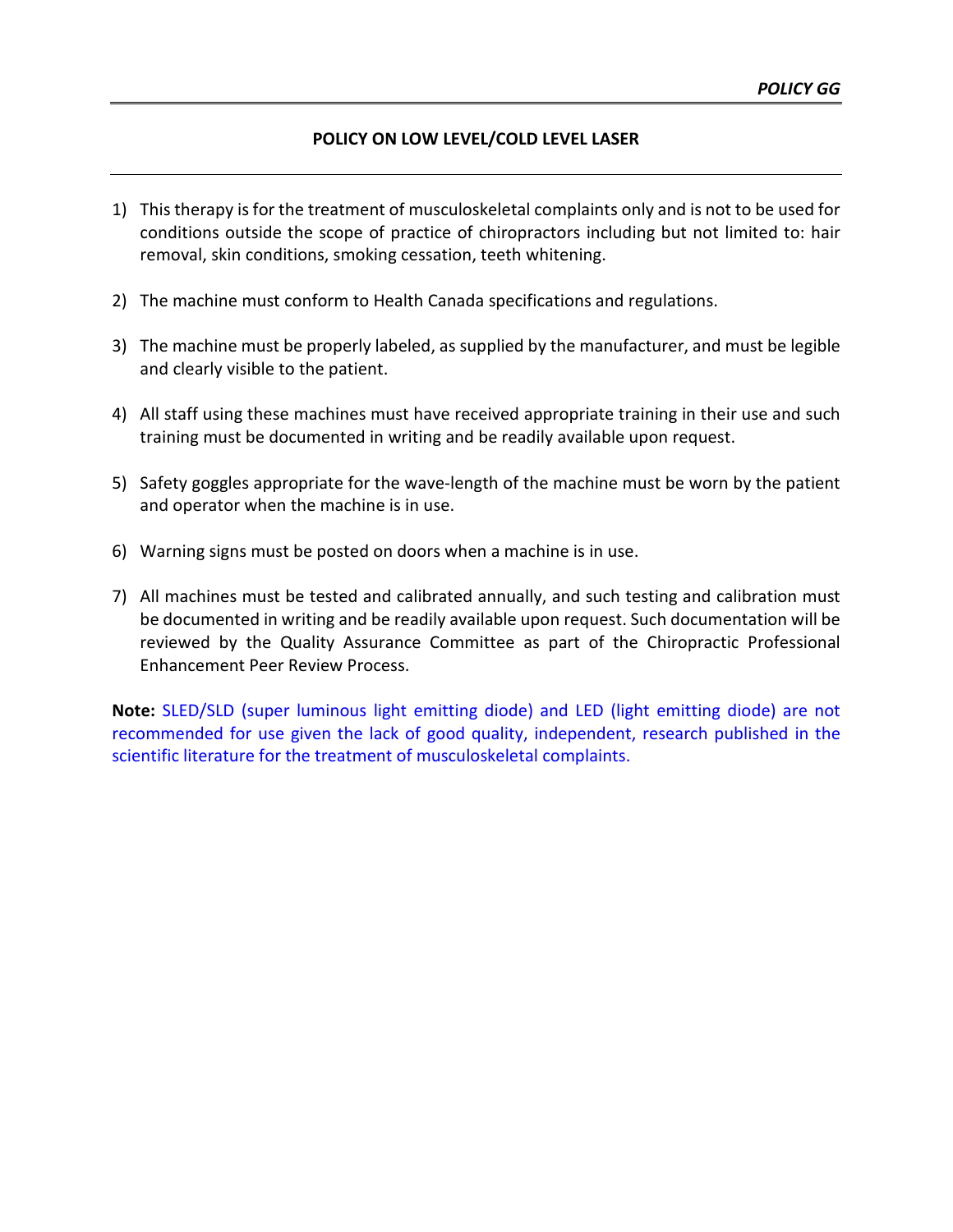*POLICY GG*

# POLICY ON LOW LEVEL/COLD LEVEL LASER

1) This therapy is for the treatment of musculoskeletal complaints only and is not to be used for conditions outside the scope of practice of chiropractors including but not limited to: hair removal, skin conditions, smoking cessation, teeth whitening.

2) The machine must conform to Health Canada specifications and regulations.

3) The machine must be properly labeled, as supplied by the manufacturer, and must be legible and clearly visible to the patient.

4) All staff using these machines must have received appropriate training in their use and such training must be documented in writing and be readily available upon request.

5) Safety goggles appropriate for the wave-length of the machine must be worn by the patient and operator when the machine is in use.

6) Warning signs must be posted on doors when a machine is in use.

7) All machines must be tested and calibrated annually, and such testing and calibration must be documented in writing and be readily available upon request. Such documentation will be reviewed by the Quality Assurance Committee as part of the Chiropractic Professional Enhancement Peer Review Process.

**Note:** SLED/SLD (super luminous light emitting diode) and LED (light emitting diode) are not recommended for use given the lack of good quality, independent, research published in the scientific literature for the treatment of musculoskeletal complaints.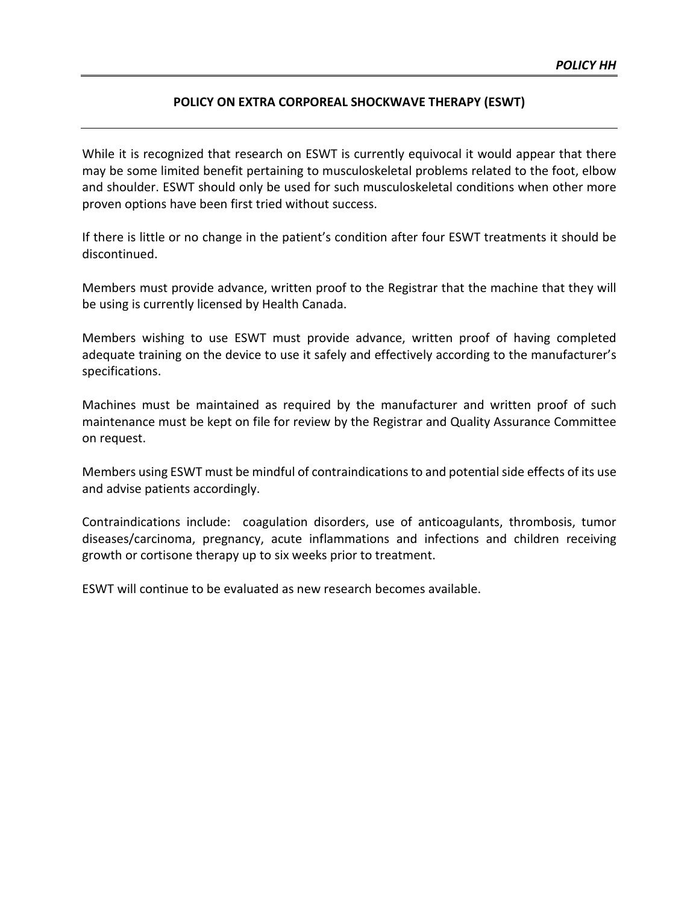*POLICY HH*

## POLICY ON EXTRA CORPOREAL SHOCKWAVE THERAPY (ESWT)

While it is recognized that research on ESWT is currently equivocal it would appear that there may be some limited benefit pertaining to musculoskeletal problems related to the foot, elbow and shoulder. ESWT should only be used for such musculoskeletal conditions when other more proven options have been first tried without success.

If there is little or no change in the patient's condition after four ESWT treatments it should be discontinued.

Members must provide advance, written proof to the Registrar that the machine that they will be using is currently licensed by Health Canada.

Members wishing to use ESWT must provide advance, written proof of having completed adequate training on the device to use it safely and effectively according to the manufacturer's specifications.

Machines must be maintained as required by the manufacturer and written proof of such maintenance must be kept on file for review by the Registrar and Quality Assurance Committee on request.

Members using ESWT must be mindful of contraindications to and potential side effects of its use and advise patients accordingly.

Contraindications include: coagulation disorders, use of anticoagulants, thrombosis, tumor diseases/carcinoma, pregnancy, acute inflammations and infections and children receiving growth or cortisone therapy up to six weeks prior to treatment.

ESWT will continue to be evaluated as new research becomes available.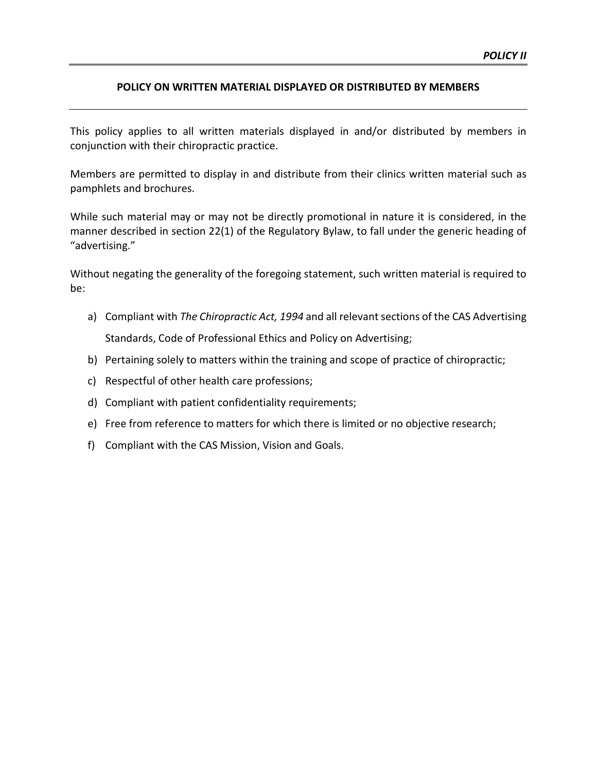*POLICY II*

## POLICY ON WRITTEN MATERIAL DISPLAYED OR DISTRIBUTED BY MEMBERS

This policy applies to all written materials displayed in and/or distributed by members in conjunction with their chiropractic practice.

Members are permitted to display in and distribute from their clinics written material such as pamphlets and brochures.

While such material may or may not be directly promotional in nature it is considered, in the manner described in section 22(1) of the Regulatory Bylaw, to fall under the generic heading of "advertising."

Without negating the generality of the foregoing statement, such written material is required to be:

a) Compliant with *The Chiropractic Act, 1994* and all relevant sections of the CAS Advertising Standards, Code of Professional Ethics and Policy on Advertising;
b) Pertaining solely to matters within the training and scope of practice of chiropractic;
c) Respectful of other health care professions;
d) Compliant with patient confidentiality requirements;
e) Free from reference to matters for which there is limited or no objective research;
f) Compliant with the CAS Mission, Vision and Goals.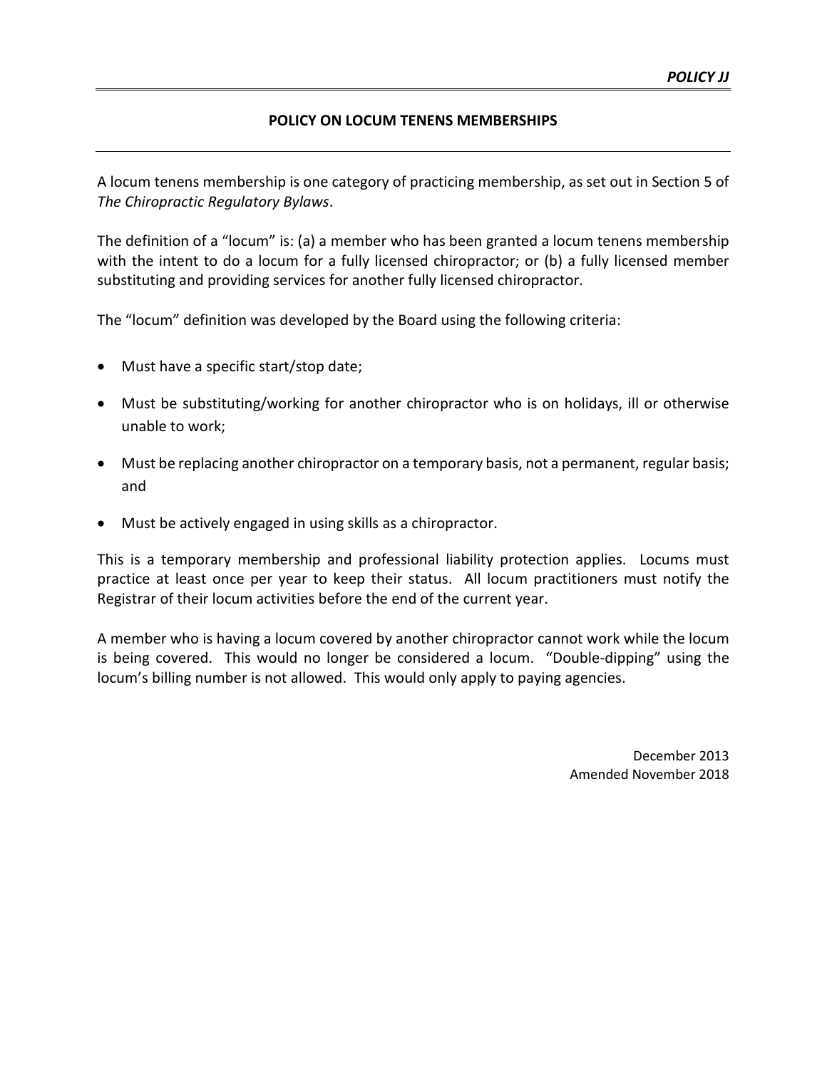***POLICY JJ***

## POLICY ON LOCUM TENENS MEMBERSHIPS

A locum tenens membership is one category of practicing membership, as set out in Section 5 of *The Chiropractic Regulatory Bylaws*.

The definition of a "locum" is: (a) a member who has been granted a locum tenens membership with the intent to do a locum for a fully licensed chiropractor; or (b) a fully licensed member substituting and providing services for another fully licensed chiropractor.

The "locum" definition was developed by the Board using the following criteria:

- Must have a specific start/stop date;
- Must be substituting/working for another chiropractor who is on holidays, ill or otherwise unable to work;
- Must be replacing another chiropractor on a temporary basis, not a permanent, regular basis; and
- Must be actively engaged in using skills as a chiropractor.

This is a temporary membership and professional liability protection applies. Locums must practice at least once per year to keep their status. All locum practitioners must notify the Registrar of their locum activities before the end of the current year.

A member who is having a locum covered by another chiropractor cannot work while the locum is being covered. This would no longer be considered a locum. "Double-dipping" using the locum's billing number is not allowed. This would only apply to paying agencies.

December 2013
Amended November 2018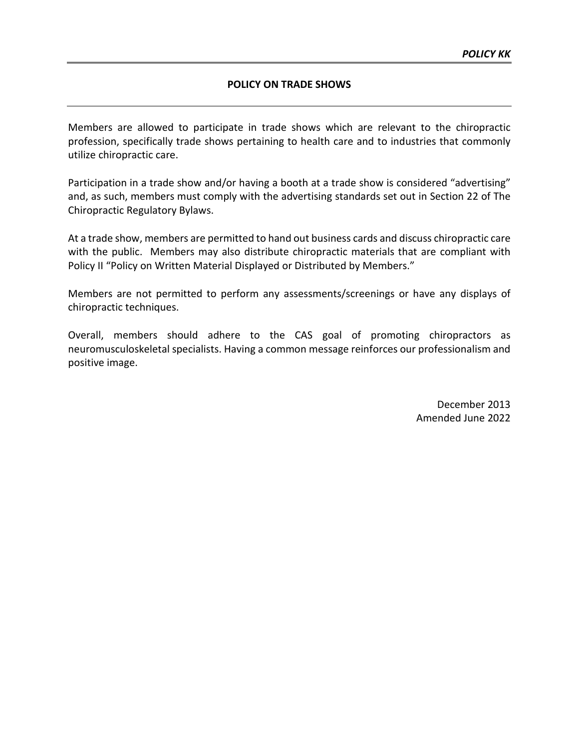***POLICY KK***

## POLICY ON TRADE SHOWS

Members are allowed to participate in trade shows which are relevant to the chiropractic profession, specifically trade shows pertaining to health care and to industries that commonly utilize chiropractic care.

Participation in a trade show and/or having a booth at a trade show is considered "advertising" and, as such, members must comply with the advertising standards set out in Section 22 of The Chiropractic Regulatory Bylaws.

At a trade show, members are permitted to hand out business cards and discuss chiropractic care with the public. Members may also distribute chiropractic materials that are compliant with Policy II "Policy on Written Material Displayed or Distributed by Members."

Members are not permitted to perform any assessments/screenings or have any displays of chiropractic techniques.

Overall, members should adhere to the CAS goal of promoting chiropractors as neuromusculoskeletal specialists. Having a common message reinforces our professionalism and positive image.

December 2013
Amended June 2022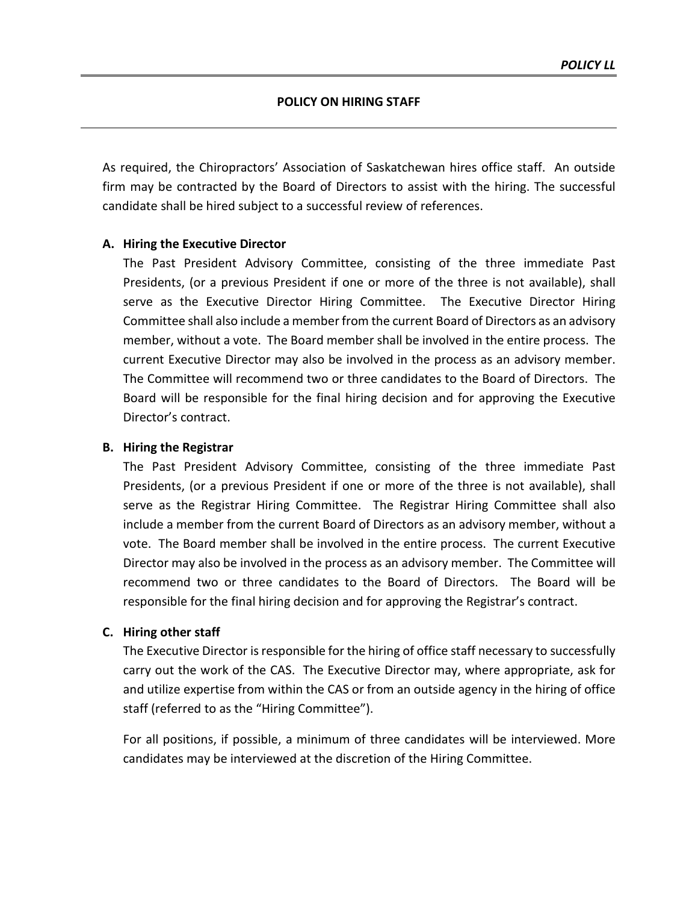*POLICY LL*

# POLICY ON HIRING STAFF

As required, the Chiropractors' Association of Saskatchewan hires office staff. An outside firm may be contracted by the Board of Directors to assist with the hiring. The successful candidate shall be hired subject to a successful review of references.

## A. Hiring the Executive Director

The Past President Advisory Committee, consisting of the three immediate Past Presidents, (or a previous President if one or more of the three is not available), shall serve as the Executive Director Hiring Committee. The Executive Director Hiring Committee shall also include a member from the current Board of Directors as an advisory member, without a vote. The Board member shall be involved in the entire process. The current Executive Director may also be involved in the process as an advisory member. The Committee will recommend two or three candidates to the Board of Directors. The Board will be responsible for the final hiring decision and for approving the Executive Director's contract.

## B. Hiring the Registrar

The Past President Advisory Committee, consisting of the three immediate Past Presidents, (or a previous President if one or more of the three is not available), shall serve as the Registrar Hiring Committee. The Registrar Hiring Committee shall also include a member from the current Board of Directors as an advisory member, without a vote. The Board member shall be involved in the entire process. The current Executive Director may also be involved in the process as an advisory member. The Committee will recommend two or three candidates to the Board of Directors. The Board will be responsible for the final hiring decision and for approving the Registrar's contract.

## C. Hiring other staff

The Executive Director is responsible for the hiring of office staff necessary to successfully carry out the work of the CAS. The Executive Director may, where appropriate, ask for and utilize expertise from within the CAS or from an outside agency in the hiring of office staff (referred to as the "Hiring Committee").

For all positions, if possible, a minimum of three candidates will be interviewed. More candidates may be interviewed at the discretion of the Hiring Committee.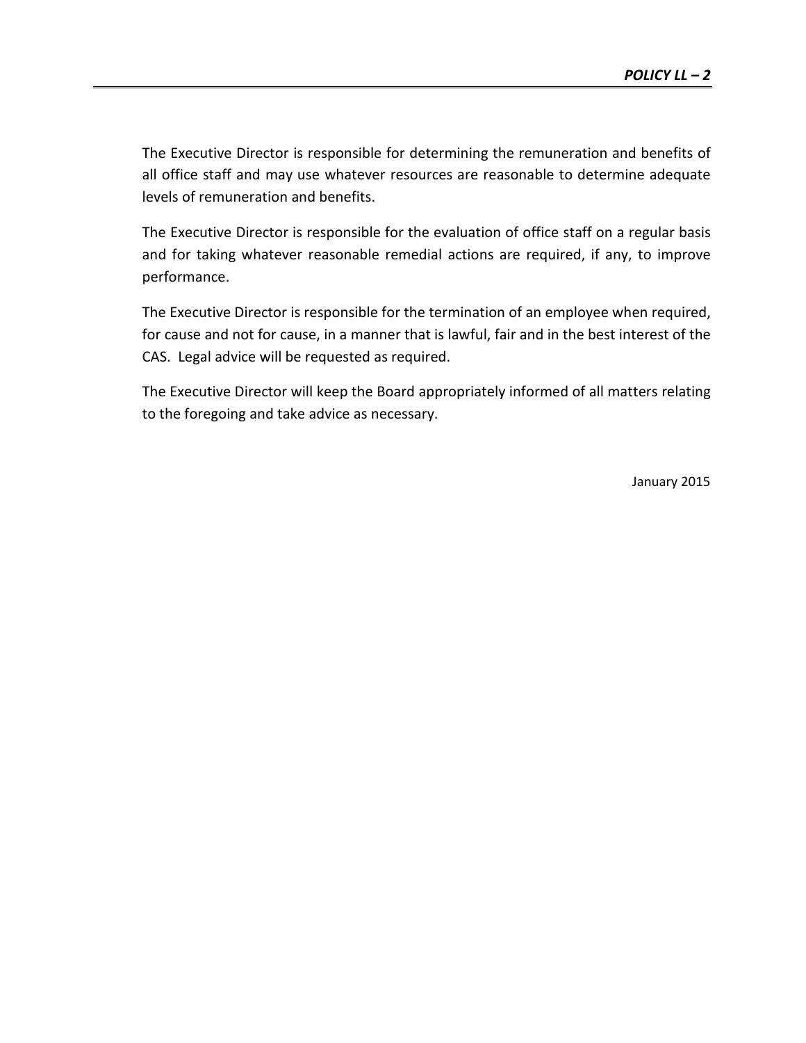The Executive Director is responsible for determining the remuneration and benefits of all office staff and may use whatever resources are reasonable to determine adequate levels of remuneration and benefits.

The Executive Director is responsible for the evaluation of office staff on a regular basis and for taking whatever reasonable remedial actions are required, if any, to improve performance.

The Executive Director is responsible for the termination of an employee when required, for cause and not for cause, in a manner that is lawful, fair and in the best interest of the CAS. Legal advice will be requested as required.

The Executive Director will keep the Board appropriately informed of all matters relating to the foregoing and take advice as necessary.

January 2015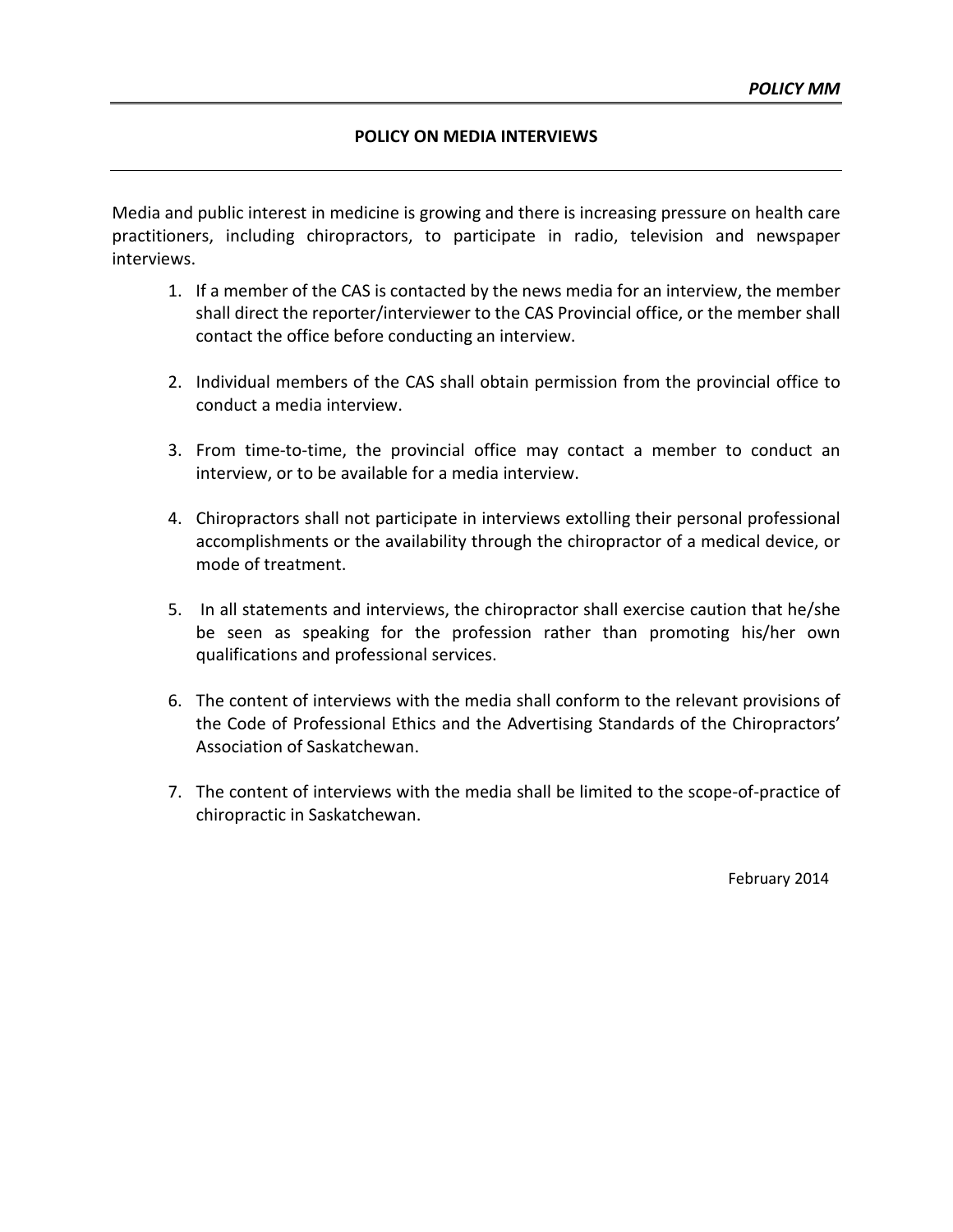***POLICY MM***

## POLICY ON MEDIA INTERVIEWS

Media and public interest in medicine is growing and there is increasing pressure on health care practitioners, including chiropractors, to participate in radio, television and newspaper interviews.

1. If a member of the CAS is contacted by the news media for an interview, the member shall direct the reporter/interviewer to the CAS Provincial office, or the member shall contact the office before conducting an interview.

2. Individual members of the CAS shall obtain permission from the provincial office to conduct a media interview.

3. From time-to-time, the provincial office may contact a member to conduct an interview, or to be available for a media interview.

4. Chiropractors shall not participate in interviews extolling their personal professional accomplishments or the availability through the chiropractor of a medical device, or mode of treatment.

5. In all statements and interviews, the chiropractor shall exercise caution that he/she be seen as speaking for the profession rather than promoting his/her own qualifications and professional services.

6. The content of interviews with the media shall conform to the relevant provisions of the Code of Professional Ethics and the Advertising Standards of the Chiropractors' Association of Saskatchewan.

7. The content of interviews with the media shall be limited to the scope-of-practice of chiropractic in Saskatchewan.

February 2014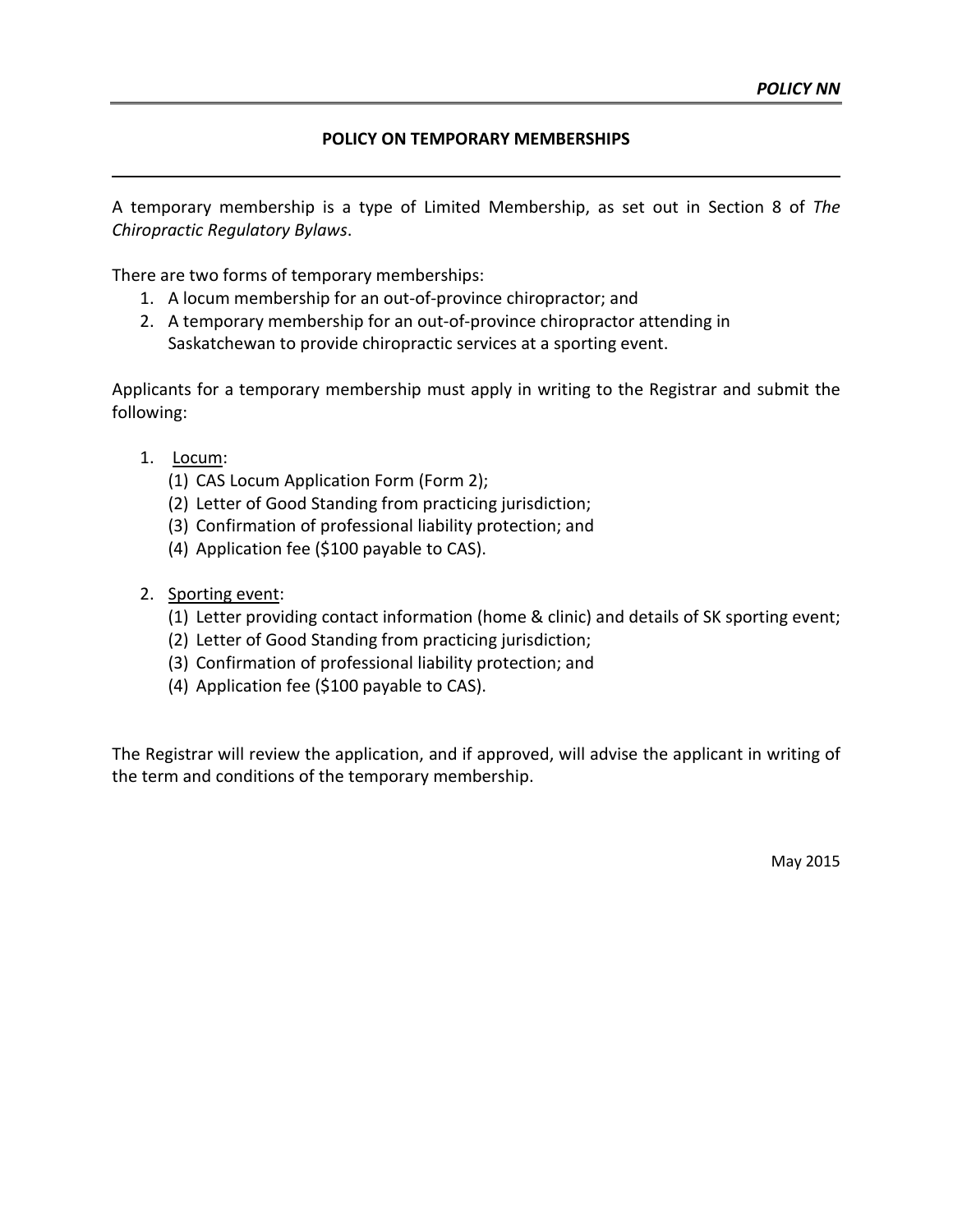*POLICY NN*

## POLICY ON TEMPORARY MEMBERSHIPS

A temporary membership is a type of Limited Membership, as set out in Section 8 of *The Chiropractic Regulatory Bylaws*.

There are two forms of temporary memberships:

1. A locum membership for an out-of-province chiropractor; and
2. A temporary membership for an out-of-province chiropractor attending in Saskatchewan to provide chiropractic services at a sporting event.

Applicants for a temporary membership must apply in writing to the Registrar and submit the following:

1. Locum:
   (1) CAS Locum Application Form (Form 2);
   (2) Letter of Good Standing from practicing jurisdiction;
   (3) Confirmation of professional liability protection; and
   (4) Application fee ($100 payable to CAS).

2. Sporting event:
   (1) Letter providing contact information (home & clinic) and details of SK sporting event;
   (2) Letter of Good Standing from practicing jurisdiction;
   (3) Confirmation of professional liability protection; and
   (4) Application fee ($100 payable to CAS).

The Registrar will review the application, and if approved, will advise the applicant in writing of the term and conditions of the temporary membership.

May 2015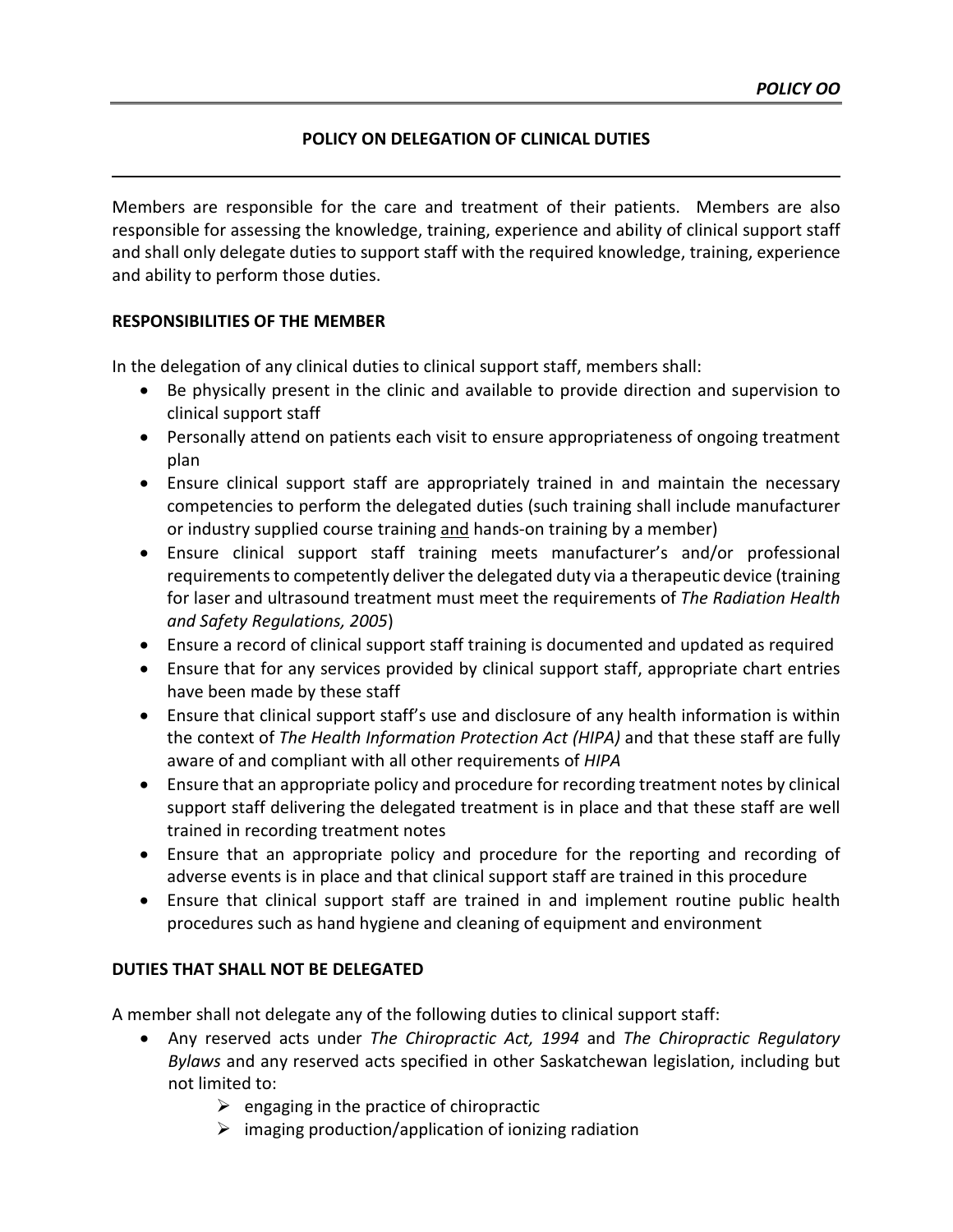*POLICY OO*

# POLICY ON DELEGATION OF CLINICAL DUTIES

Members are responsible for the care and treatment of their patients. Members are also responsible for assessing the knowledge, training, experience and ability of clinical support staff and shall only delegate duties to support staff with the required knowledge, training, experience and ability to perform those duties.

## RESPONSIBILITIES OF THE MEMBER

In the delegation of any clinical duties to clinical support staff, members shall:

- Be physically present in the clinic and available to provide direction and supervision to clinical support staff
- Personally attend on patients each visit to ensure appropriateness of ongoing treatment plan
- Ensure clinical support staff are appropriately trained in and maintain the necessary competencies to perform the delegated duties (such training shall include manufacturer or industry supplied course training <u>and</u> hands-on training by a member)
- Ensure clinical support staff training meets manufacturer's and/or professional requirements to competently deliver the delegated duty via a therapeutic device (training for laser and ultrasound treatment must meet the requirements of *The Radiation Health and Safety Regulations, 2005*)
- Ensure a record of clinical support staff training is documented and updated as required
- Ensure that for any services provided by clinical support staff, appropriate chart entries have been made by these staff
- Ensure that clinical support staff's use and disclosure of any health information is within the context of *The Health Information Protection Act (HIPA)* and that these staff are fully aware of and compliant with all other requirements of *HIPA*
- Ensure that an appropriate policy and procedure for recording treatment notes by clinical support staff delivering the delegated treatment is in place and that these staff are well trained in recording treatment notes
- Ensure that an appropriate policy and procedure for the reporting and recording of adverse events is in place and that clinical support staff are trained in this procedure
- Ensure that clinical support staff are trained in and implement routine public health procedures such as hand hygiene and cleaning of equipment and environment

## DUTIES THAT SHALL NOT BE DELEGATED

A member shall not delegate any of the following duties to clinical support staff:

- Any reserved acts under *The Chiropractic Act, 1994* and *The Chiropractic Regulatory Bylaws* and any reserved acts specified in other Saskatchewan legislation, including but not limited to:
    - engaging in the practice of chiropractic
    - imaging production/application of ionizing radiation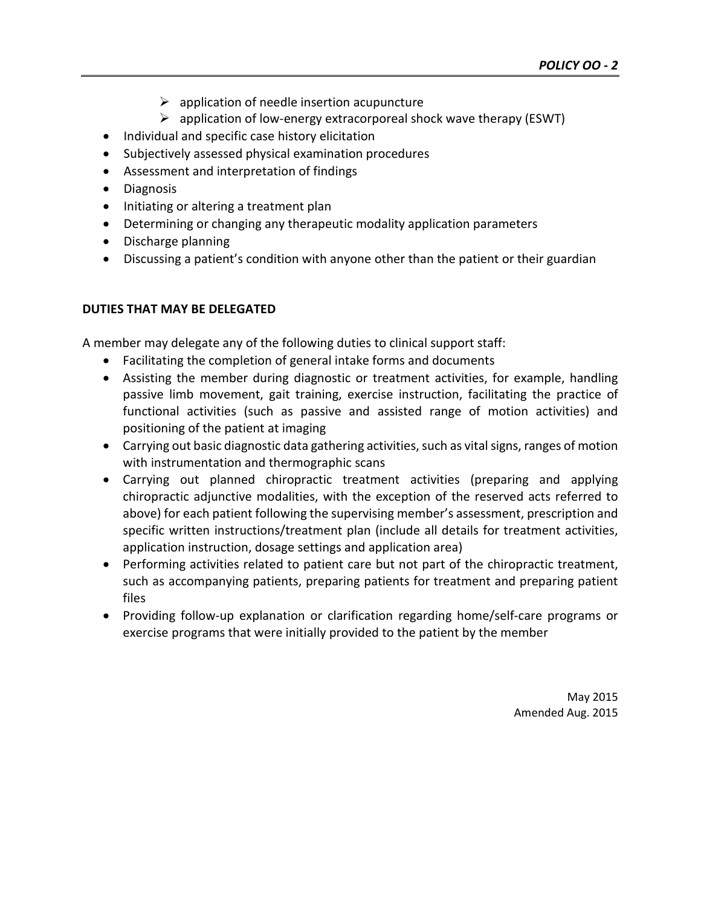- application of needle insertion acupuncture
    - application of low-energy extracorporeal shock wave therapy (ESWT)
- Individual and specific case history elicitation
- Subjectively assessed physical examination procedures
- Assessment and interpretation of findings
- Diagnosis
- Initiating or altering a treatment plan
- Determining or changing any therapeutic modality application parameters
- Discharge planning
- Discussing a patient's condition with anyone other than the patient or their guardian

**DUTIES THAT MAY BE DELEGATED**

A member may delegate any of the following duties to clinical support staff:

- Facilitating the completion of general intake forms and documents
- Assisting the member during diagnostic or treatment activities, for example, handling passive limb movement, gait training, exercise instruction, facilitating the practice of functional activities (such as passive and assisted range of motion activities) and positioning of the patient at imaging
- Carrying out basic diagnostic data gathering activities, such as vital signs, ranges of motion with instrumentation and thermographic scans
- Carrying out planned chiropractic treatment activities (preparing and applying chiropractic adjunctive modalities, with the exception of the reserved acts referred to above) for each patient following the supervising member's assessment, prescription and specific written instructions/treatment plan (include all details for treatment activities, application instruction, dosage settings and application area)
- Performing activities related to patient care but not part of the chiropractic treatment, such as accompanying patients, preparing patients for treatment and preparing patient files
- Providing follow-up explanation or clarification regarding home/self-care programs or exercise programs that were initially provided to the patient by the member

May 2015
Amended Aug. 2015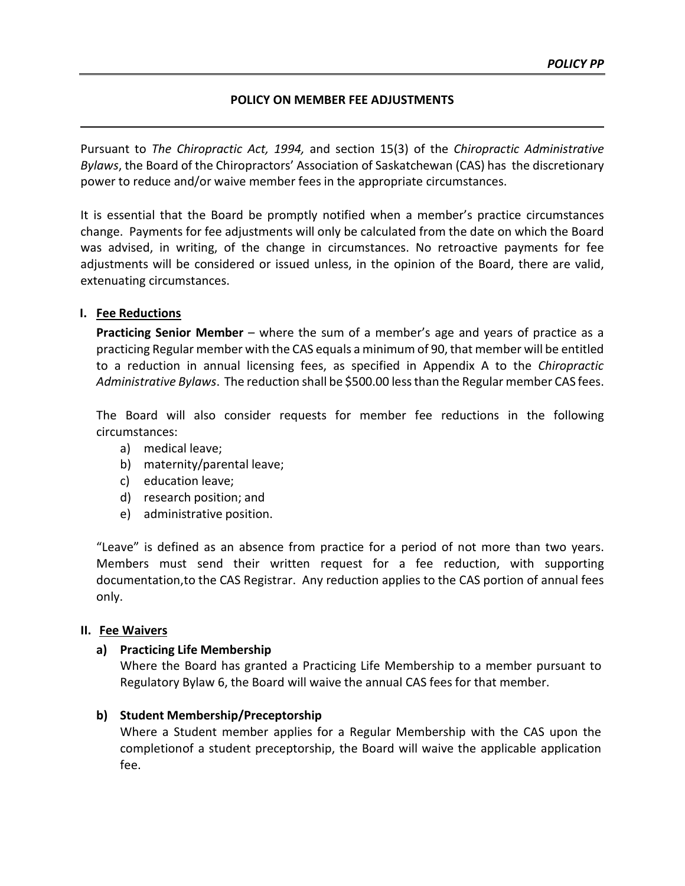***POLICY PP***

**POLICY ON MEMBER FEE ADJUSTMENTS**

Pursuant to *The Chiropractic Act, 1994,* and section 15(3) of the *Chiropractic Administrative Bylaws*, the Board of the Chiropractors' Association of Saskatchewan (CAS) has the discretionary power to reduce and/or waive member fees in the appropriate circumstances.

It is essential that the Board be promptly notified when a member's practice circumstances change. Payments for fee adjustments will only be calculated from the date on which the Board was advised, in writing, of the change in circumstances. No retroactive payments for fee adjustments will be considered or issued unless, in the opinion of the Board, there are valid, extenuating circumstances.

**I. <u>Fee Reductions</u>**

**Practicing Senior Member** – where the sum of a member's age and years of practice as a practicing Regular member with the CAS equals a minimum of 90, that member will be entitled to a reduction in annual licensing fees, as specified in Appendix A to the *Chiropractic Administrative Bylaws*. The reduction shall be $500.00 less than the Regular member CAS fees.

The Board will also consider requests for member fee reductions in the following circumstances:

a) medical leave;
b) maternity/parental leave;
c) education leave;
d) research position; and
e) administrative position.

"Leave" is defined as an absence from practice for a period of not more than two years. Members must send their written request for a fee reduction, with supporting documentation,to the CAS Registrar. Any reduction applies to the CAS portion of annual fees only.

**II. <u>Fee Waivers</u>**

**a) Practicing Life Membership**

Where the Board has granted a Practicing Life Membership to a member pursuant to Regulatory Bylaw 6, the Board will waive the annual CAS fees for that member.

**b) Student Membership/Preceptorship**

Where a Student member applies for a Regular Membership with the CAS upon the completionof a student preceptorship, the Board will waive the applicable application fee.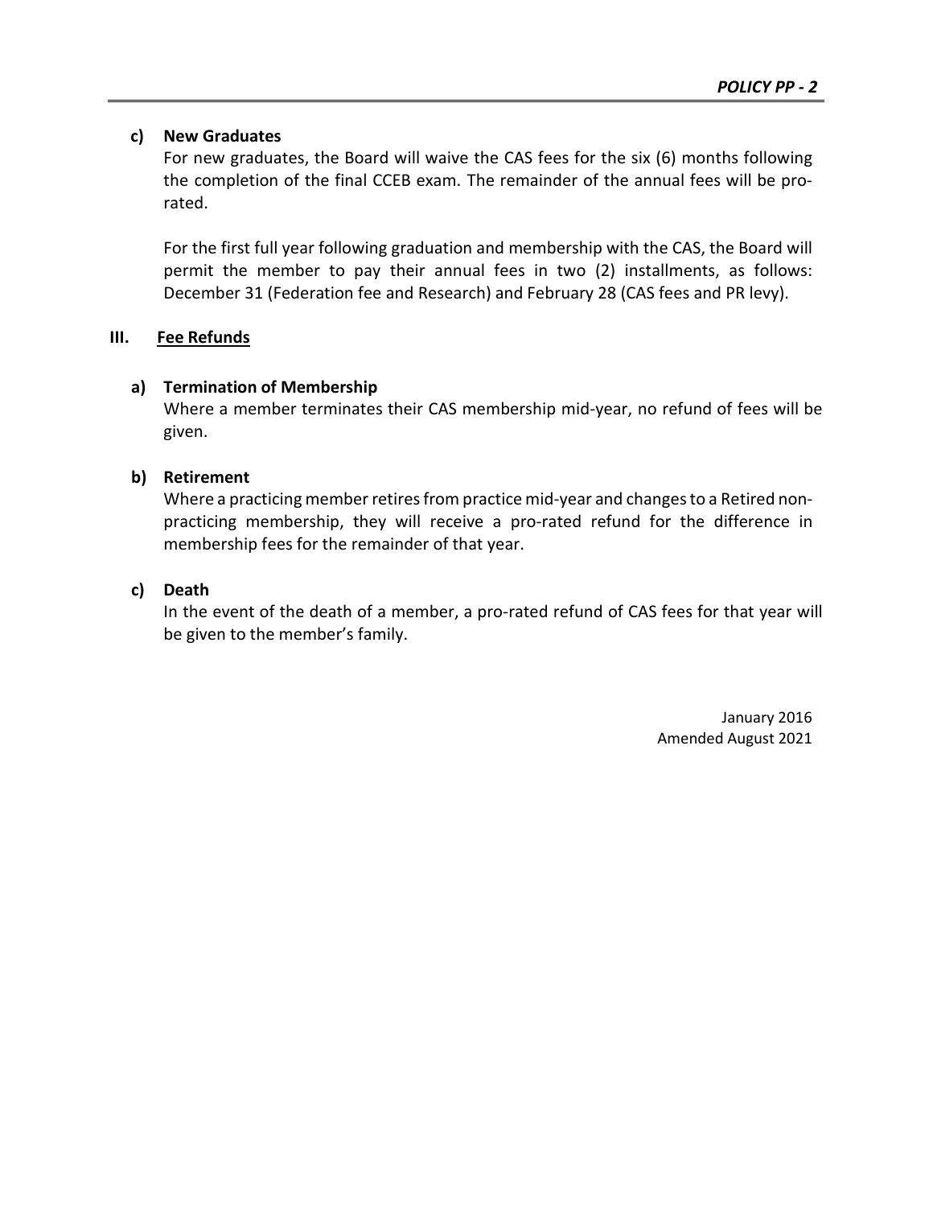#### c) New Graduates

For new graduates, the Board will waive the CAS fees for the six (6) months following the completion of the final CCEB exam. The remainder of the annual fees will be pro-rated.

For the first full year following graduation and membership with the CAS, the Board will permit the member to pay their annual fees in two (2) installments, as follows: December 31 (Federation fee and Research) and February 28 (CAS fees and PR levy).

## III. Fee Refunds

#### a) Termination of Membership

Where a member terminates their CAS membership mid-year, no refund of fees will be given.

#### b) Retirement

Where a practicing member retires from practice mid-year and changes to a Retired non-practicing membership, they will receive a pro-rated refund for the difference in membership fees for the remainder of that year.

#### c) Death

In the event of the death of a member, a pro-rated refund of CAS fees for that year will be given to the member's family.

January 2016
Amended August 2021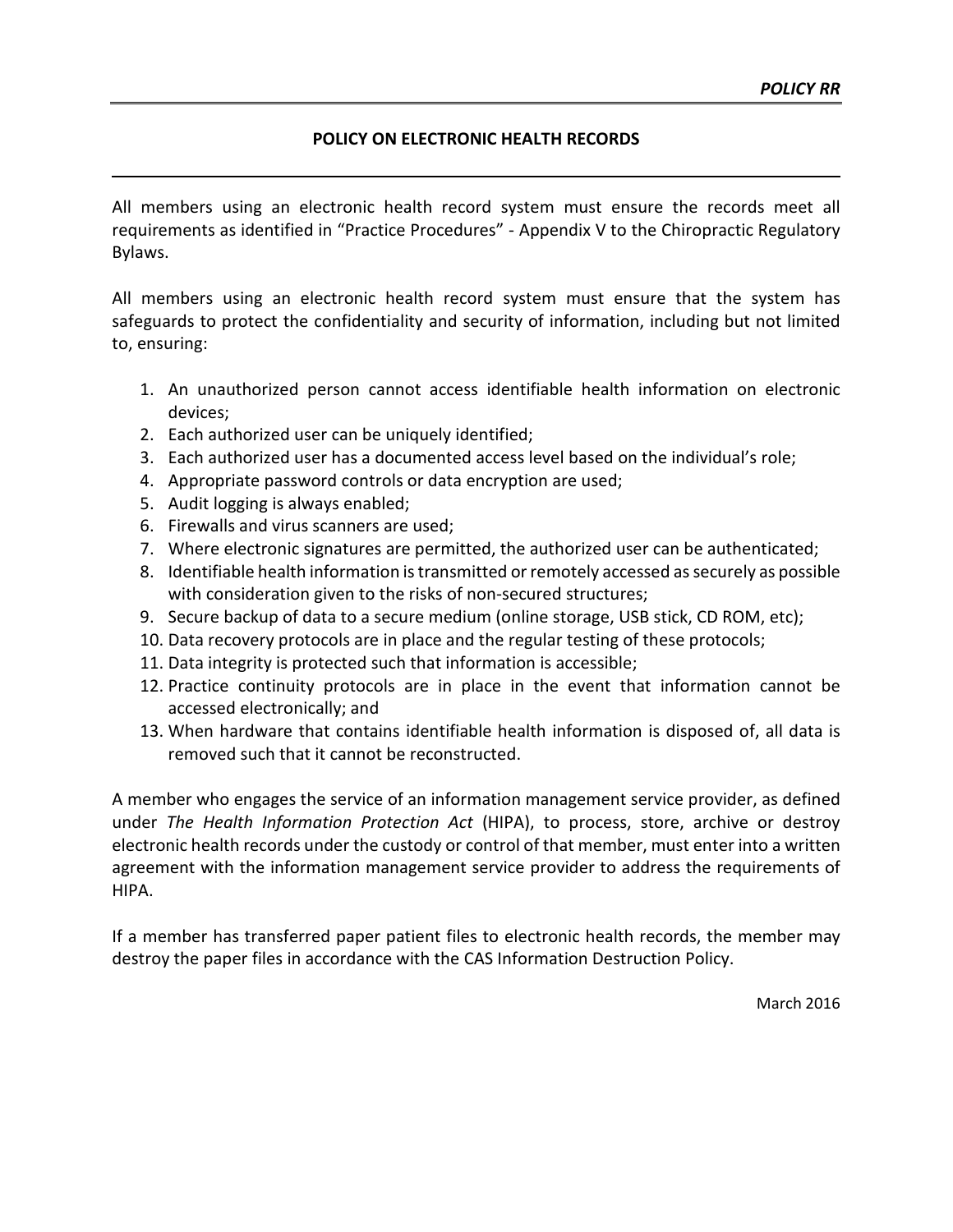*POLICY RR*

## POLICY ON ELECTRONIC HEALTH RECORDS

All members using an electronic health record system must ensure the records meet all requirements as identified in "Practice Procedures" - Appendix V to the Chiropractic Regulatory Bylaws.

All members using an electronic health record system must ensure that the system has safeguards to protect the confidentiality and security of information, including but not limited to, ensuring:

1. An unauthorized person cannot access identifiable health information on electronic devices;
2. Each authorized user can be uniquely identified;
3. Each authorized user has a documented access level based on the individual's role;
4. Appropriate password controls or data encryption are used;
5. Audit logging is always enabled;
6. Firewalls and virus scanners are used;
7. Where electronic signatures are permitted, the authorized user can be authenticated;
8. Identifiable health information is transmitted or remotely accessed as securely as possible with consideration given to the risks of non-secured structures;
9. Secure backup of data to a secure medium (online storage, USB stick, CD ROM, etc);
10. Data recovery protocols are in place and the regular testing of these protocols;
11. Data integrity is protected such that information is accessible;
12. Practice continuity protocols are in place in the event that information cannot be accessed electronically; and
13. When hardware that contains identifiable health information is disposed of, all data is removed such that it cannot be reconstructed.

A member who engages the service of an information management service provider, as defined under *The Health Information Protection Act* (HIPA), to process, store, archive or destroy electronic health records under the custody or control of that member, must enter into a written agreement with the information management service provider to address the requirements of HIPA.

If a member has transferred paper patient files to electronic health records, the member may destroy the paper files in accordance with the CAS Information Destruction Policy.

March 2016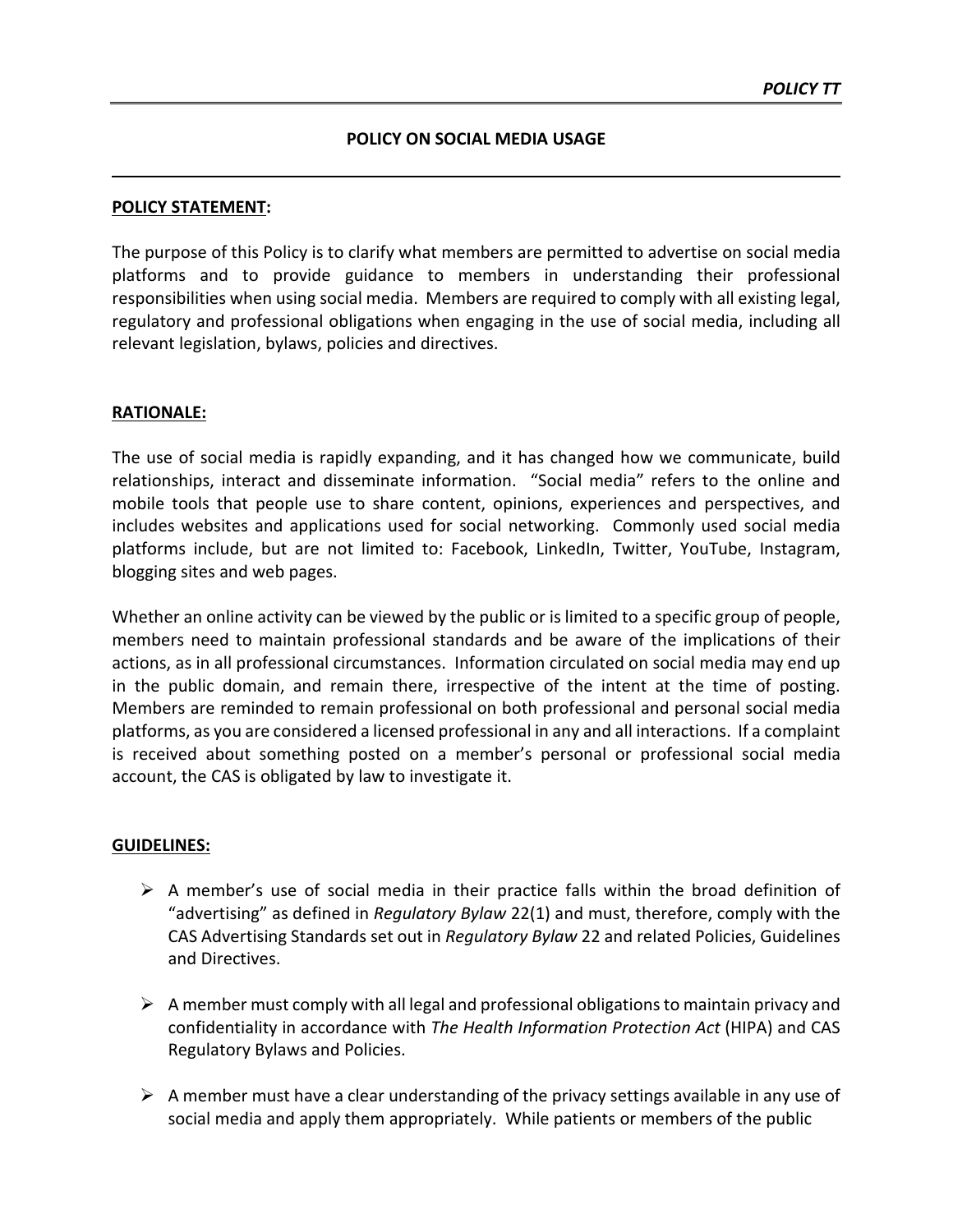**POLICY TT**

**POLICY ON SOCIAL MEDIA USAGE**

**POLICY STATEMENT:**

The purpose of this Policy is to clarify what members are permitted to advertise on social media platforms and to provide guidance to members in understanding their professional responsibilities when using social media. Members are required to comply with all existing legal, regulatory and professional obligations when engaging in the use of social media, including all relevant legislation, bylaws, policies and directives.

**RATIONALE:**

The use of social media is rapidly expanding, and it has changed how we communicate, build relationships, interact and disseminate information. "Social media" refers to the online and mobile tools that people use to share content, opinions, experiences and perspectives, and includes websites and applications used for social networking. Commonly used social media platforms include, but are not limited to: Facebook, LinkedIn, Twitter, YouTube, Instagram, blogging sites and web pages.

Whether an online activity can be viewed by the public or is limited to a specific group of people, members need to maintain professional standards and be aware of the implications of their actions, as in all professional circumstances. Information circulated on social media may end up in the public domain, and remain there, irrespective of the intent at the time of posting. Members are reminded to remain professional on both professional and personal social media platforms, as you are considered a licensed professional in any and all interactions. If a complaint is received about something posted on a member's personal or professional social media account, the CAS is obligated by law to investigate it.

**GUIDELINES:**

- A member's use of social media in their practice falls within the broad definition of "advertising" as defined in *Regulatory Bylaw* 22(1) and must, therefore, comply with the CAS Advertising Standards set out in *Regulatory Bylaw* 22 and related Policies, Guidelines and Directives.

- A member must comply with all legal and professional obligations to maintain privacy and confidentiality in accordance with *The Health Information Protection Act* (HIPA) and CAS Regulatory Bylaws and Policies.

- A member must have a clear understanding of the privacy settings available in any use of social media and apply them appropriately. While patients or members of the public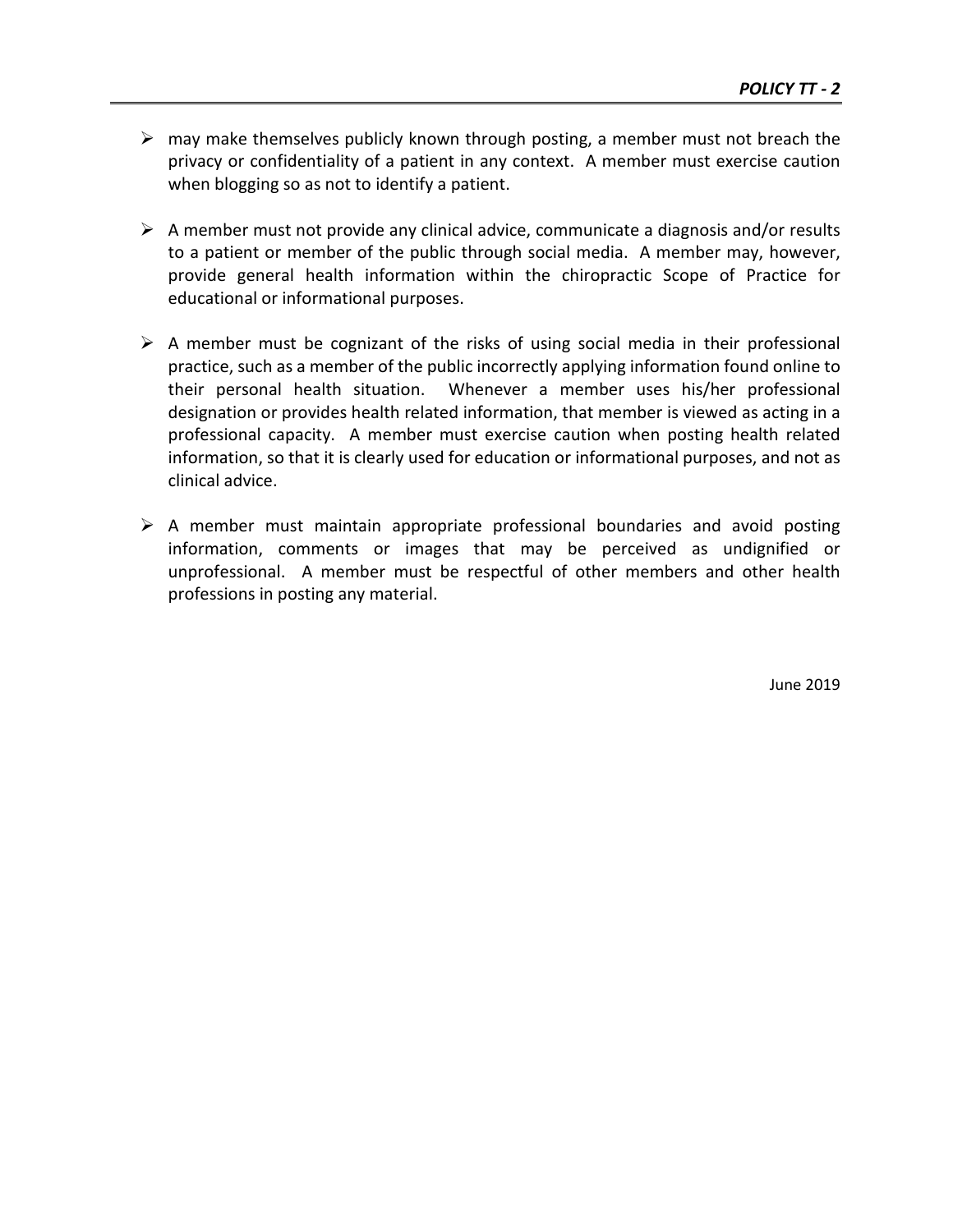- may make themselves publicly known through posting, a member must not breach the privacy or confidentiality of a patient in any context. A member must exercise caution when blogging so as not to identify a patient.

- A member must not provide any clinical advice, communicate a diagnosis and/or results to a patient or member of the public through social media. A member may, however, provide general health information within the chiropractic Scope of Practice for educational or informational purposes.

- A member must be cognizant of the risks of using social media in their professional practice, such as a member of the public incorrectly applying information found online to their personal health situation. Whenever a member uses his/her professional designation or provides health related information, that member is viewed as acting in a professional capacity. A member must exercise caution when posting health related information, so that it is clearly used for education or informational purposes, and not as clinical advice.

- A member must maintain appropriate professional boundaries and avoid posting information, comments or images that may be perceived as undignified or unprofessional. A member must be respectful of other members and other health professions in posting any material.

June 2019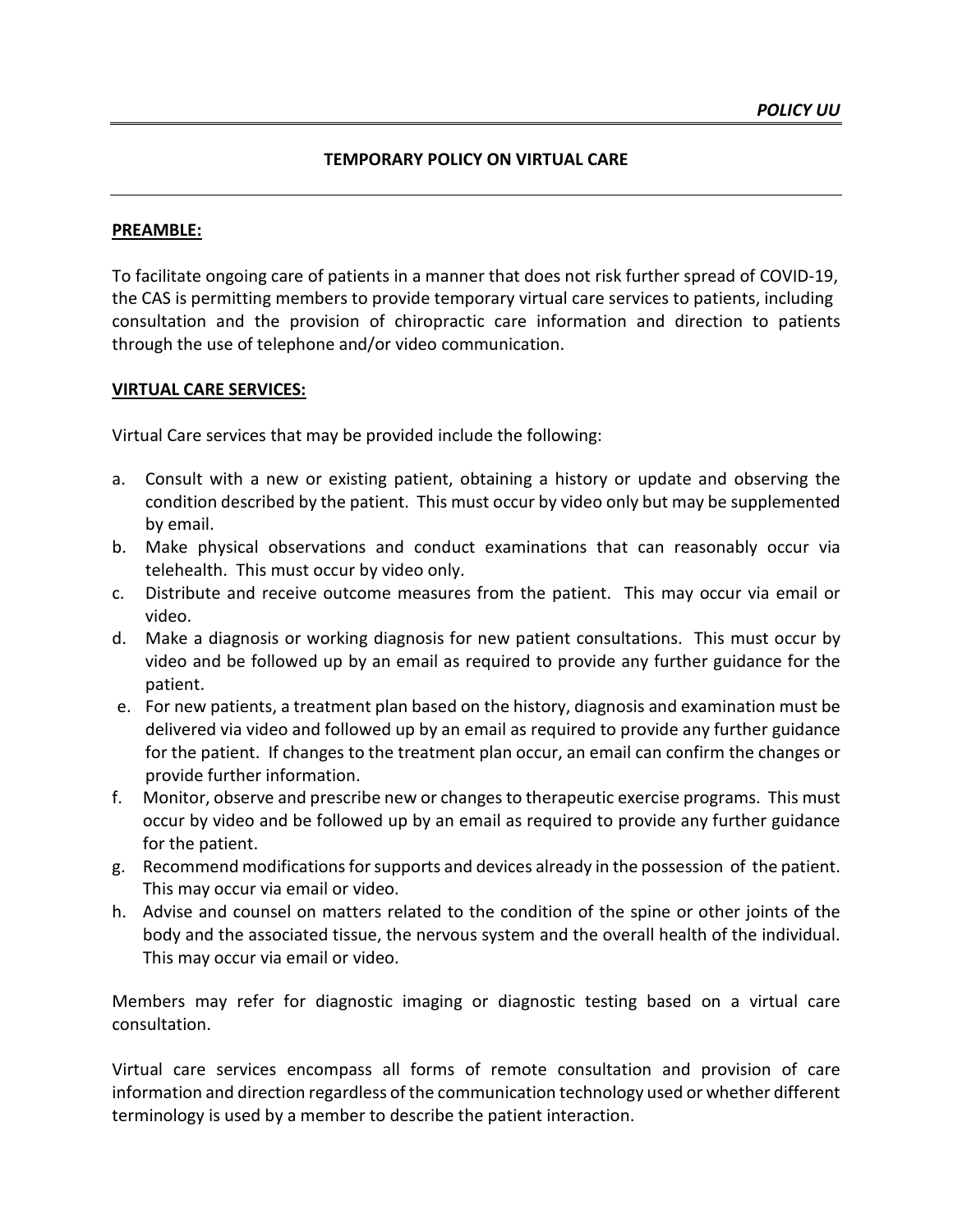*POLICY UU*

## TEMPORARY POLICY ON VIRTUAL CARE

**PREAMBLE:**

To facilitate ongoing care of patients in a manner that does not risk further spread of COVID-19, the CAS is permitting members to provide temporary virtual care services to patients, including consultation and the provision of chiropractic care information and direction to patients through the use of telephone and/or video communication.

**VIRTUAL CARE SERVICES:**

Virtual Care services that may be provided include the following:

a. Consult with a new or existing patient, obtaining a history or update and observing the condition described by the patient. This must occur by video only but may be supplemented by email.
b. Make physical observations and conduct examinations that can reasonably occur via telehealth. This must occur by video only.
c. Distribute and receive outcome measures from the patient. This may occur via email or video.
d. Make a diagnosis or working diagnosis for new patient consultations. This must occur by video and be followed up by an email as required to provide any further guidance for the patient.
e. For new patients, a treatment plan based on the history, diagnosis and examination must be delivered via video and followed up by an email as required to provide any further guidance for the patient. If changes to the treatment plan occur, an email can confirm the changes or provide further information.
f. Monitor, observe and prescribe new or changes to therapeutic exercise programs. This must occur by video and be followed up by an email as required to provide any further guidance for the patient.
g. Recommend modifications for supports and devices already in the possession of the patient. This may occur via email or video.
h. Advise and counsel on matters related to the condition of the spine or other joints of the body and the associated tissue, the nervous system and the overall health of the individual. This may occur via email or video.

Members may refer for diagnostic imaging or diagnostic testing based on a virtual care consultation.

Virtual care services encompass all forms of remote consultation and provision of care information and direction regardless of the communication technology used or whether different terminology is used by a member to describe the patient interaction.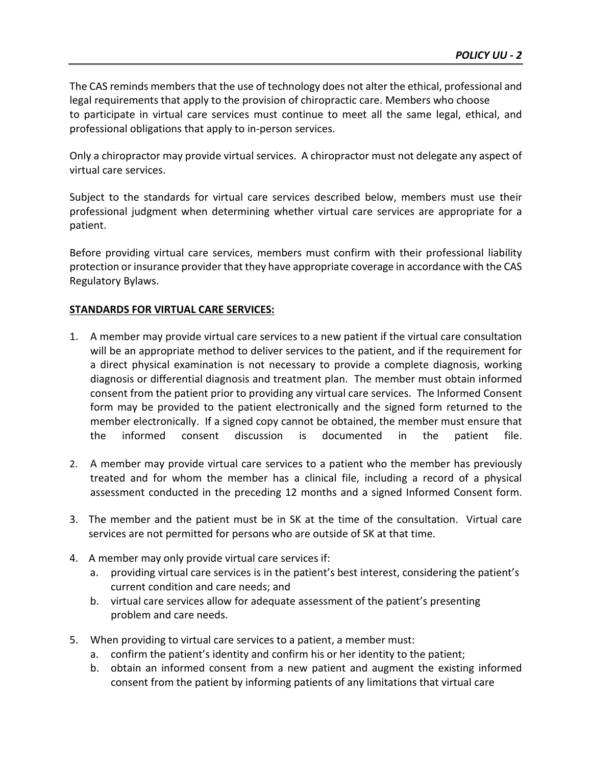The CAS reminds members that the use of technology does not alter the ethical, professional and legal requirements that apply to the provision of chiropractic care. Members who choose to participate in virtual care services must continue to meet all the same legal, ethical, and professional obligations that apply to in-person services.

Only a chiropractor may provide virtual services. A chiropractor must not delegate any aspect of virtual care services.

Subject to the standards for virtual care services described below, members must use their professional judgment when determining whether virtual care services are appropriate for a patient.

Before providing virtual care services, members must confirm with their professional liability protection or insurance provider that they have appropriate coverage in accordance with the CAS Regulatory Bylaws.

**STANDARDS FOR VIRTUAL CARE SERVICES:**

1. A member may provide virtual care services to a new patient if the virtual care consultation will be an appropriate method to deliver services to the patient, and if the requirement for a direct physical examination is not necessary to provide a complete diagnosis, working diagnosis or differential diagnosis and treatment plan. The member must obtain informed consent from the patient prior to providing any virtual care services. The Informed Consent form may be provided to the patient electronically and the signed form returned to the member electronically. If a signed copy cannot be obtained, the member must ensure that the informed consent discussion is documented in the patient file.

2. A member may provide virtual care services to a patient who the member has previously treated and for whom the member has a clinical file, including a record of a physical assessment conducted in the preceding 12 months and a signed Informed Consent form.

3. The member and the patient must be in SK at the time of the consultation. Virtual care services are not permitted for persons who are outside of SK at that time.

4. A member may only provide virtual care services if:
   a. providing virtual care services is in the patient's best interest, considering the patient's current condition and care needs; and
   b. virtual care services allow for adequate assessment of the patient's presenting problem and care needs.

5. When providing to virtual care services to a patient, a member must:
   a. confirm the patient's identity and confirm his or her identity to the patient;
   b. obtain an informed consent from a new patient and augment the existing informed consent from the patient by informing patients of any limitations that virtual care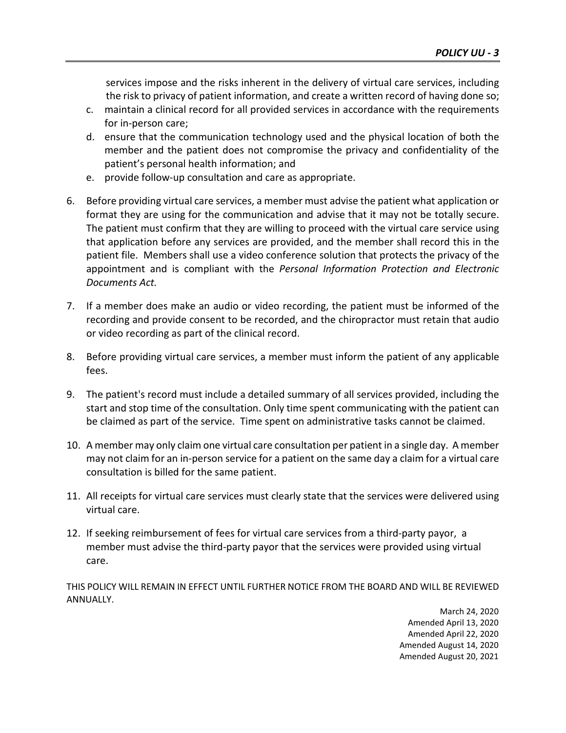services impose and the risks inherent in the delivery of virtual care services, including the risk to privacy of patient information, and create a written record of having done so;

c. maintain a clinical record for all provided services in accordance with the requirements for in-person care;
d. ensure that the communication technology used and the physical location of both the member and the patient does not compromise the privacy and confidentiality of the patient's personal health information; and
e. provide follow-up consultation and care as appropriate.

6. Before providing virtual care services, a member must advise the patient what application or format they are using for the communication and advise that it may not be totally secure. The patient must confirm that they are willing to proceed with the virtual care service using that application before any services are provided, and the member shall record this in the patient file. Members shall use a video conference solution that protects the privacy of the appointment and is compliant with the *Personal Information Protection and Electronic Documents Act.*

7. If a member does make an audio or video recording, the patient must be informed of the recording and provide consent to be recorded, and the chiropractor must retain that audio or video recording as part of the clinical record.

8. Before providing virtual care services, a member must inform the patient of any applicable fees.

9. The patient's record must include a detailed summary of all services provided, including the start and stop time of the consultation. Only time spent communicating with the patient can be claimed as part of the service. Time spent on administrative tasks cannot be claimed.

10. A member may only claim one virtual care consultation per patient in a single day. A member may not claim for an in-person service for a patient on the same day a claim for a virtual care consultation is billed for the same patient.

11. All receipts for virtual care services must clearly state that the services were delivered using virtual care.

12. If seeking reimbursement of fees for virtual care services from a third-party payor, a member must advise the third-party payor that the services were provided using virtual care.

THIS POLICY WILL REMAIN IN EFFECT UNTIL FURTHER NOTICE FROM THE BOARD AND WILL BE REVIEWED ANNUALLY.

March 24, 2020
Amended April 13, 2020
Amended April 22, 2020
Amended August 14, 2020
Amended August 20, 2021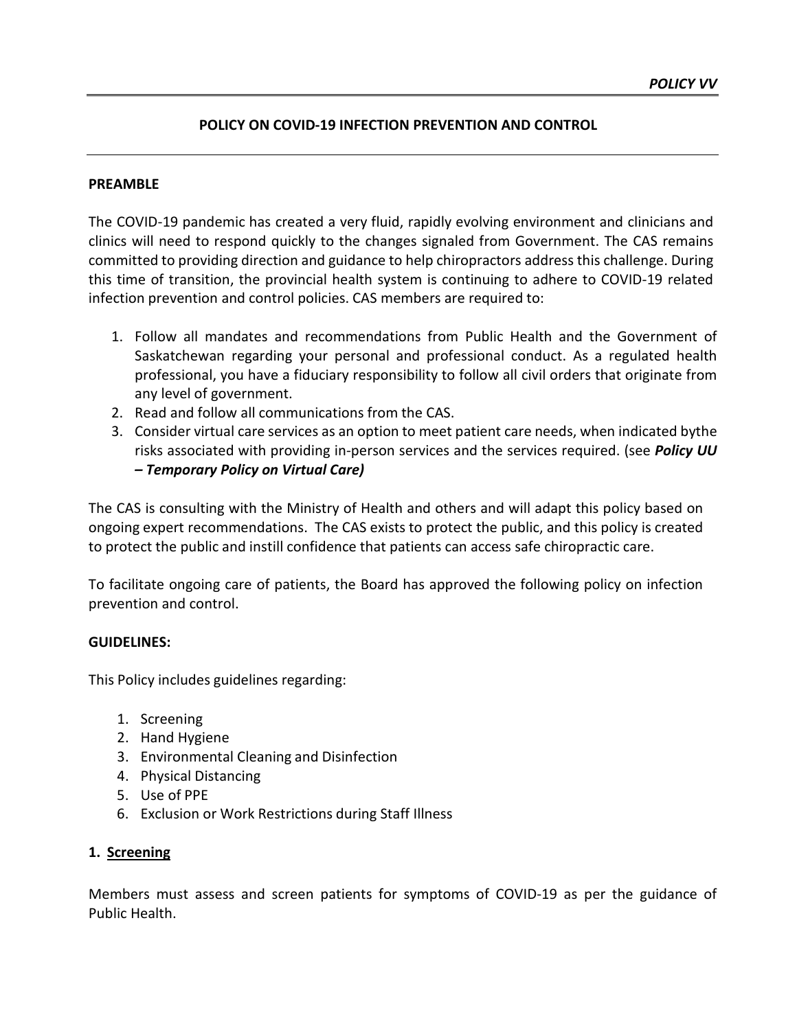*POLICY VV*

## POLICY ON COVID-19 INFECTION PREVENTION AND CONTROL

**PREAMBLE**

The COVID-19 pandemic has created a very fluid, rapidly evolving environment and clinicians and clinics will need to respond quickly to the changes signaled from Government. The CAS remains committed to providing direction and guidance to help chiropractors address this challenge. During this time of transition, the provincial health system is continuing to adhere to COVID-19 related infection prevention and control policies. CAS members are required to:

1. Follow all mandates and recommendations from Public Health and the Government of Saskatchewan regarding your personal and professional conduct. As a regulated health professional, you have a fiduciary responsibility to follow all civil orders that originate from any level of government.
2. Read and follow all communications from the CAS.
3. Consider virtual care services as an option to meet patient care needs, when indicated bythe risks associated with providing in-person services and the services required. (see ***Policy UU – Temporary Policy on Virtual Care)***

The CAS is consulting with the Ministry of Health and others and will adapt this policy based on ongoing expert recommendations. The CAS exists to protect the public, and this policy is created to protect the public and instill confidence that patients can access safe chiropractic care.

To facilitate ongoing care of patients, the Board has approved the following policy on infection prevention and control.

**GUIDELINES:**

This Policy includes guidelines regarding:

1. Screening
2. Hand Hygiene
3. Environmental Cleaning and Disinfection
4. Physical Distancing
5. Use of PPE
6. Exclusion or Work Restrictions during Staff Illness

**1. Screening**

Members must assess and screen patients for symptoms of COVID-19 as per the guidance of Public Health.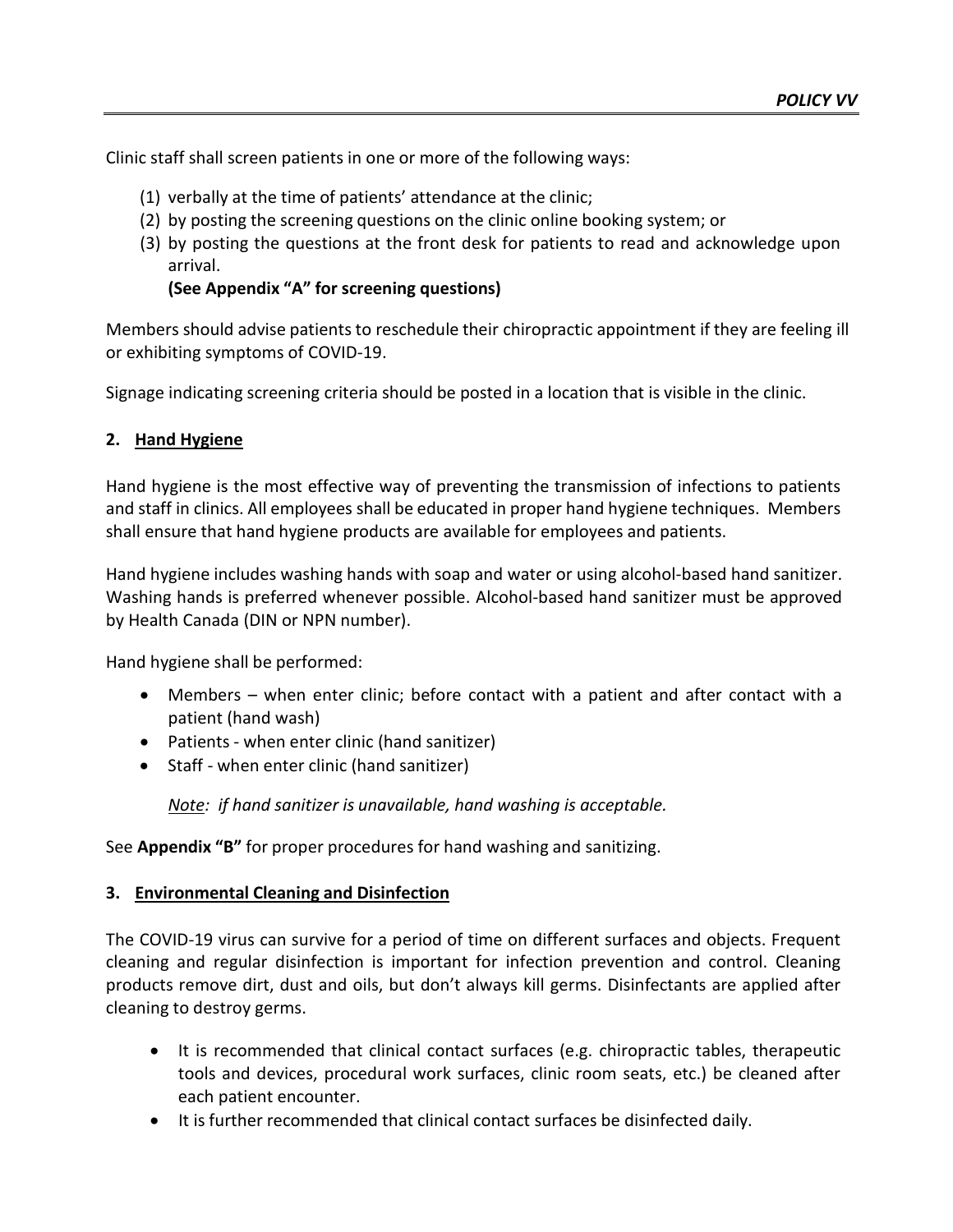Clinic staff shall screen patients in one or more of the following ways:

(1) verbally at the time of patients' attendance at the clinic;
(2) by posting the screening questions on the clinic online booking system; or
(3) by posting the questions at the front desk for patients to read and acknowledge upon arrival.
**(See Appendix "A" for screening questions)**

Members should advise patients to reschedule their chiropractic appointment if they are feeling ill or exhibiting symptoms of COVID-19.

Signage indicating screening criteria should be posted in a location that is visible in the clinic.

## 2. Hand Hygiene

Hand hygiene is the most effective way of preventing the transmission of infections to patients and staff in clinics. All employees shall be educated in proper hand hygiene techniques. Members shall ensure that hand hygiene products are available for employees and patients.

Hand hygiene includes washing hands with soap and water or using alcohol-based hand sanitizer. Washing hands is preferred whenever possible. Alcohol-based hand sanitizer must be approved by Health Canada (DIN or NPN number).

Hand hygiene shall be performed:

- Members – when enter clinic; before contact with a patient and after contact with a patient (hand wash)
- Patients - when enter clinic (hand sanitizer)
- Staff - when enter clinic (hand sanitizer)

*Note: if hand sanitizer is unavailable, hand washing is acceptable.*

See **Appendix "B"** for proper procedures for hand washing and sanitizing.

## 3. Environmental Cleaning and Disinfection

The COVID-19 virus can survive for a period of time on different surfaces and objects. Frequent cleaning and regular disinfection is important for infection prevention and control. Cleaning products remove dirt, dust and oils, but don't always kill germs. Disinfectants are applied after cleaning to destroy germs.

- It is recommended that clinical contact surfaces (e.g. chiropractic tables, therapeutic tools and devices, procedural work surfaces, clinic room seats, etc.) be cleaned after each patient encounter.
- It is further recommended that clinical contact surfaces be disinfected daily.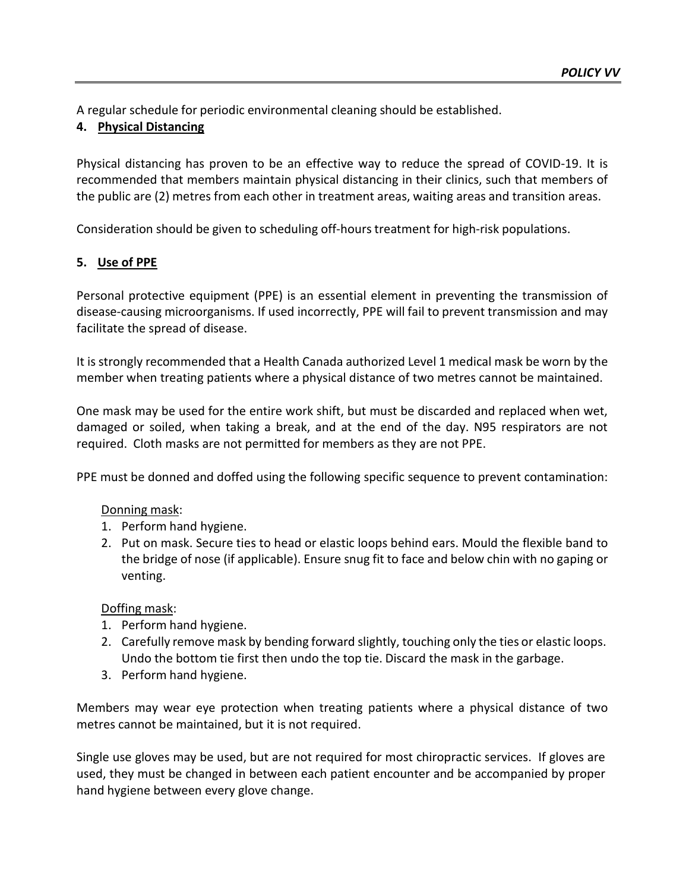A regular schedule for periodic environmental cleaning should be established.

### 4. Physical Distancing

Physical distancing has proven to be an effective way to reduce the spread of COVID-19. It is recommended that members maintain physical distancing in their clinics, such that members of the public are (2) metres from each other in treatment areas, waiting areas and transition areas.

Consideration should be given to scheduling off-hours treatment for high-risk populations.

### 5. Use of PPE

Personal protective equipment (PPE) is an essential element in preventing the transmission of disease-causing microorganisms. If used incorrectly, PPE will fail to prevent transmission and may facilitate the spread of disease.

It is strongly recommended that a Health Canada authorized Level 1 medical mask be worn by the member when treating patients where a physical distance of two metres cannot be maintained.

One mask may be used for the entire work shift, but must be discarded and replaced when wet, damaged or soiled, when taking a break, and at the end of the day. N95 respirators are not required. Cloth masks are not permitted for members as they are not PPE.

PPE must be donned and doffed using the following specific sequence to prevent contamination:

Donning mask:

1. Perform hand hygiene.
2. Put on mask. Secure ties to head or elastic loops behind ears. Mould the flexible band to the bridge of nose (if applicable). Ensure snug fit to face and below chin with no gaping or venting.

Doffing mask:

1. Perform hand hygiene.
2. Carefully remove mask by bending forward slightly, touching only the ties or elastic loops. Undo the bottom tie first then undo the top tie. Discard the mask in the garbage.
3. Perform hand hygiene.

Members may wear eye protection when treating patients where a physical distance of two metres cannot be maintained, but it is not required.

Single use gloves may be used, but are not required for most chiropractic services. If gloves are used, they must be changed in between each patient encounter and be accompanied by proper hand hygiene between every glove change.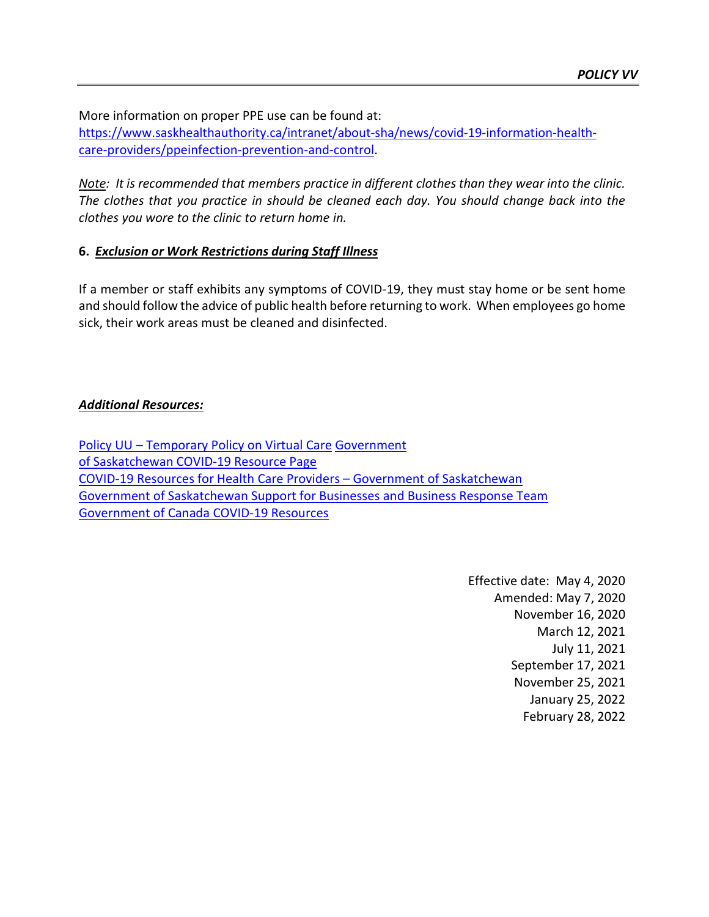More information on proper PPE use can be found at:
[https://www.saskhealthauthority.ca/intranet/about-sha/news/covid-19-information-health-care-providers/ppeinfection-prevention-and-control](https://www.saskhealthauthority.ca/intranet/about-sha/news/covid-19-information-health-care-providers/ppeinfection-prevention-and-control).

*<u>Note</u>: It is recommended that members practice in different clothes than they wear into the clinic. The clothes that you practice in should be cleaned each day. You should change back into the clothes you wore to the clinic to return home in.*

**6. *<u>Exclusion or Work Restrictions during Staff Illness</u>***

If a member or staff exhibits any symptoms of COVID-19, they must stay home or be sent home and should follow the advice of public health before returning to work. When employees go home sick, their work areas must be cleaned and disinfected.

***<u>Additional Resources:</u>***

Policy UU – Temporary Policy on Virtual Care
Government of Saskatchewan COVID-19 Resource Page
COVID-19 Resources for Health Care Providers – Government of Saskatchewan
Government of Saskatchewan Support for Businesses and Business Response Team
Government of Canada COVID-19 Resources

Effective date: May 4, 2020
Amended: May 7, 2020
November 16, 2020
March 12, 2021
July 11, 2021
September 17, 2021
November 25, 2021
January 25, 2022
February 28, 2022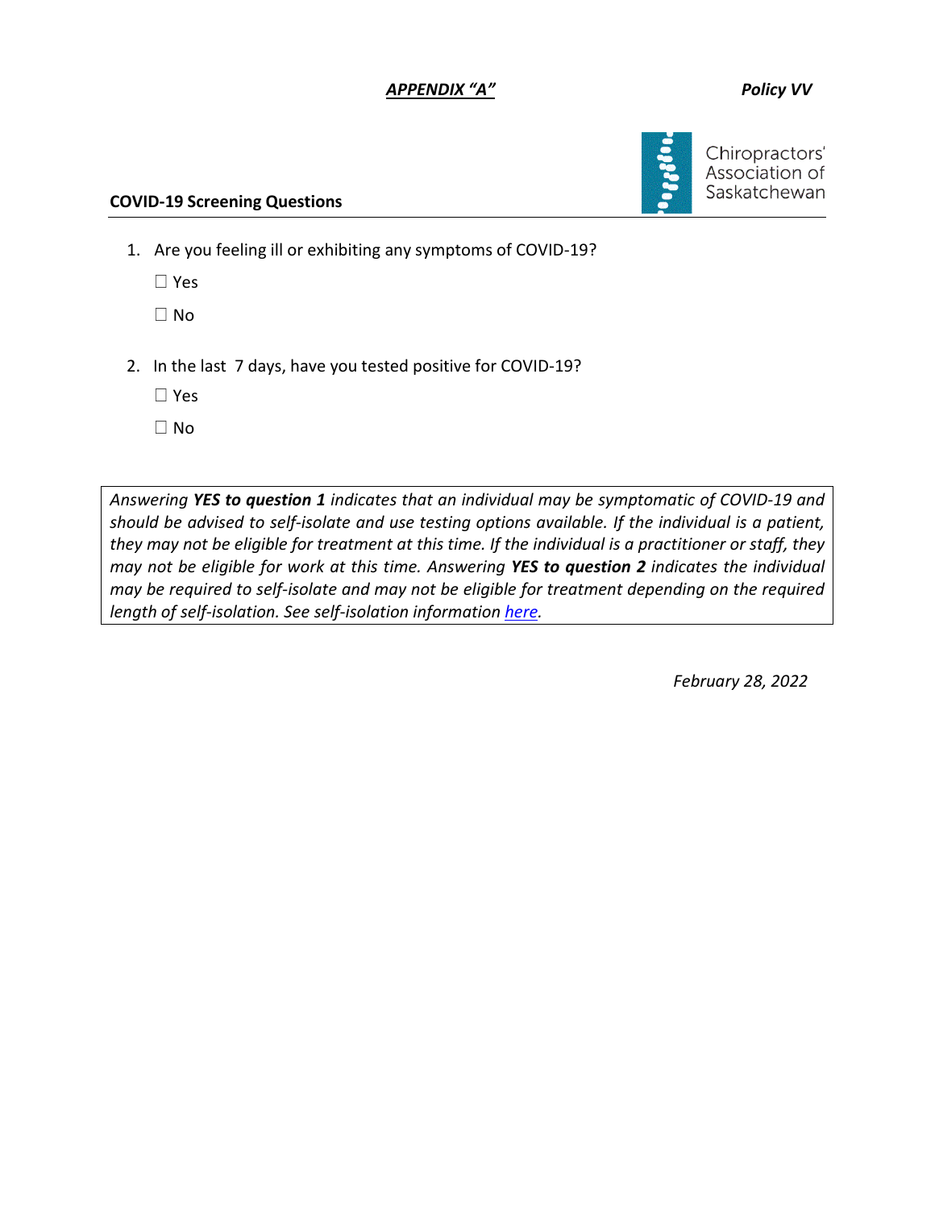***APPENDIX "A"*** ***Policy VV***

Chiropractors' Association of Saskatchewan

**COVID-19 Screening Questions**

1. Are you feeling ill or exhibiting any symptoms of COVID-19?

   ☐ Yes

   ☐ No

2. In the last 7 days, have you tested positive for COVID-19?

   ☐ Yes

   ☐ No

*Answering **YES to question 1** indicates that an individual may be symptomatic of COVID-19 and should be advised to self-isolate and use testing options available. If the individual is a patient, they may not be eligible for treatment at this time. If the individual is a practitioner or staff, they may not be eligible for work at this time. Answering **YES to question 2** indicates the individual may be required to self-isolate and may not be eligible for treatment depending on the required length of self-isolation. See self-isolation information here.*

*February 28, 2022*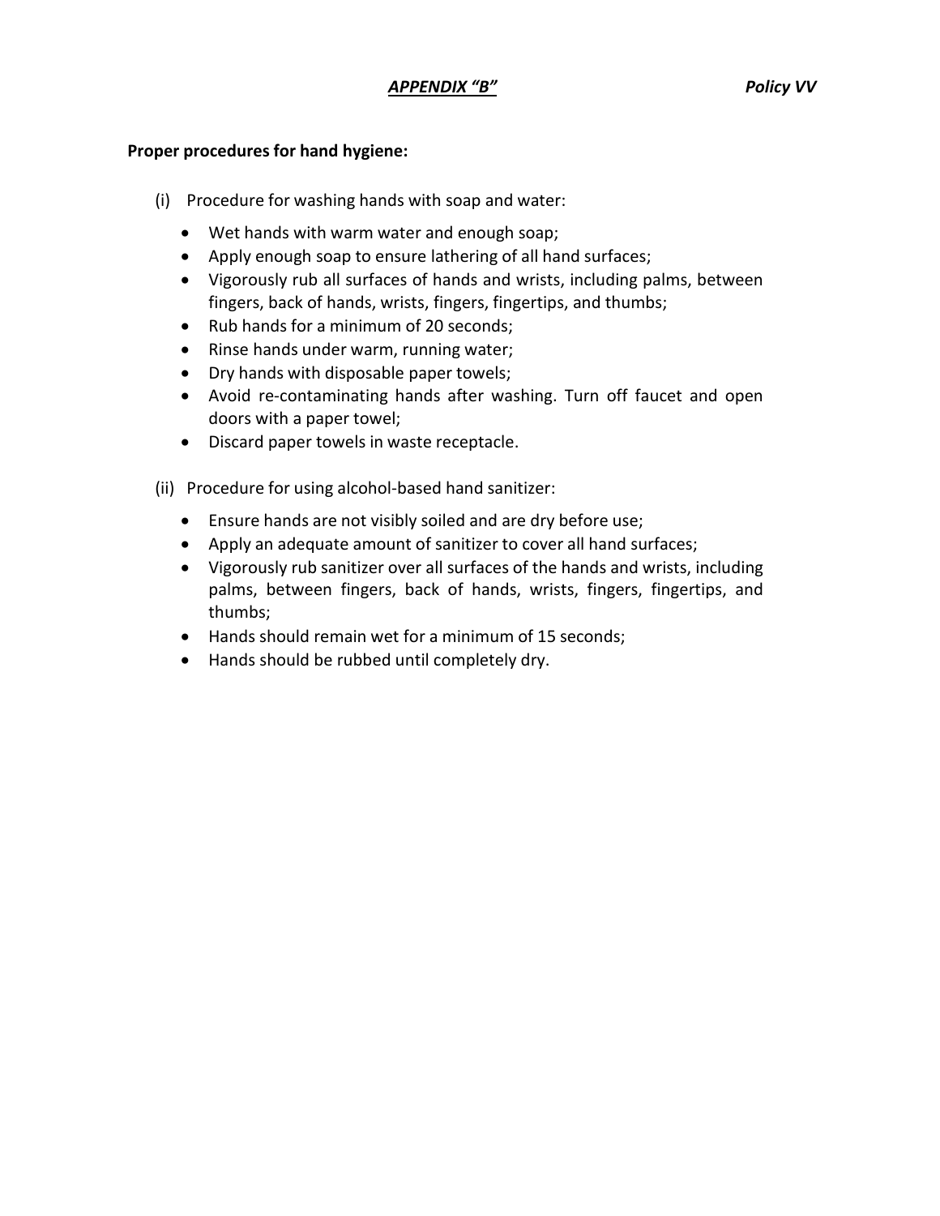***APPENDIX "B"*** ***Policy VV***

**Proper procedures for hand hygiene:**

(i) Procedure for washing hands with soap and water:

- Wet hands with warm water and enough soap;
- Apply enough soap to ensure lathering of all hand surfaces;
- Vigorously rub all surfaces of hands and wrists, including palms, between fingers, back of hands, wrists, fingers, fingertips, and thumbs;
- Rub hands for a minimum of 20 seconds;
- Rinse hands under warm, running water;
- Dry hands with disposable paper towels;
- Avoid re-contaminating hands after washing. Turn off faucet and open doors with a paper towel;
- Discard paper towels in waste receptacle.

(ii) Procedure for using alcohol-based hand sanitizer:

- Ensure hands are not visibly soiled and are dry before use;
- Apply an adequate amount of sanitizer to cover all hand surfaces;
- Vigorously rub sanitizer over all surfaces of the hands and wrists, including palms, between fingers, back of hands, wrists, fingers, fingertips, and thumbs;
- Hands should remain wet for a minimum of 15 seconds;
- Hands should be rubbed until completely dry.